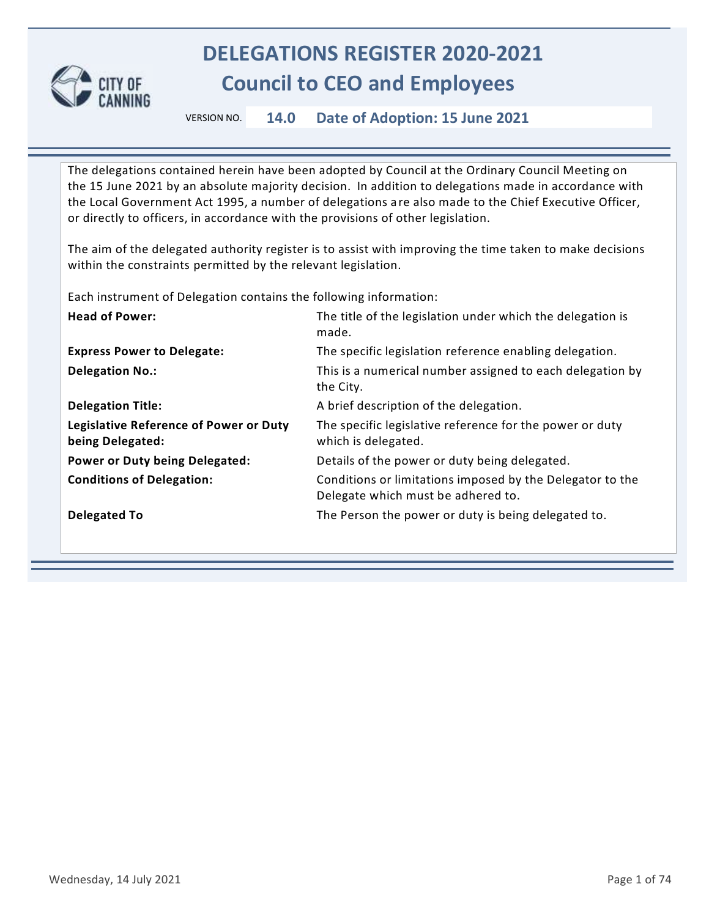# DELEGATIONS REGISTER 2020-2021

## Council to CEO and Employees

VERSION NO. **14.0** **Date of Adoption: 15 June 2021**

The delegations contained herein have been adopted by Council at the Ordinary Council Meeting on the 15 June 2021 by an absolute majority decision. In addition to delegations made in accordance with the Local Government Act 1995, a number of delegations are also made to the Chief Executive Officer, or directly to officers, in accordance with the provisions of other legislation.

The aim of the delegated authority register is to assist with improving the time taken to make decisions within the constraints permitted by the relevant legislation.

Each instrument of Delegation contains the following information:

| | |
|---|---|
| **Head of Power:** | The title of the legislation under which the delegation is made. |
| **Express Power to Delegate:** | The specific legislation reference enabling delegation. |
| **Delegation No.:** | This is a numerical number assigned to each delegation by the City. |
| **Delegation Title:** | A brief description of the delegation. |
| **Legislative Reference of Power or Duty being Delegated:** | The specific legislative reference for the power or duty which is delegated. |
| **Power or Duty being Delegated:** | Details of the power or duty being delegated. |
| **Conditions of Delegation:** | Conditions or limitations imposed by the Delegator to the Delegate which must be adhered to. |
| **Delegated To** | The Person the power or duty is being delegated to. |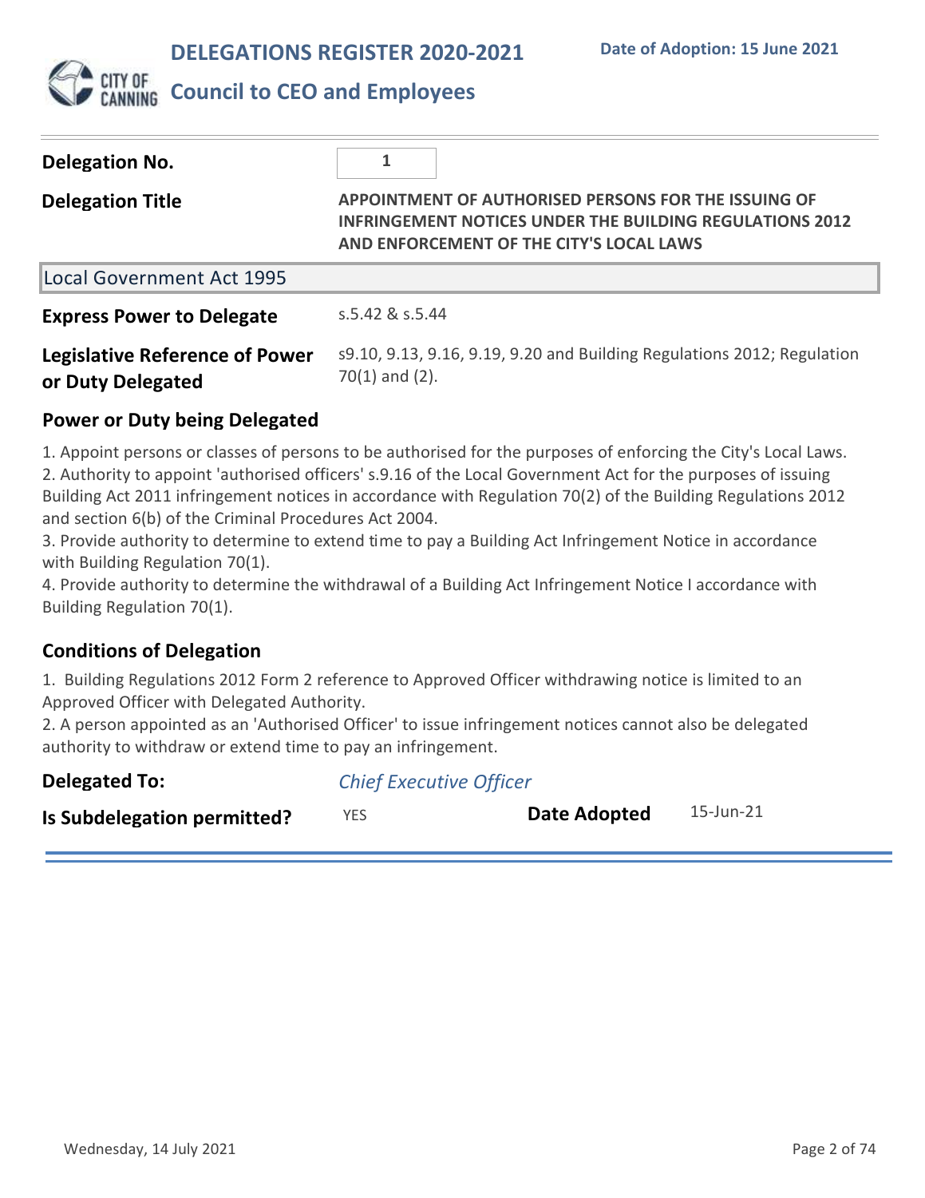# DELEGATIONS REGISTER 2020-2021

**Date of Adoption: 15 June 2021**

## Council to CEO and Employees

| | |
|---|---|
| **Delegation No.** | 1 |
| **Delegation Title** | **APPOINTMENT OF AUTHORISED PERSONS FOR THE ISSUING OF INFRINGEMENT NOTICES UNDER THE BUILDING REGULATIONS 2012 AND ENFORCEMENT OF THE CITY'S LOCAL LAWS** |

### Local Government Act 1995

| | |
|---|---|
| **Express Power to Delegate** | s.5.42 & s.5.44 |
| **Legislative Reference of Power or Duty Delegated** | s9.10, 9.13, 9.16, 9.19, 9.20 and Building Regulations 2012; Regulation 70(1) and (2). |

### Power or Duty being Delegated

1. Appoint persons or classes of persons to be authorised for the purposes of enforcing the City's Local Laws.
2. Authority to appoint 'authorised officers' s.9.16 of the Local Government Act for the purposes of issuing Building Act 2011 infringement notices in accordance with Regulation 70(2) of the Building Regulations 2012 and section 6(b) of the Criminal Procedures Act 2004.
3. Provide authority to determine to extend time to pay a Building Act Infringement Notice in accordance with Building Regulation 70(1).
4. Provide authority to determine the withdrawal of a Building Act Infringement Notice I accordance with Building Regulation 70(1).

### Conditions of Delegation

1. Building Regulations 2012 Form 2 reference to Approved Officer withdrawing notice is limited to an Approved Officer with Delegated Authority.
2. A person appointed as an 'Authorised Officer' to issue infringement notices cannot also be delegated authority to withdraw or extend time to pay an infringement.

| | | | |
|---|---|---|---|
| **Delegated To:** | *Chief Executive Officer* | | |
| **Is Subdelegation permitted?** | YES | **Date Adopted** | 15-Jun-21 |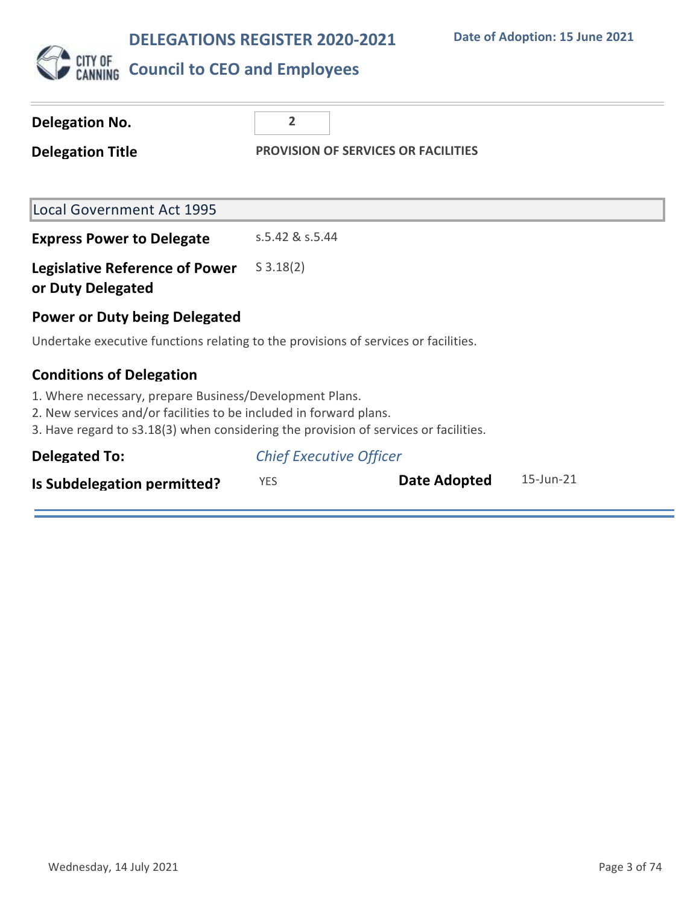# DELEGATIONS REGISTER 2020-2021

**Date of Adoption: 15 June 2021**

## Council to CEO and Employees

**Delegation No.** 2

**Delegation Title** PROVISION OF SERVICES OR FACILITIES

### Local Government Act 1995

**Express Power to Delegate** s.5.42 & s.5.44

**Legislative Reference of Power or Duty Delegated** S 3.18(2)

**Power or Duty being Delegated**

Undertake executive functions relating to the provisions of services or facilities.

**Conditions of Delegation**

1. Where necessary, prepare Business/Development Plans.
2. New services and/or facilities to be included in forward plans.
3. Have regard to s3.18(3) when considering the provision of services or facilities.

**Delegated To:** *Chief Executive Officer*

**Is Subdelegation permitted?** YES

**Date Adopted** 15-Jun-21

Wednesday, 14 July 2021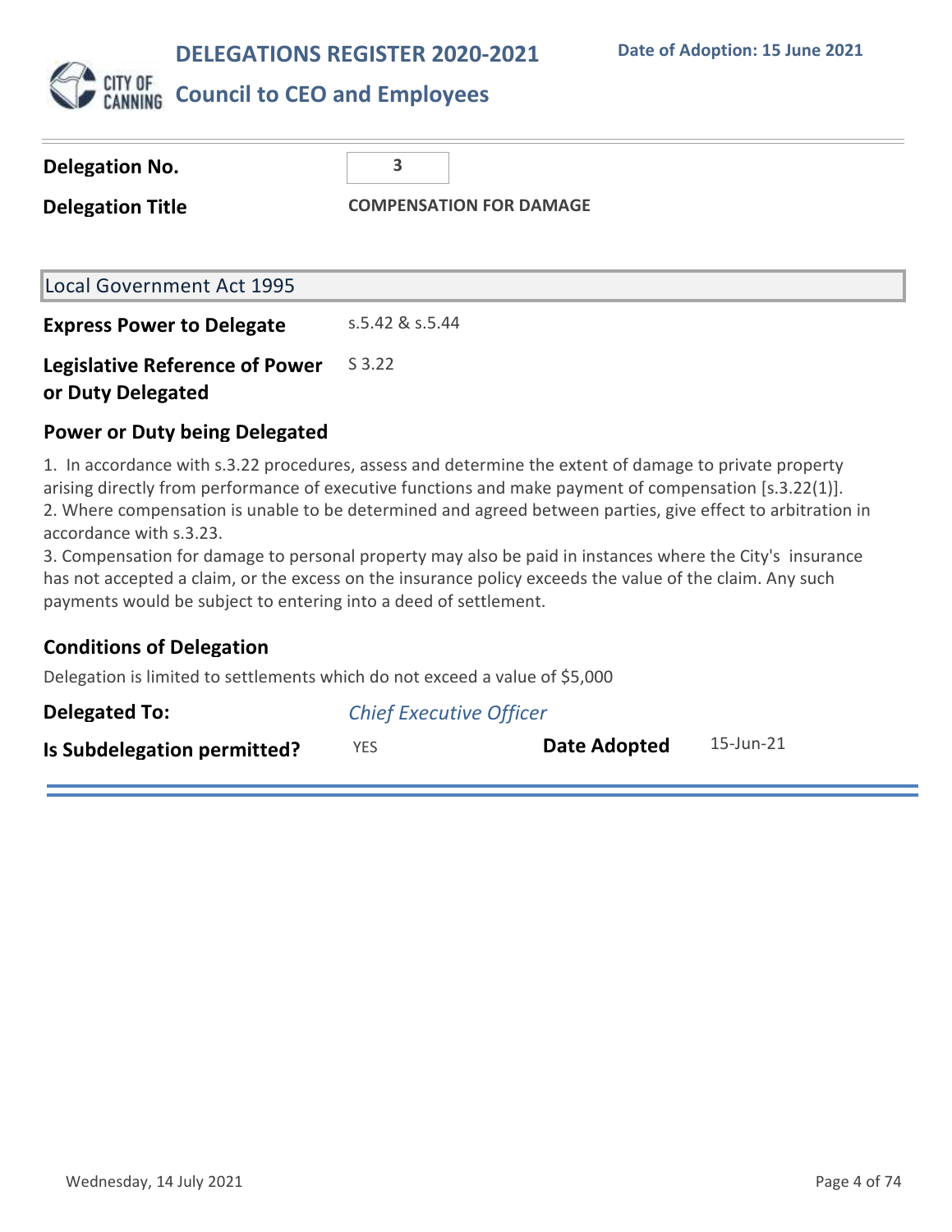# DELEGATIONS REGISTER 2020-2021

**Date of Adoption: 15 June 2021**

## Council to CEO and Employees

**Delegation No.** 3

**Delegation Title** COMPENSATION FOR DAMAGE

### Local Government Act 1995

**Express Power to Delegate** s.5.42 & s.5.44

**Legislative Reference of Power or Duty Delegated** S 3.22

### Power or Duty being Delegated

1. In accordance with s.3.22 procedures, assess and determine the extent of damage to private property arising directly from performance of executive functions and make payment of compensation [s.3.22(1)].
2. Where compensation is unable to be determined and agreed between parties, give effect to arbitration in accordance with s.3.23.
3. Compensation for damage to personal property may also be paid in instances where the City's insurance has not accepted a claim, or the excess on the insurance policy exceeds the value of the claim. Any such payments would be subject to entering into a deed of settlement.

### Conditions of Delegation

Delegation is limited to settlements which do not exceed a value of $5,000

**Delegated To:** *Chief Executive Officer*

**Is Subdelegation permitted?** YES

**Date Adopted** 15-Jun-21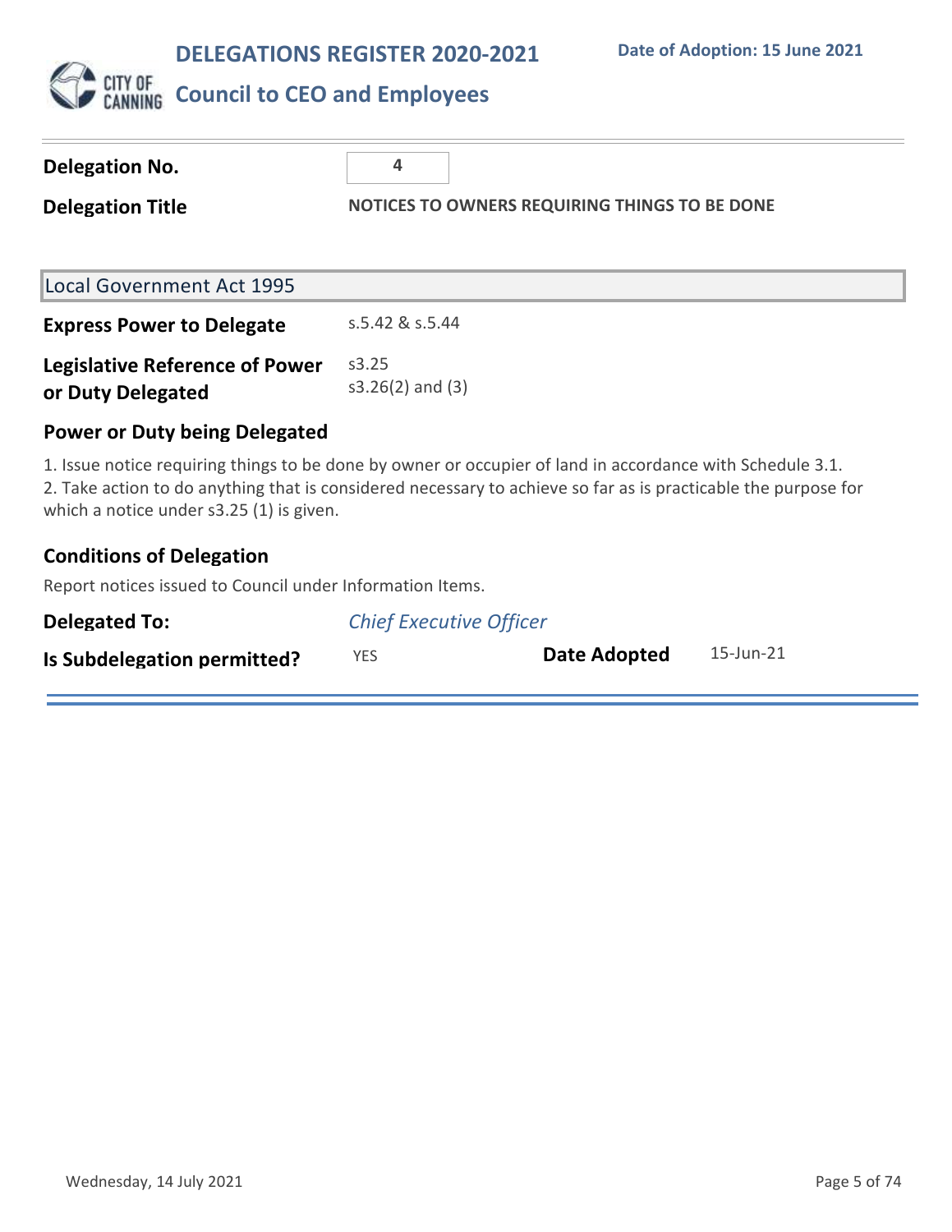# DELEGATIONS REGISTER 2020-2021

## Council to CEO and Employees

**Date of Adoption: 15 June 2021**

**Delegation No.** 4

**Delegation Title** NOTICES TO OWNERS REQUIRING THINGS TO BE DONE

### Local Government Act 1995

**Express Power to Delegate** s.5.42 & s.5.44

**Legislative Reference of Power or Duty Delegated** s3.25
s3.26(2) and (3)

### Power or Duty being Delegated

1. Issue notice requiring things to be done by owner or occupier of land in accordance with Schedule 3.1.
2. Take action to do anything that is considered necessary to achieve so far as is practicable the purpose for which a notice under s3.25 (1) is given.

### Conditions of Delegation

Report notices issued to Council under Information Items.

**Delegated To:** *Chief Executive Officer*

**Is Subdelegation permitted?** YES

**Date Adopted** 15-Jun-21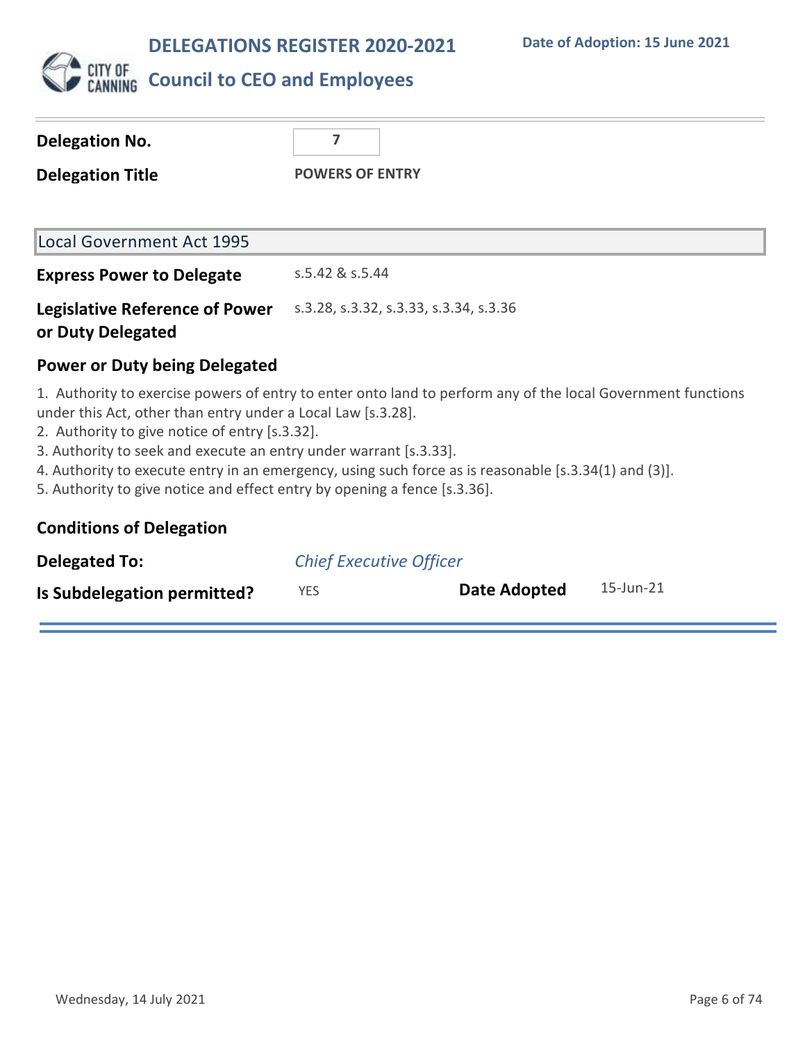# DELEGATIONS REGISTER 2020-2021

**Date of Adoption: 15 June 2021**

## Council to CEO and Employees

| | |
|---|---|
| **Delegation No.** | 7 |
| **Delegation Title** | **POWERS OF ENTRY** |

### Local Government Act 1995

| | |
|---|---|
| **Express Power to Delegate** | s.5.42 & s.5.44 |
| **Legislative Reference of Power or Duty Delegated** | s.3.28, s.3.32, s.3.33, s.3.34, s.3.36 |

### Power or Duty being Delegated

1. Authority to exercise powers of entry to enter onto land to perform any of the local Government functions under this Act, other than entry under a Local Law [s.3.28].
2. Authority to give notice of entry [s.3.32].
3. Authority to seek and execute an entry under warrant [s.3.33].
4. Authority to execute entry in an emergency, using such force as is reasonable [s.3.34(1) and (3)].
5. Authority to give notice and effect entry by opening a fence [s.3.36].

### Conditions of Delegation

| | | | |
|---|---|---|---|
| **Delegated To:** | *Chief Executive Officer* | | |
| **Is Subdelegation permitted?** | YES | **Date Adopted** | 15-Jun-21 |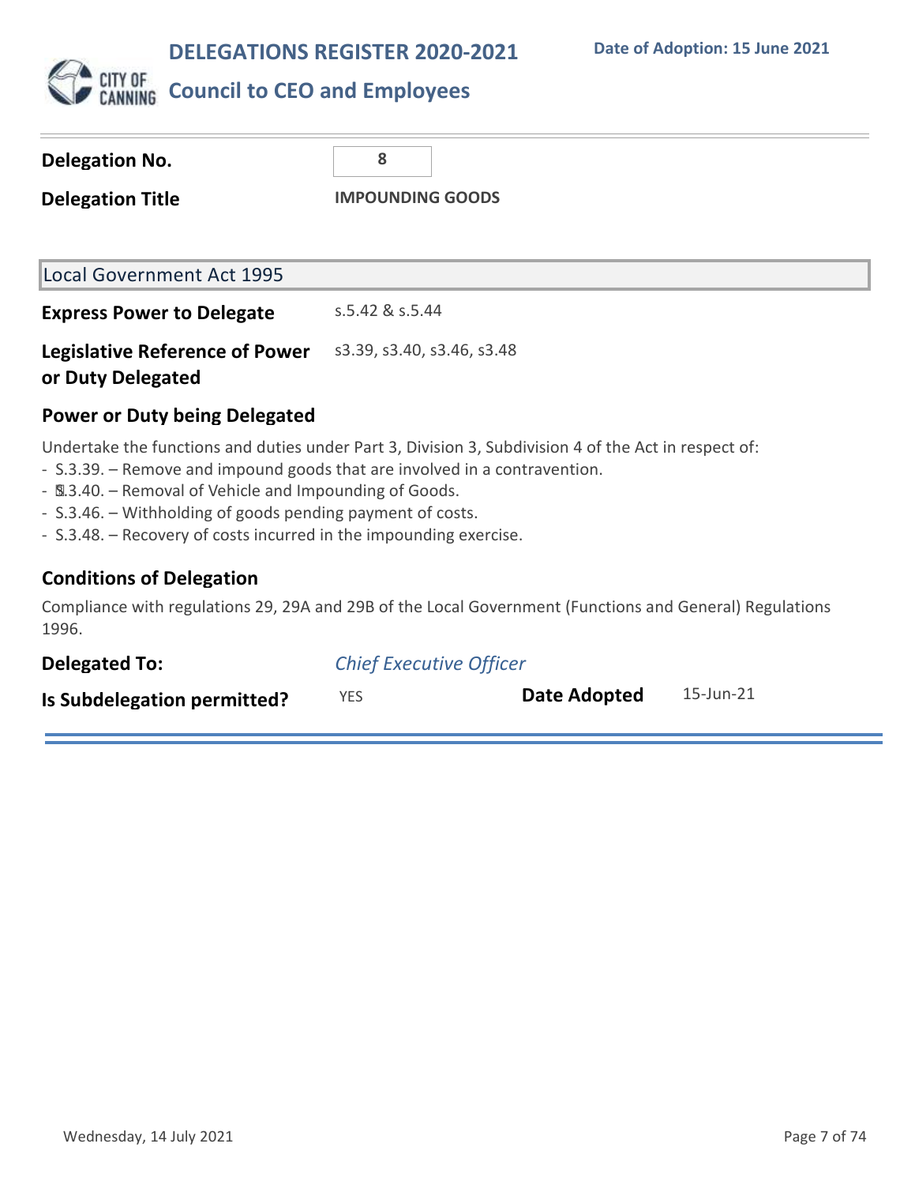# DELEGATIONS REGISTER 2020-2021

**Date of Adoption: 15 June 2021**

## Council to CEO and Employees

**Delegation No.** 8

**Delegation Title** IMPOUNDING GOODS

### Local Government Act 1995

**Express Power to Delegate** s.5.42 & s.5.44

**Legislative Reference of Power or Duty Delegated** s3.39, s3.40, s3.46, s3.48

### Power or Duty being Delegated

Undertake the functions and duties under Part 3, Division 3, Subdivision 4 of the Act in respect of:

- S.3.39. – Remove and impound goods that are involved in a contravention.
- S.3.40. – Removal of Vehicle and Impounding of Goods.
- S.3.46. – Withholding of goods pending payment of costs.
- S.3.48. – Recovery of costs incurred in the impounding exercise.

### Conditions of Delegation

Compliance with regulations 29, 29A and 29B of the Local Government (Functions and General) Regulations 1996.

**Delegated To:** *Chief Executive Officer*

**Is Subdelegation permitted?** YES

**Date Adopted** 15-Jun-21

Wednesday, 14 July 2021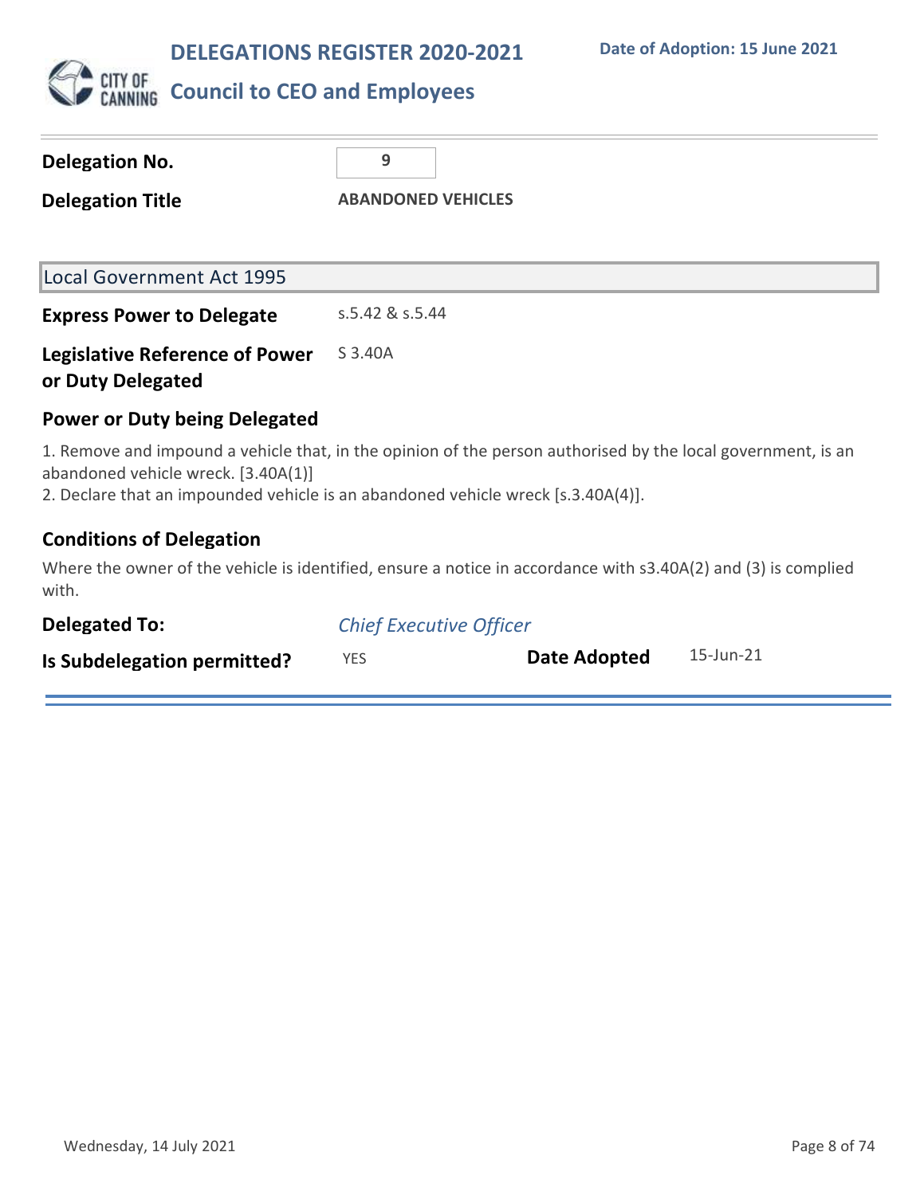# DELEGATIONS REGISTER 2020-2021

**Date of Adoption: 15 June 2021**

## Council to CEO and Employees

**Delegation No.** 9

**Delegation Title** ABANDONED VEHICLES

### Local Government Act 1995

**Express Power to Delegate** s.5.42 & s.5.44

**Legislative Reference of Power or Duty Delegated** S 3.40A

### Power or Duty being Delegated

1. Remove and impound a vehicle that, in the opinion of the person authorised by the local government, is an abandoned vehicle wreck. [3.40A(1)]
2. Declare that an impounded vehicle is an abandoned vehicle wreck [s.3.40A(4)].

### Conditions of Delegation

Where the owner of the vehicle is identified, ensure a notice in accordance with s3.40A(2) and (3) is complied with.

**Delegated To:** *Chief Executive Officer*

**Is Subdelegation permitted?** YES **Date Adopted** 15-Jun-21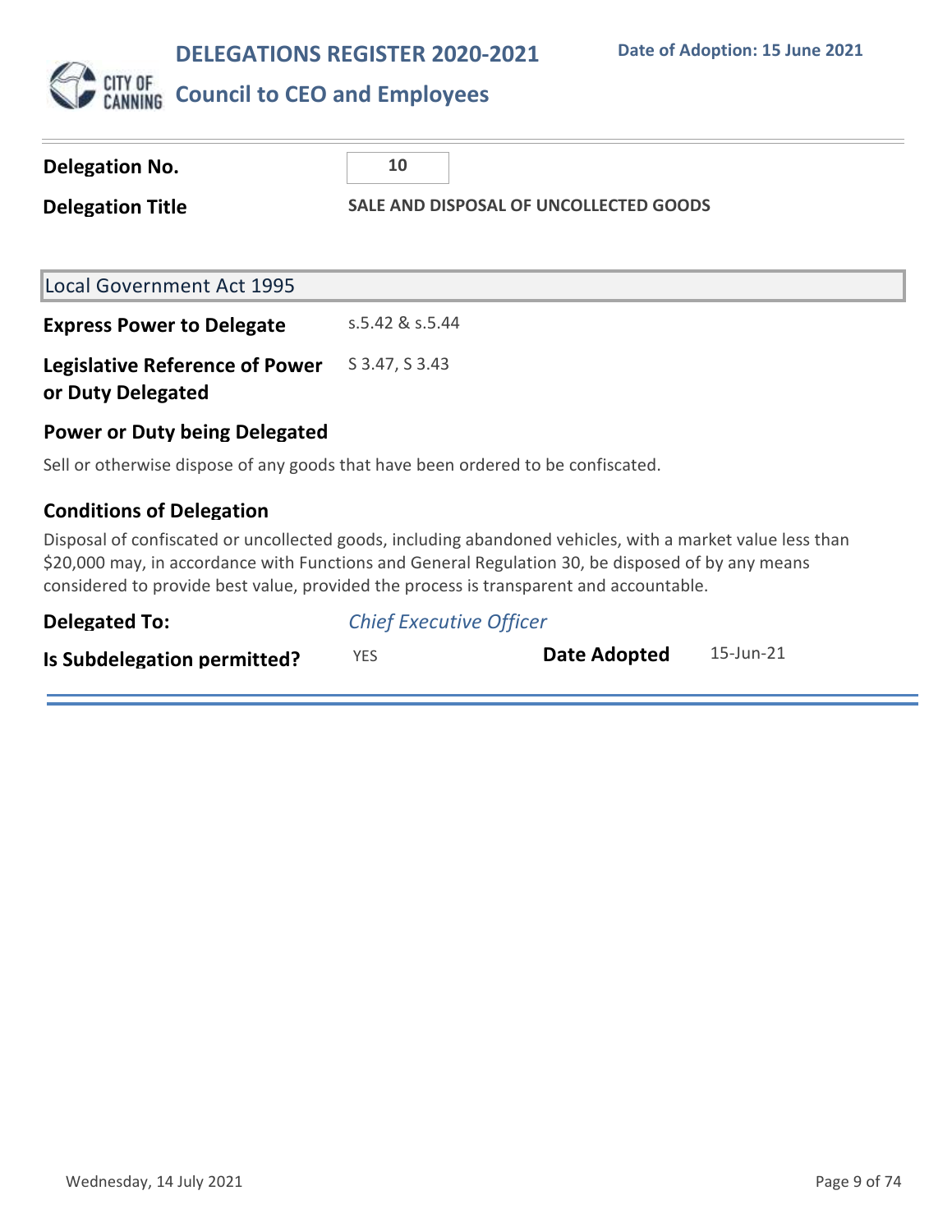# DELEGATIONS REGISTER 2020-2021

**Date of Adoption: 15 June 2021**

## Council to CEO and Employees

| | |
|---|---|
| **Delegation No.** | 10 |
| **Delegation Title** | SALE AND DISPOSAL OF UNCOLLECTED GOODS |

### Local Government Act 1995

| | |
|---|---|
| **Express Power to Delegate** | s.5.42 & s.5.44 |
| **Legislative Reference of Power or Duty Delegated** | S 3.47, S 3.43 |

### Power or Duty being Delegated

Sell or otherwise dispose of any goods that have been ordered to be confiscated.

### Conditions of Delegation

Disposal of confiscated or uncollected goods, including abandoned vehicles, with a market value less than $20,000 may, in accordance with Functions and General Regulation 30, be disposed of by any means considered to provide best value, provided the process is transparent and accountable.

| | | | |
|---|---|---|---|
| **Delegated To:** | *Chief Executive Officer* | | |
| **Is Subdelegation permitted?** | YES | **Date Adopted** | 15-Jun-21 |

Wednesday, 14 July 2021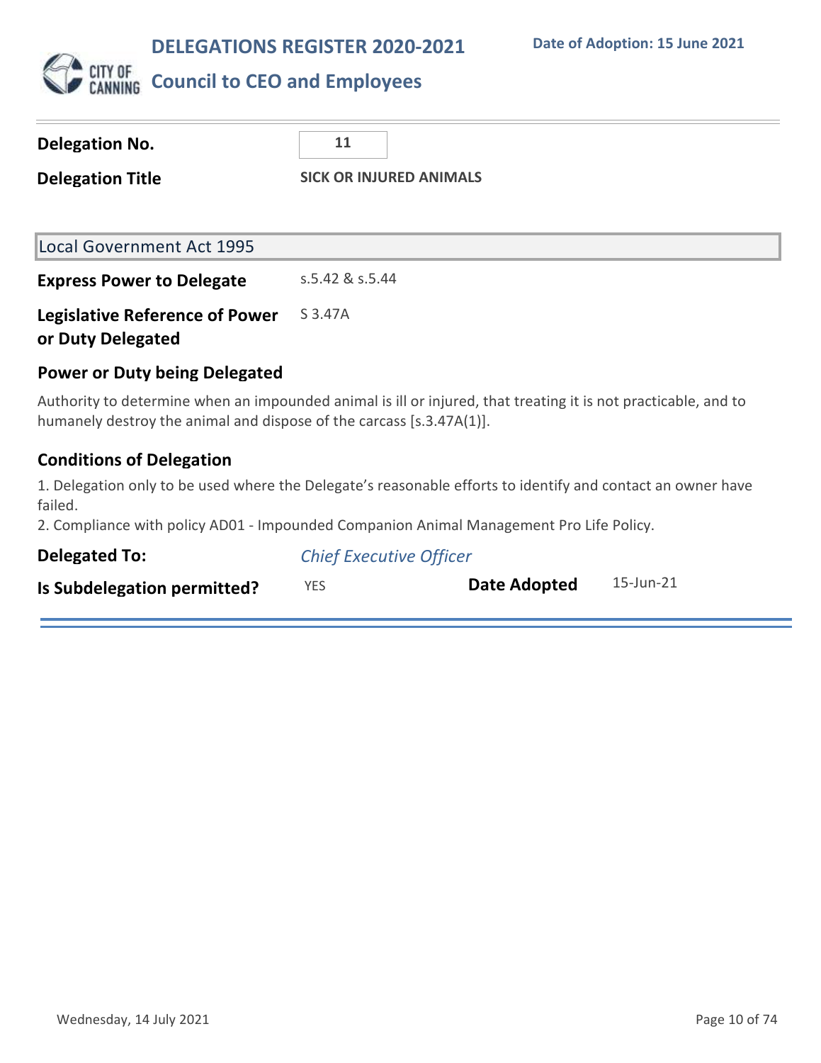# DELEGATIONS REGISTER 2020-2021

## Council to CEO and Employees

Date of Adoption: 15 June 2021

| | |
|---|---|
| **Delegation No.** | 11 |
| **Delegation Title** | **SICK OR INJURED ANIMALS** |

### Local Government Act 1995

| | |
|---|---|
| **Express Power to Delegate** | s.5.42 & s.5.44 |
| **Legislative Reference of Power or Duty Delegated** | S 3.47A |

### Power or Duty being Delegated

Authority to determine when an impounded animal is ill or injured, that treating it is not practicable, and to humanely destroy the animal and dispose of the carcass [s.3.47A(1)].

### Conditions of Delegation

1. Delegation only to be used where the Delegate's reasonable efforts to identify and contact an owner have failed.
2. Compliance with policy AD01 - Impounded Companion Animal Management Pro Life Policy.

| | | | |
|---|---|---|---|
| **Delegated To:** | *Chief Executive Officer* | | |
| **Is Subdelegation permitted?** | YES | **Date Adopted** | 15-Jun-21 |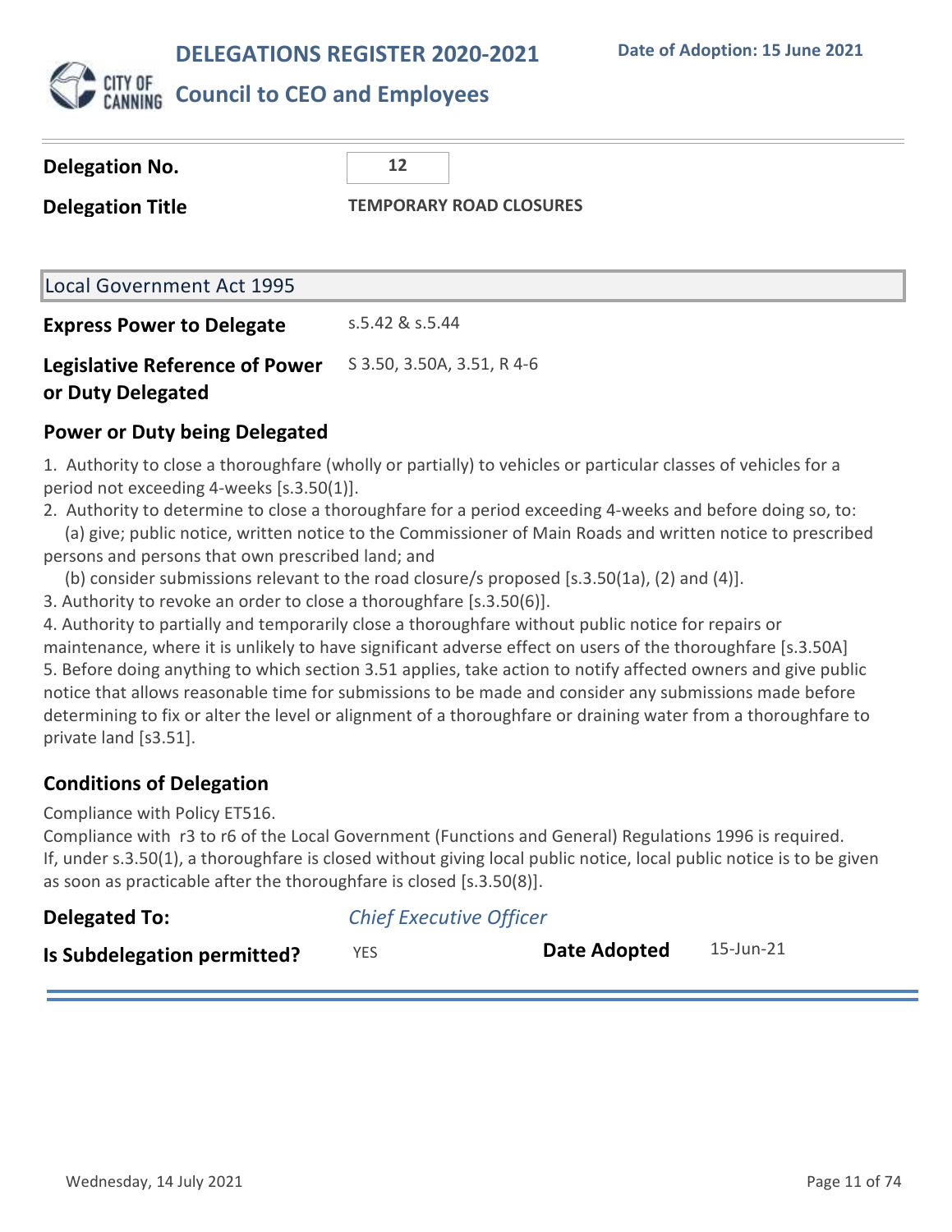# DELEGATIONS REGISTER 2020-2021

**Date of Adoption: 15 June 2021**

## Council to CEO and Employees

| | |
|---|---|
| **Delegation No.** | **12** |
| **Delegation Title** | **TEMPORARY ROAD CLOSURES** |

### Local Government Act 1995

| | |
|---|---|
| **Express Power to Delegate** | s.5.42 & s.5.44 |
| **Legislative Reference of Power or Duty Delegated** | S 3.50, 3.50A, 3.51, R 4-6 |

### Power or Duty being Delegated

1. Authority to close a thoroughfare (wholly or partially) to vehicles or particular classes of vehicles for a period not exceeding 4-weeks [s.3.50(1)].
2. Authority to determine to close a thoroughfare for a period exceeding 4-weeks and before doing so, to:
   (a) give; public notice, written notice to the Commissioner of Main Roads and written notice to prescribed persons and persons that own prescribed land; and
   (b) consider submissions relevant to the road closure/s proposed [s.3.50(1a), (2) and (4)].
3. Authority to revoke an order to close a thoroughfare [s.3.50(6)].
4. Authority to partially and temporarily close a thoroughfare without public notice for repairs or maintenance, where it is unlikely to have significant adverse effect on users of the thoroughfare [s.3.50A]
5. Before doing anything to which section 3.51 applies, take action to notify affected owners and give public notice that allows reasonable time for submissions to be made and consider any submissions made before determining to fix or alter the level or alignment of a thoroughfare or draining water from a thoroughfare to private land [s3.51].

### Conditions of Delegation

Compliance with Policy ET516.
Compliance with r3 to r6 of the Local Government (Functions and General) Regulations 1996 is required.
If, under s.3.50(1), a thoroughfare is closed without giving local public notice, local public notice is to be given as soon as practicable after the thoroughfare is closed [s.3.50(8)].

| | | | |
|---|---|---|---|
| **Delegated To:** | *Chief Executive Officer* | | |
| **Is Subdelegation permitted?** | YES | **Date Adopted** | 15-Jun-21 |

Wednesday, 14 July 2021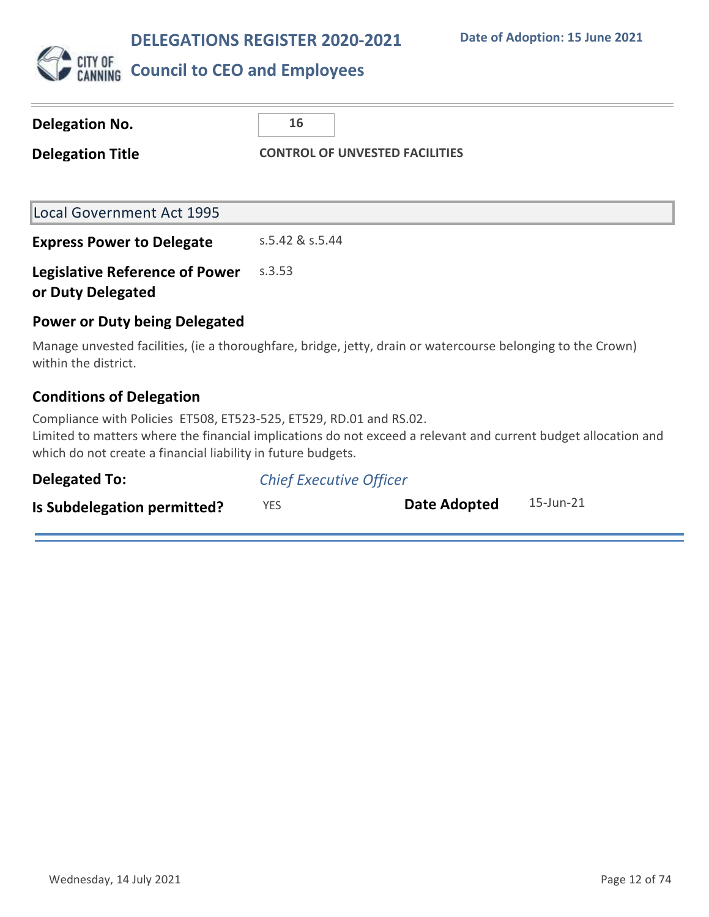# DELEGATIONS REGISTER 2020-2021

Date of Adoption: 15 June 2021

## Council to CEO and Employees

**Delegation No.** 16

**Delegation Title** CONTROL OF UNVESTED FACILITIES

### Local Government Act 1995

**Express Power to Delegate** s.5.42 & s.5.44

**Legislative Reference of Power or Duty Delegated** s.3.53

### Power or Duty being Delegated

Manage unvested facilities, (ie a thoroughfare, bridge, jetty, drain or watercourse belonging to the Crown) within the district.

### Conditions of Delegation

Compliance with Policies ET508, ET523-525, ET529, RD.01 and RS.02.
Limited to matters where the financial implications do not exceed a relevant and current budget allocation and which do not create a financial liability in future budgets.

**Delegated To:** *Chief Executive Officer*

**Is Subdelegation permitted?** YES

**Date Adopted** 15-Jun-21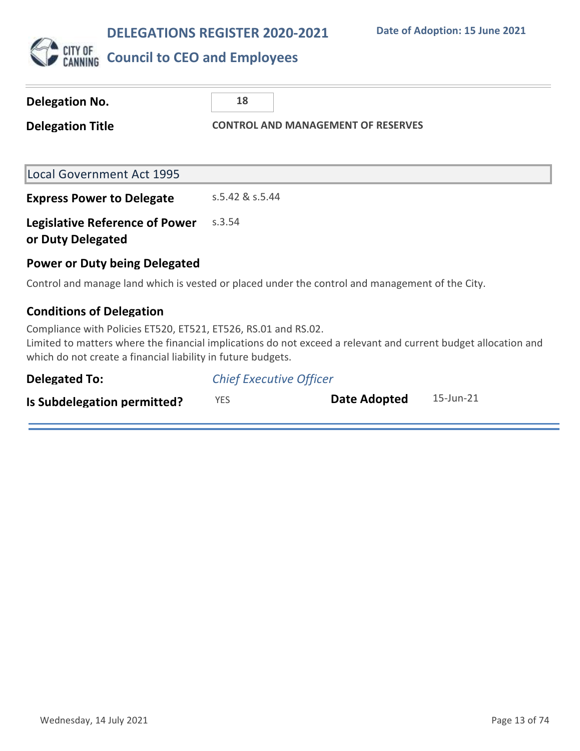# DELEGATIONS REGISTER 2020-2021

**Date of Adoption: 15 June 2021**

## Council to CEO and Employees

| | |
|---|---|
| **Delegation No.** | 18 |
| **Delegation Title** | **CONTROL AND MANAGEMENT OF RESERVES** |

### Local Government Act 1995

| | |
|---|---|
| **Express Power to Delegate** | s.5.42 & s.5.44 |
| **Legislative Reference of Power or Duty Delegated** | s.3.54 |

**Power or Duty being Delegated**

Control and manage land which is vested or placed under the control and management of the City.

**Conditions of Delegation**

Compliance with Policies ET520, ET521, ET526, RS.01 and RS.02.
Limited to matters where the financial implications do not exceed a relevant and current budget allocation and which do not create a financial liability in future budgets.

| | | | |
|---|---|---|---|
| **Delegated To:** | *Chief Executive Officer* | | |
| **Is Subdelegation permitted?** | YES | **Date Adopted** | 15-Jun-21 |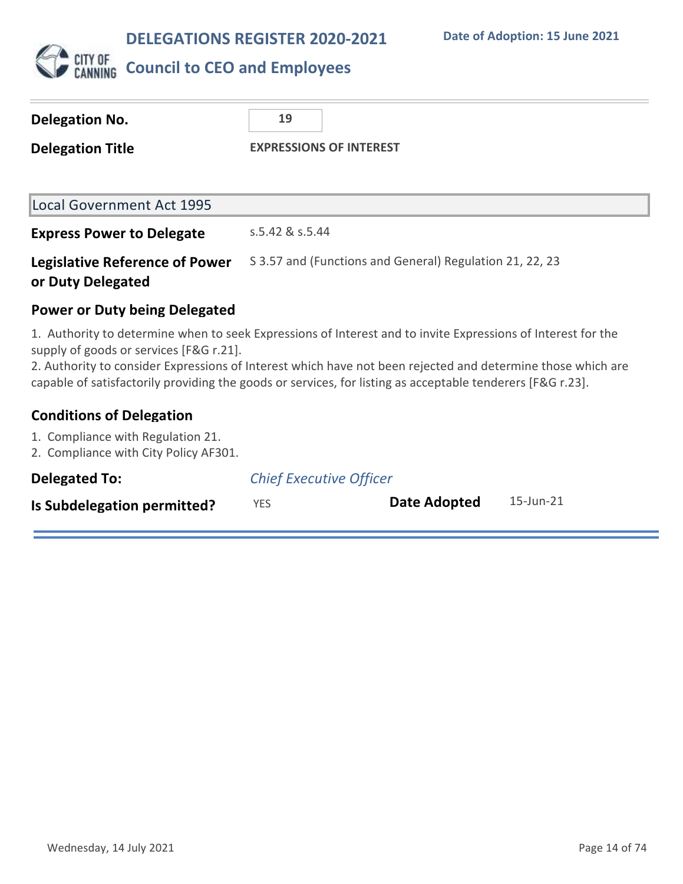# DELEGATIONS REGISTER 2020-2021

**Date of Adoption: 15 June 2021**

## Council to CEO and Employees

| | |
|---|---|
| **Delegation No.** | 19 |
| **Delegation Title** | **EXPRESSIONS OF INTEREST** |

### Local Government Act 1995

| | |
|---|---|
| **Express Power to Delegate** | s.5.42 & s.5.44 |
| **Legislative Reference of Power or Duty Delegated** | S 3.57 and (Functions and General) Regulation 21, 22, 23 |

### Power or Duty being Delegated

1. Authority to determine when to seek Expressions of Interest and to invite Expressions of Interest for the supply of goods or services [F&G r.21].
2. Authority to consider Expressions of Interest which have not been rejected and determine those which are capable of satisfactorily providing the goods or services, for listing as acceptable tenderers [F&G r.23].

### Conditions of Delegation

1. Compliance with Regulation 21.
2. Compliance with City Policy AF301.

| | | | |
|---|---|---|---|
| **Delegated To:** | *Chief Executive Officer* | | |
| **Is Subdelegation permitted?** | YES | **Date Adopted** | 15-Jun-21 |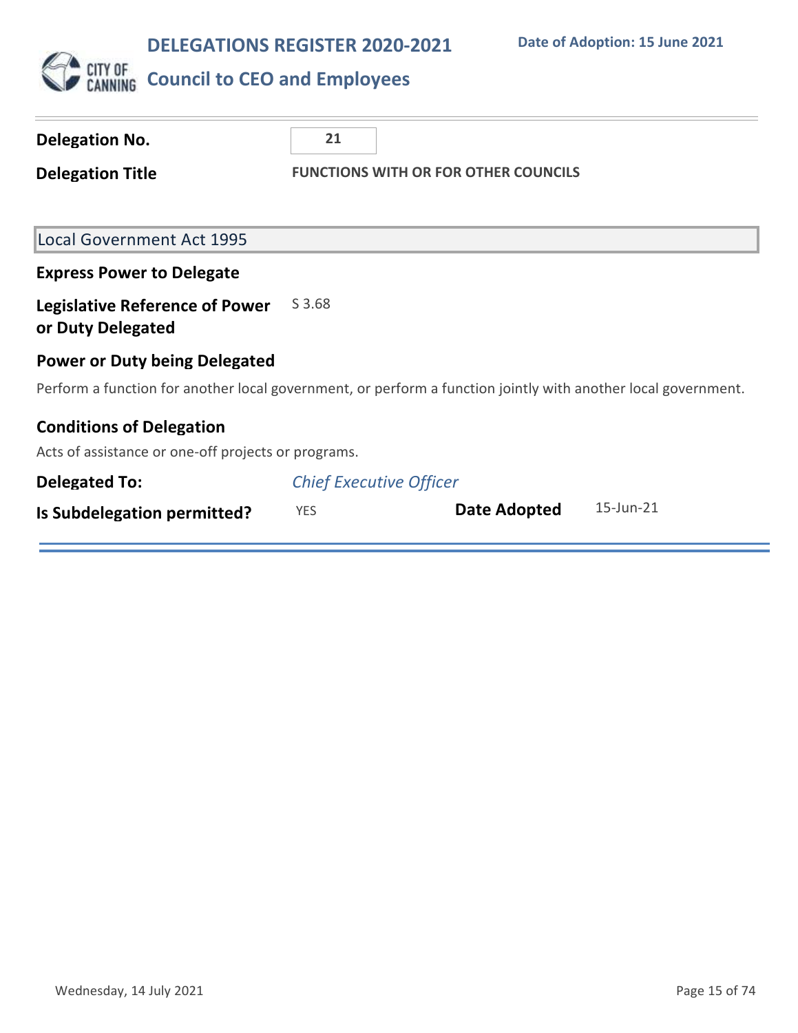# DELEGATIONS REGISTER 2020-2021

**Date of Adoption: 15 June 2021**

## Council to CEO and Employees

**Delegation No.** 21

**Delegation Title** FUNCTIONS WITH OR FOR OTHER COUNCILS

### Local Government Act 1995

**Express Power to Delegate**

**Legislative Reference of Power or Duty Delegated** S 3.68

**Power or Duty being Delegated**

Perform a function for another local government, or perform a function jointly with another local government.

**Conditions of Delegation**

Acts of assistance or one-off projects or programs.

**Delegated To:** *Chief Executive Officer*

**Is Subdelegation permitted?** YES

**Date Adopted** 15-Jun-21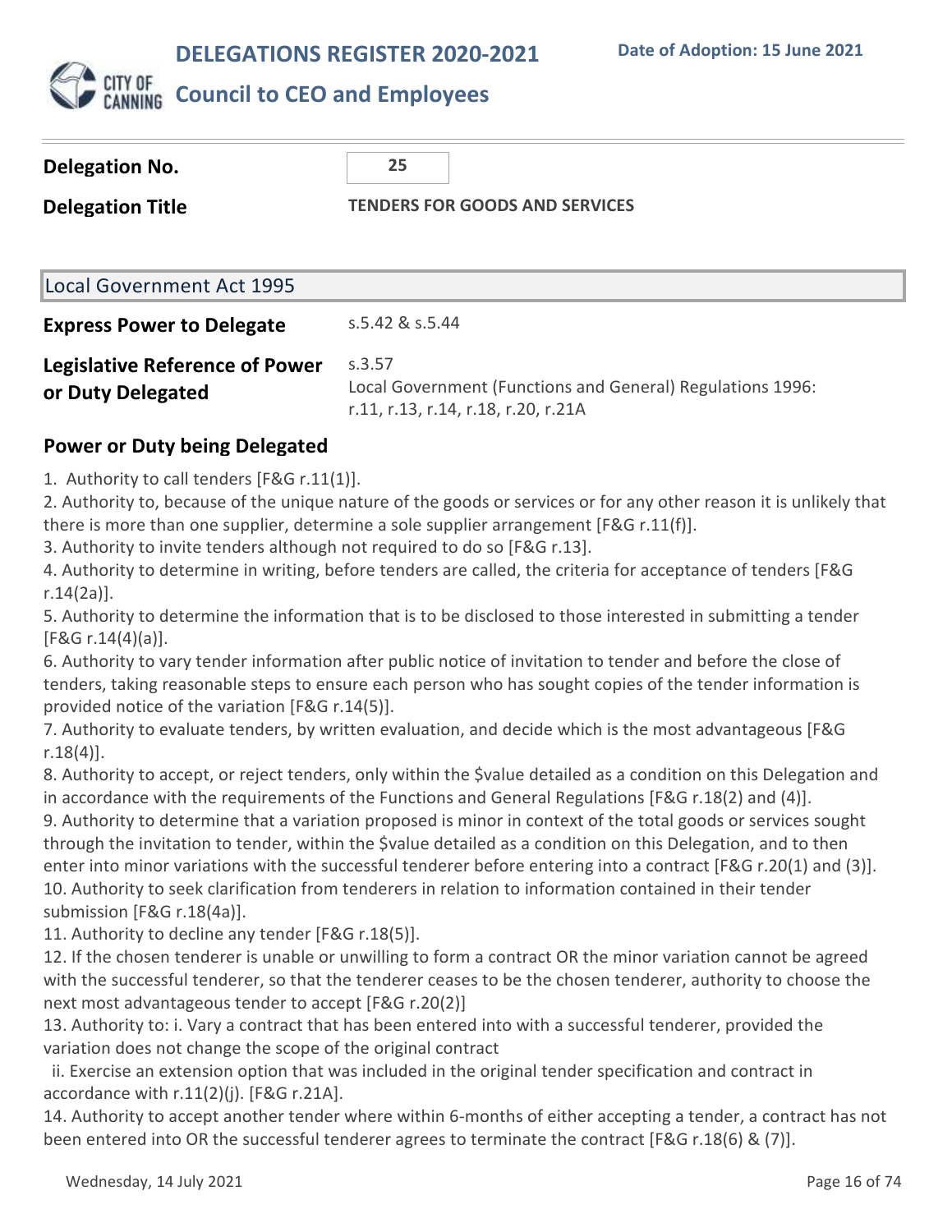# DELEGATIONS REGISTER 2020-2021

**Date of Adoption: 15 June 2021**

## Council to CEO and Employees

| | |
|---|---|
| **Delegation No.** | 25 |
| **Delegation Title** | **TENDERS FOR GOODS AND SERVICES** |

### Local Government Act 1995

| | |
|---|---|
| **Express Power to Delegate** | s.5.42 & s.5.44 |
| **Legislative Reference of Power or Duty Delegated** | s.3.57<br>Local Government (Functions and General) Regulations 1996: r.11, r.13, r.14, r.18, r.20, r.21A |

### Power or Duty being Delegated

1. Authority to call tenders [F&G r.11(1)].
2. Authority to, because of the unique nature of the goods or services or for any other reason it is unlikely that there is more than one supplier, determine a sole supplier arrangement [F&G r.11(f)].
3. Authority to invite tenders although not required to do so [F&G r.13].
4. Authority to determine in writing, before tenders are called, the criteria for acceptance of tenders [F&G r.14(2a)].
5. Authority to determine the information that is to be disclosed to those interested in submitting a tender [F&G r.14(4)(a)].
6. Authority to vary tender information after public notice of invitation to tender and before the close of tenders, taking reasonable steps to ensure each person who has sought copies of the tender information is provided notice of the variation [F&G r.14(5)].
7. Authority to evaluate tenders, by written evaluation, and decide which is the most advantageous [F&G r.18(4)].
8. Authority to accept, or reject tenders, only within the $value detailed as a condition on this Delegation and in accordance with the requirements of the Functions and General Regulations [F&G r.18(2) and (4)].
9. Authority to determine that a variation proposed is minor in context of the total goods or services sought through the invitation to tender, within the $value detailed as a condition on this Delegation, and to then enter into minor variations with the successful tenderer before entering into a contract [F&G r.20(1) and (3)].
10. Authority to seek clarification from tenderers in relation to information contained in their tender submission [F&G r.18(4a)].
11. Authority to decline any tender [F&G r.18(5)].
12. If the chosen tenderer is unable or unwilling to form a contract OR the minor variation cannot be agreed with the successful tenderer, so that the tenderer ceases to be the chosen tenderer, authority to choose the next most advantageous tender to accept [F&G r.20(2)]
13. Authority to: i. Vary a contract that has been entered into with a successful tenderer, provided the variation does not change the scope of the original contract
    ii. Exercise an extension option that was included in the original tender specification and contract in accordance with r.11(2)(j). [F&G r.21A].
14. Authority to accept another tender where within 6-months of either accepting a tender, a contract has not been entered into OR the successful tenderer agrees to terminate the contract [F&G r.18(6) & (7)].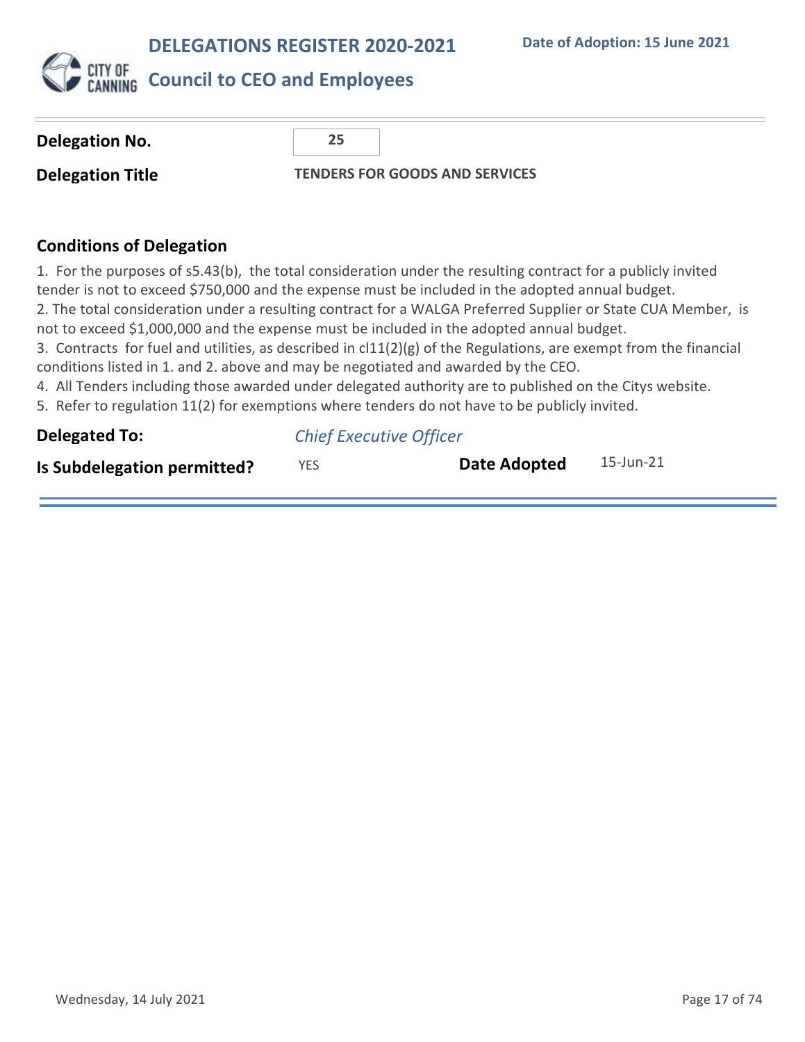# DELEGATIONS REGISTER 2020-2021

**Date of Adoption: 15 June 2021**

## Council to CEO and Employees

| | |
|---|---|
| **Delegation No.** | 25 |
| **Delegation Title** | **TENDERS FOR GOODS AND SERVICES** |

### Conditions of Delegation

1. For the purposes of s5.43(b), the total consideration under the resulting contract for a publicly invited tender is not to exceed $750,000 and the expense must be included in the adopted annual budget.
2. The total consideration under a resulting contract for a WALGA Preferred Supplier or State CUA Member, is not to exceed $1,000,000 and the expense must be included in the adopted annual budget.
3. Contracts for fuel and utilities, as described in cl11(2)(g) of the Regulations, are exempt from the financial conditions listed in 1. and 2. above and may be negotiated and awarded by the CEO.
4. All Tenders including those awarded under delegated authority are to published on the Citys website.
5. Refer to regulation 11(2) for exemptions where tenders do not have to be publicly invited.

**Delegated To:** *Chief Executive Officer*

**Is Subdelegation permitted?** YES **Date Adopted** 15-Jun-21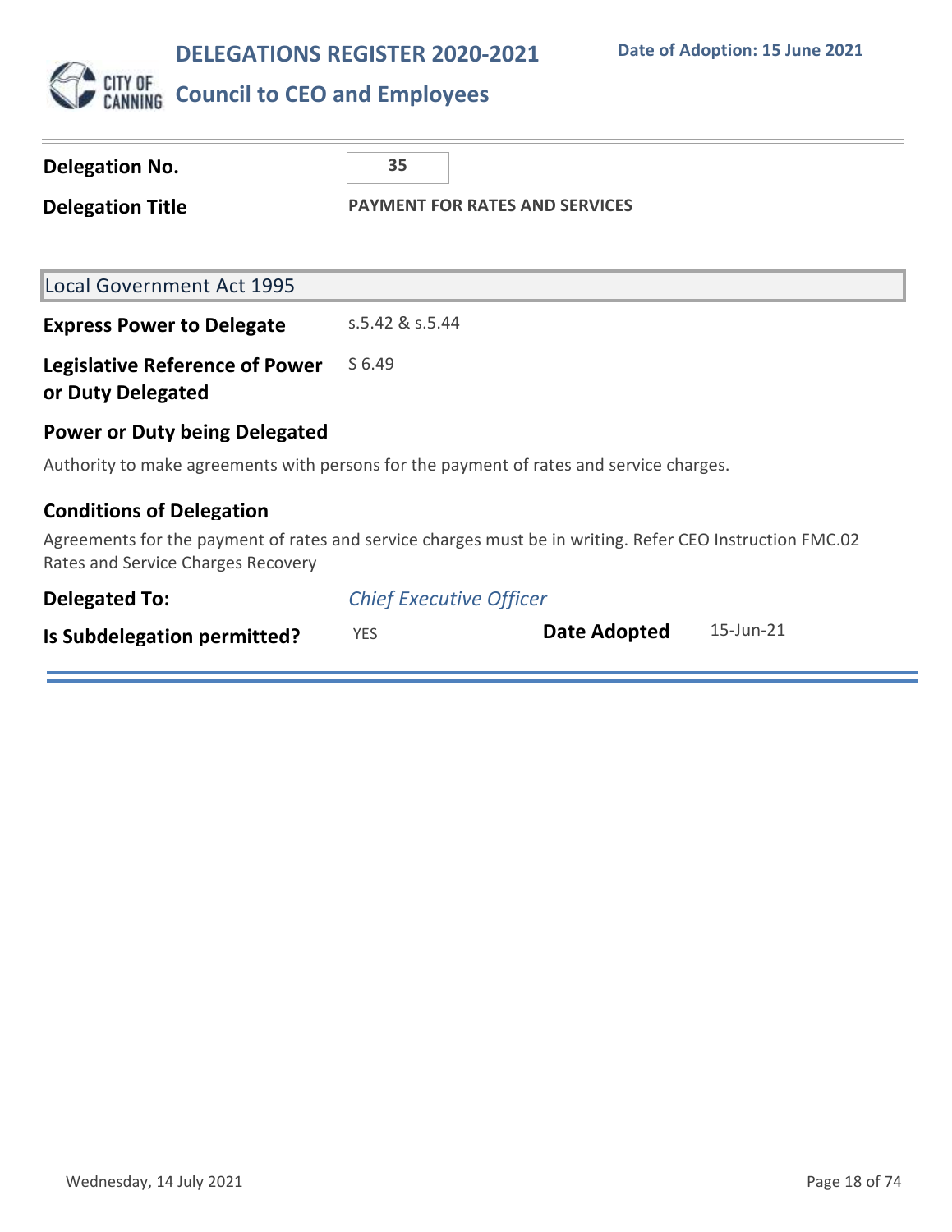# DELEGATIONS REGISTER 2020-2021

## Council to CEO and Employees

**Date of Adoption: 15 June 2021**

---

**Delegation No.** 35

**Delegation Title** PAYMENT FOR RATES AND SERVICES

### Local Government Act 1995

**Express Power to Delegate** s.5.42 & s.5.44

**Legislative Reference of Power or Duty Delegated** S 6.49

### Power or Duty being Delegated

Authority to make agreements with persons for the payment of rates and service charges.

### Conditions of Delegation

Agreements for the payment of rates and service charges must be in writing. Refer CEO Instruction FMC.02 Rates and Service Charges Recovery

**Delegated To:** *Chief Executive Officer*

**Is Subdelegation permitted?** YES

**Date Adopted** 15-Jun-21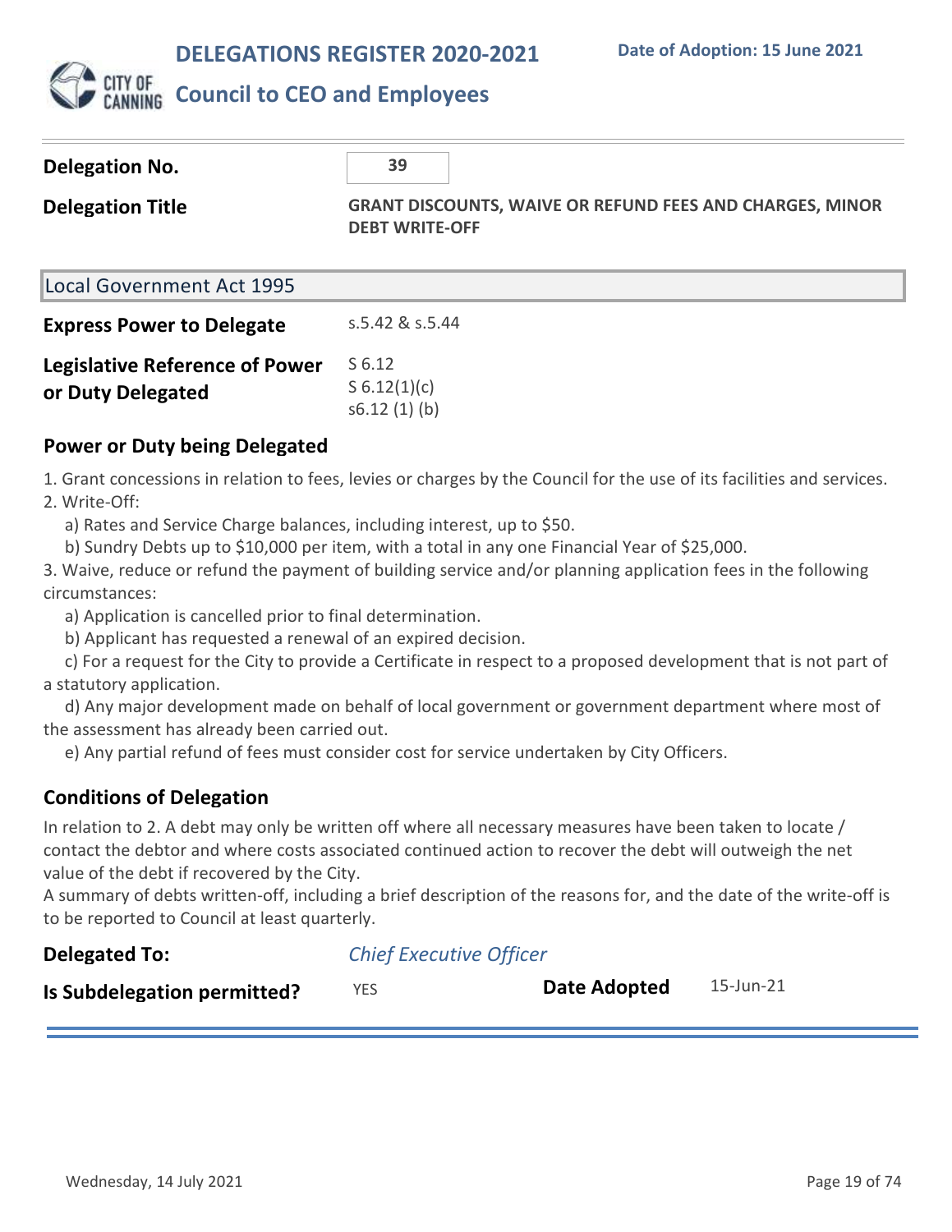# DELEGATIONS REGISTER 2020-2021

**Date of Adoption: 15 June 2021**

## Council to CEO and Employees

| | |
|---|---|
| **Delegation No.** | 39 |
| **Delegation Title** | **GRANT DISCOUNTS, WAIVE OR REFUND FEES AND CHARGES, MINOR DEBT WRITE-OFF** |

### Local Government Act 1995

| | |
|---|---|
| **Express Power to Delegate** | s.5.42 & s.5.44 |
| **Legislative Reference of Power or Duty Delegated** | S 6.12<br>S 6.12(1)(c)<br>s6.12 (1) (b) |

### Power or Duty being Delegated

1. Grant concessions in relation to fees, levies or charges by the Council for the use of its facilities and services.
2. Write-Off:
   a) Rates and Service Charge balances, including interest, up to $50.
   b) Sundry Debts up to $10,000 per item, with a total in any one Financial Year of $25,000.
3. Waive, reduce or refund the payment of building service and/or planning application fees in the following circumstances:
   a) Application is cancelled prior to final determination.
   b) Applicant has requested a renewal of an expired decision.
   c) For a request for the City to provide a Certificate in respect to a proposed development that is not part of a statutory application.
   d) Any major development made on behalf of local government or government department where most of the assessment has already been carried out.
   e) Any partial refund of fees must consider cost for service undertaken by City Officers.

### Conditions of Delegation

In relation to 2. A debt may only be written off where all necessary measures have been taken to locate / contact the debtor and where costs associated continued action to recover the debt will outweigh the net value of the debt if recovered by the City.
A summary of debts written-off, including a brief description of the reasons for, and the date of the write-off is to be reported to Council at least quarterly.

| | | | |
|---|---|---|---|
| **Delegated To:** | *Chief Executive Officer* | | |
| **Is Subdelegation permitted?** | YES | **Date Adopted** | 15-Jun-21 |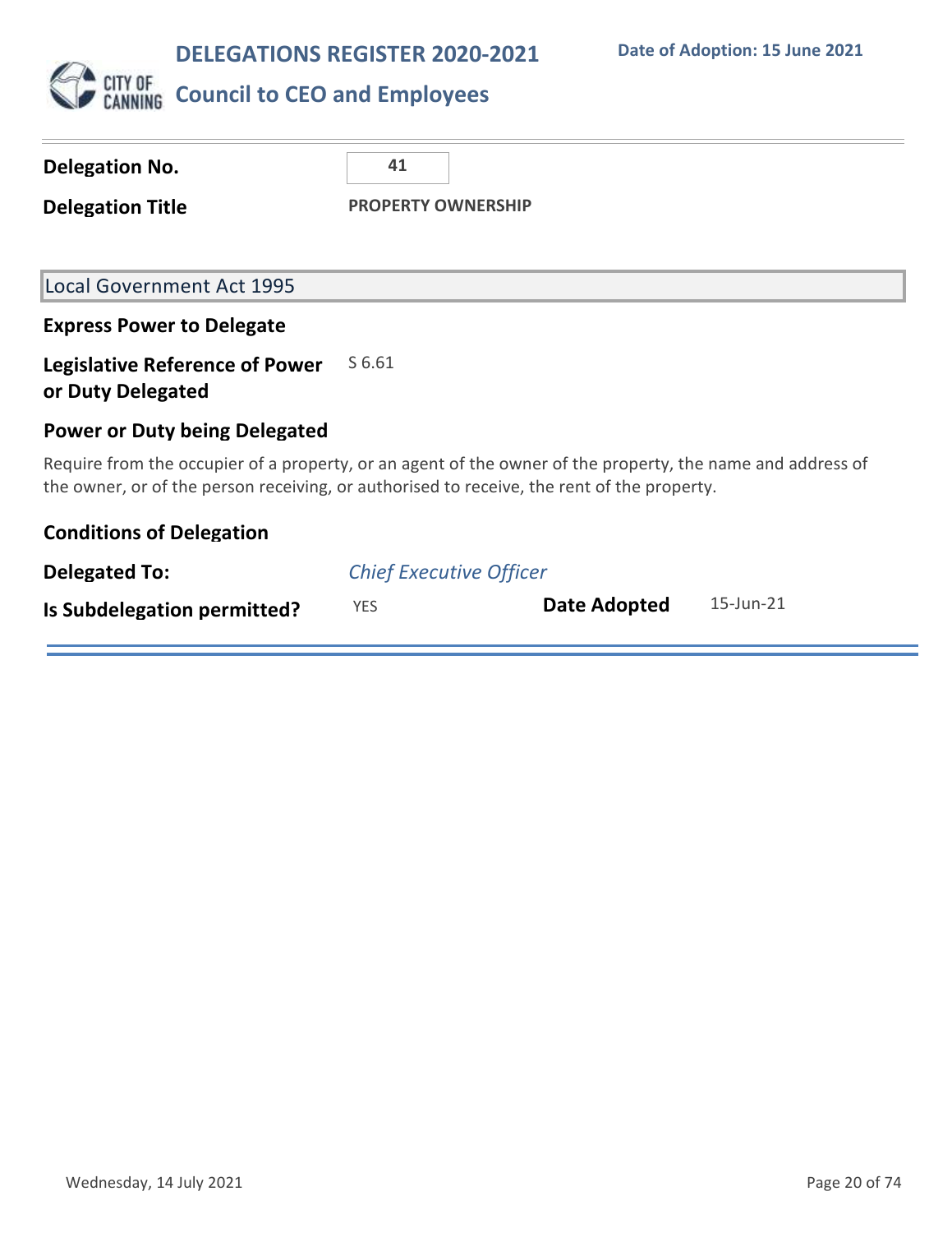# DELEGATIONS REGISTER 2020-2021

**Date of Adoption: 15 June 2021**

## Council to CEO and Employees

---

**Delegation No.** 41

**Delegation Title** PROPERTY OWNERSHIP

### Local Government Act 1995

**Express Power to Delegate**

**Legislative Reference of Power or Duty Delegated** S 6.61

**Power or Duty being Delegated**

Require from the occupier of a property, or an agent of the owner of the property, the name and address of the owner, or of the person receiving, or authorised to receive, the rent of the property.

**Conditions of Delegation**

**Delegated To:** *Chief Executive Officer*

**Is Subdelegation permitted?** YES **Date Adopted** 15-Jun-21

Wednesday, 14 July 2021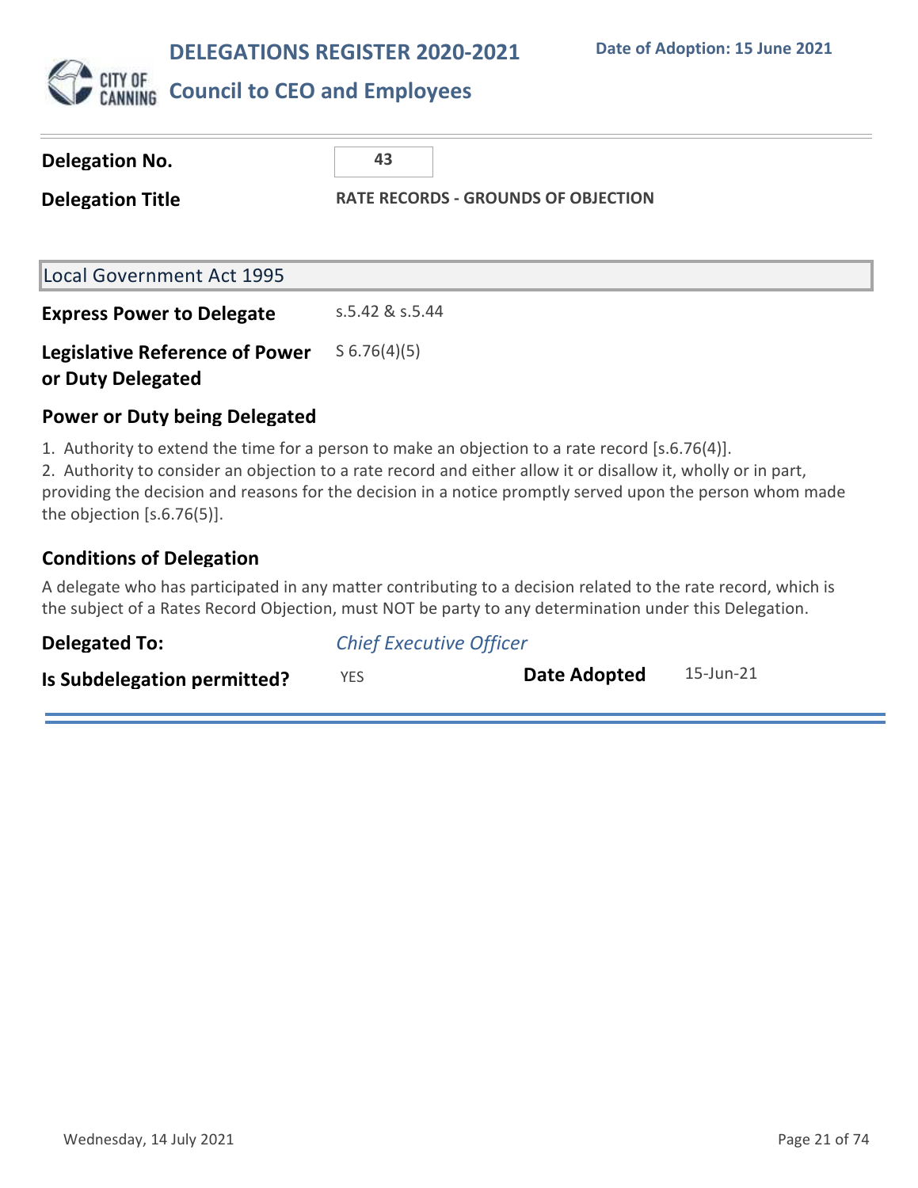# DELEGATIONS REGISTER 2020-2021

**Date of Adoption: 15 June 2021**

## Council to CEO and Employees

| | |
|---|---|
| **Delegation No.** | 43 |
| **Delegation Title** | RATE RECORDS - GROUNDS OF OBJECTION |

### Local Government Act 1995

| | |
|---|---|
| **Express Power to Delegate** | s.5.42 & s.5.44 |
| **Legislative Reference of Power or Duty Delegated** | S 6.76(4)(5) |

### Power or Duty being Delegated

1. Authority to extend the time for a person to make an objection to a rate record [s.6.76(4)].
2. Authority to consider an objection to a rate record and either allow it or disallow it, wholly or in part, providing the decision and reasons for the decision in a notice promptly served upon the person whom made the objection [s.6.76(5)].

### Conditions of Delegation

A delegate who has participated in any matter contributing to a decision related to the rate record, which is the subject of a Rates Record Objection, must NOT be party to any determination under this Delegation.

| | | | |
|---|---|---|---|
| **Delegated To:** | *Chief Executive Officer* | | |
| **Is Subdelegation permitted?** | YES | **Date Adopted** | 15-Jun-21 |

Wednesday, 14 July 2021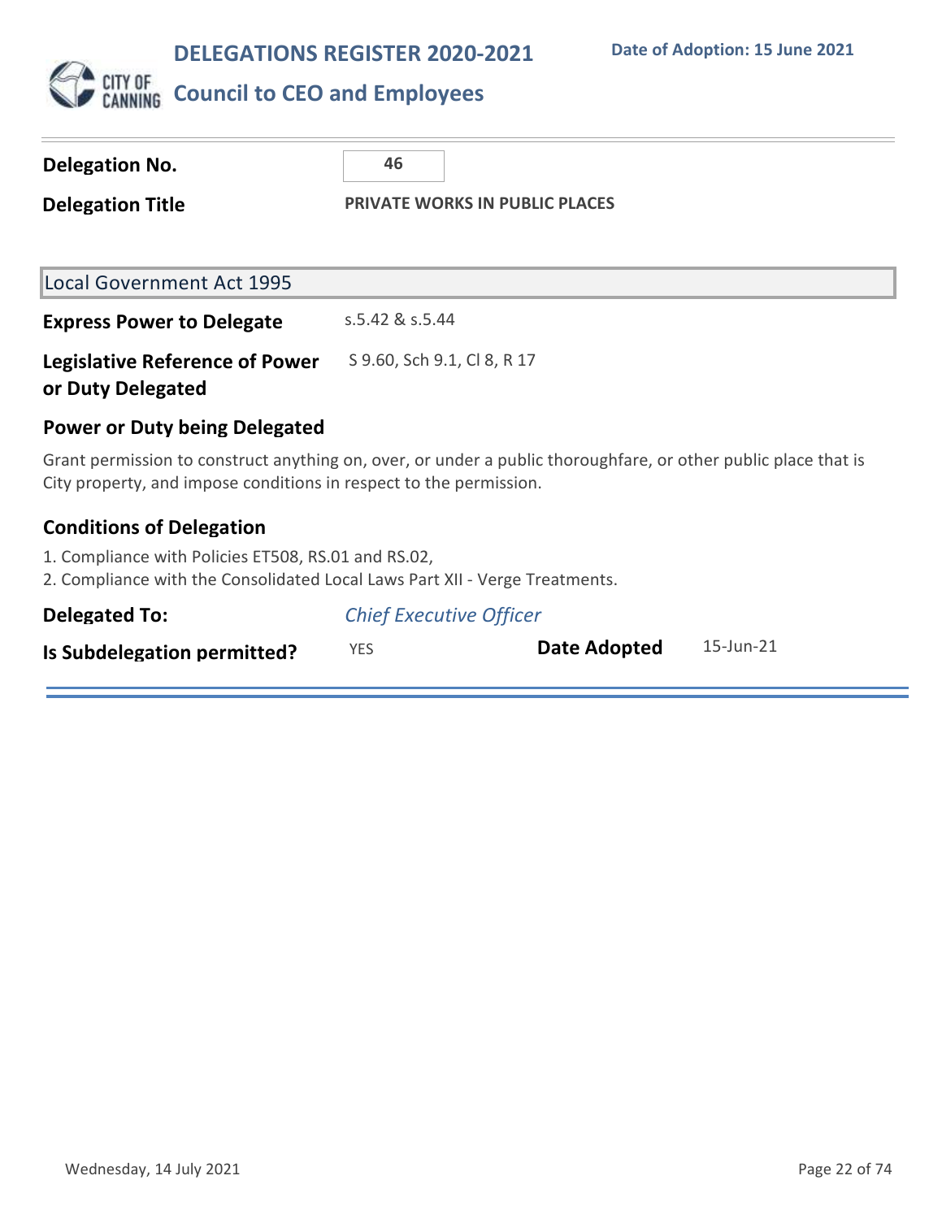# DELEGATIONS REGISTER 2020-2021

**Date of Adoption: 15 June 2021**

## Council to CEO and Employees

| | |
|---|---|
| **Delegation No.** | **46** |
| **Delegation Title** | **PRIVATE WORKS IN PUBLIC PLACES** |

### Local Government Act 1995

| | |
|---|---|
| **Express Power to Delegate** | s.5.42 & s.5.44 |
| **Legislative Reference of Power or Duty Delegated** | S 9.60, Sch 9.1, Cl 8, R 17 |

**Power or Duty being Delegated**

Grant permission to construct anything on, over, or under a public thoroughfare, or other public place that is City property, and impose conditions in respect to the permission.

**Conditions of Delegation**

1. Compliance with Policies ET508, RS.01 and RS.02,
2. Compliance with the Consolidated Local Laws Part XII - Verge Treatments.

| | | | |
|---|---|---|---|
| **Delegated To:** | *Chief Executive Officer* | | |
| **Is Subdelegation permitted?** | YES | **Date Adopted** | 15-Jun-21 |

Wednesday, 14 July 2021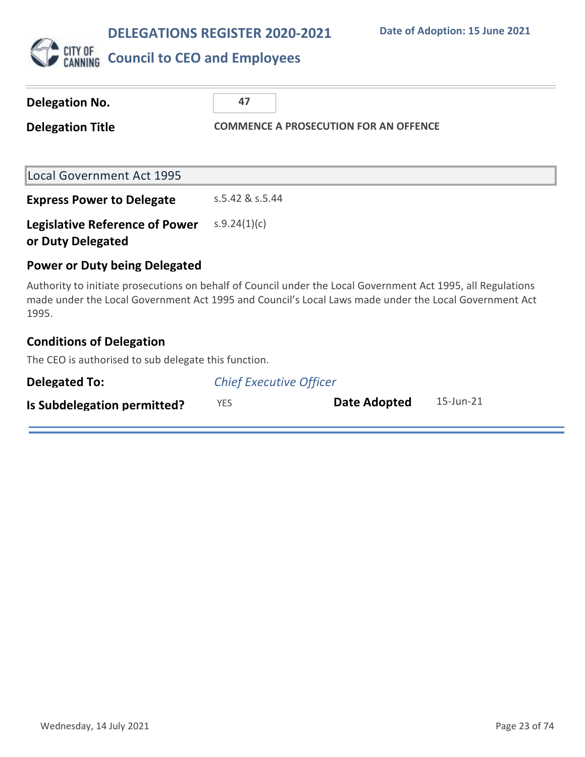# DELEGATIONS REGISTER 2020-2021

**Date of Adoption: 15 June 2021**

## Council to CEO and Employees

| | |
|---|---|
| **Delegation No.** | **47** |
| **Delegation Title** | **COMMENCE A PROSECUTION FOR AN OFFENCE** |

### Local Government Act 1995

| | |
|---|---|
| **Express Power to Delegate** | s.5.42 & s.5.44 |
| **Legislative Reference of Power or Duty Delegated** | s.9.24(1)(c) |

### Power or Duty being Delegated

Authority to initiate prosecutions on behalf of Council under the Local Government Act 1995, all Regulations made under the Local Government Act 1995 and Council's Local Laws made under the Local Government Act 1995.

### Conditions of Delegation

The CEO is authorised to sub delegate this function.

| | | | |
|---|---|---|---|
| **Delegated To:** | *Chief Executive Officer* | | |
| **Is Subdelegation permitted?** | YES | **Date Adopted** | 15-Jun-21 |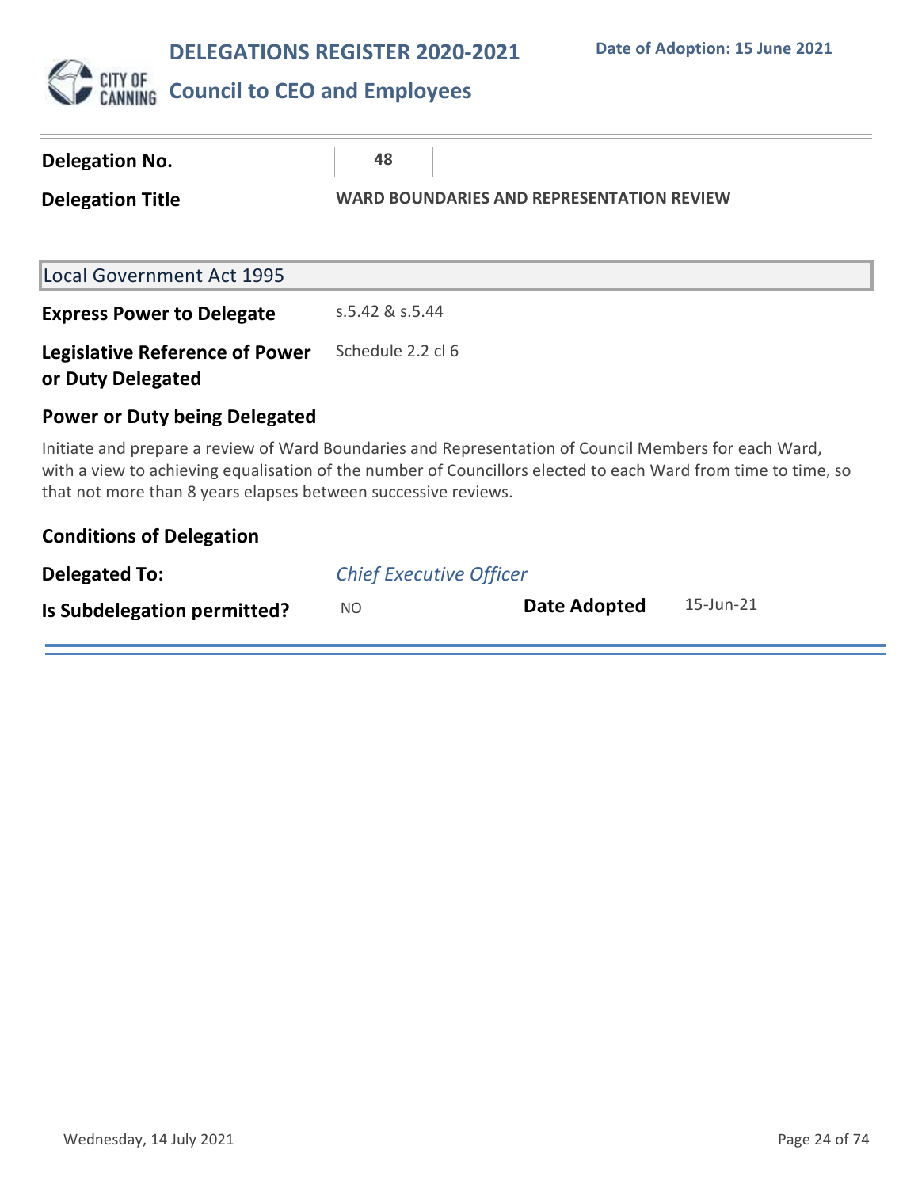# DELEGATIONS REGISTER 2020-2021

**Date of Adoption: 15 June 2021**

## Council to CEO and Employees

**Delegation No.** 48

**Delegation Title** WARD BOUNDARIES AND REPRESENTATION REVIEW

### Local Government Act 1995

**Express Power to Delegate** s.5.42 & s.5.44

**Legislative Reference of Power or Duty Delegated** Schedule 2.2 cl 6

**Power or Duty being Delegated**

Initiate and prepare a review of Ward Boundaries and Representation of Council Members for each Ward, with a view to achieving equalisation of the number of Councillors elected to each Ward from time to time, so that not more than 8 years elapses between successive reviews.

**Conditions of Delegation**

**Delegated To:** *Chief Executive Officer*

**Is Subdelegation permitted?** NO

**Date Adopted** 15-Jun-21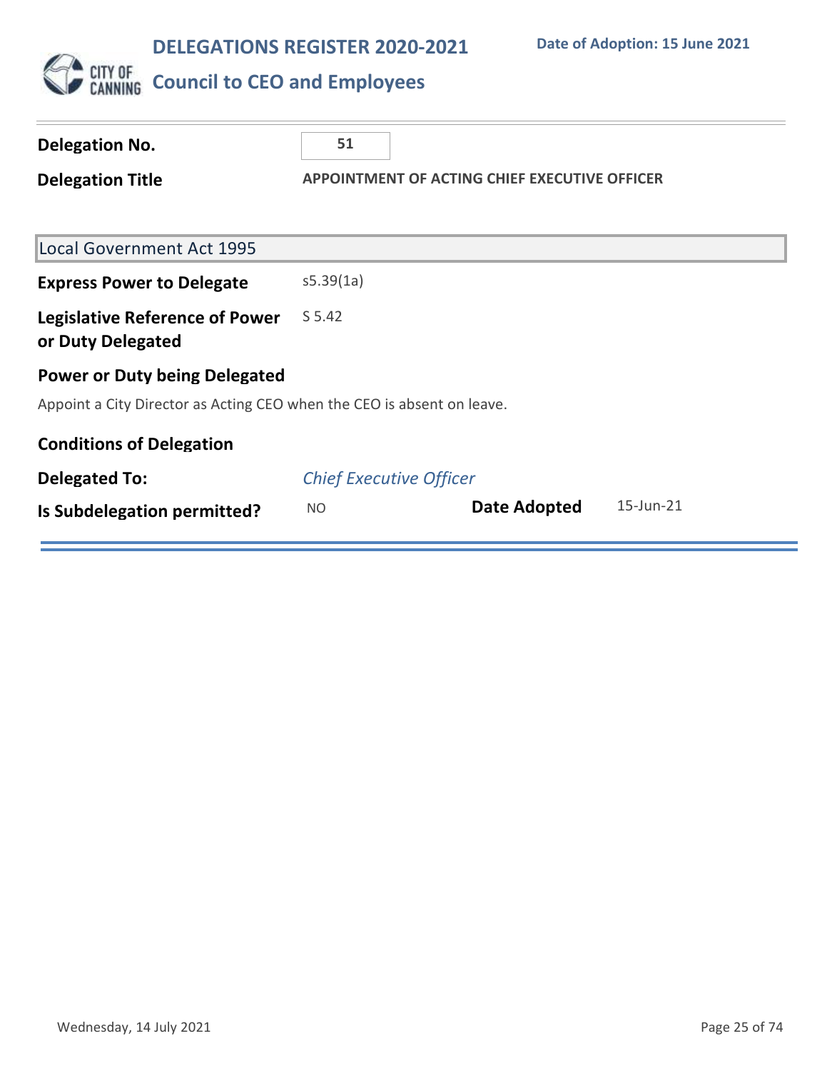# DELEGATIONS REGISTER 2020-2021

**Date of Adoption: 15 June 2021**

## Council to CEO and Employees

| | |
|---|---|
| **Delegation No.** | 51 |
| **Delegation Title** | **APPOINTMENT OF ACTING CHIEF EXECUTIVE OFFICER** |

### Local Government Act 1995

| | |
|---|---|
| **Express Power to Delegate** | s5.39(1a) |
| **Legislative Reference of Power or Duty Delegated** | S 5.42 |

**Power or Duty being Delegated**

Appoint a City Director as Acting CEO when the CEO is absent on leave.

**Conditions of Delegation**

| | | | |
|---|---|---|---|
| **Delegated To:** | *Chief Executive Officer* | | |
| **Is Subdelegation permitted?** | NO | **Date Adopted** | 15-Jun-21 |

Wednesday, 14 July 2021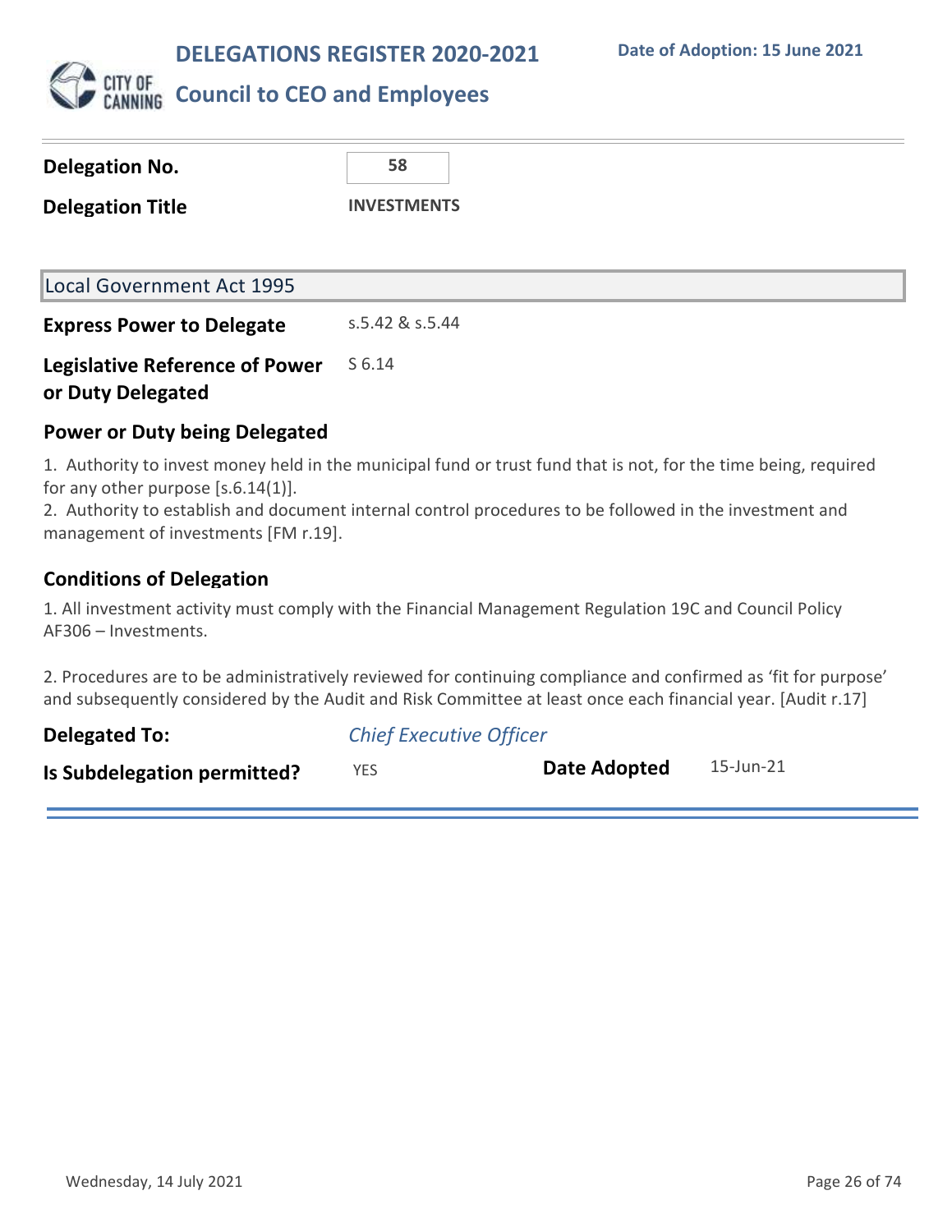# DELEGATIONS REGISTER 2020-2021

**Date of Adoption: 15 June 2021**

## Council to CEO and Employees

| | |
|---|---|
| **Delegation No.** | **58** |
| **Delegation Title** | **INVESTMENTS** |

### Local Government Act 1995

| | |
|---|---|
| **Express Power to Delegate** | s.5.42 & s.5.44 |
| **Legislative Reference of Power or Duty Delegated** | S 6.14 |

### Power or Duty being Delegated

1. Authority to invest money held in the municipal fund or trust fund that is not, for the time being, required for any other purpose [s.6.14(1)].
2. Authority to establish and document internal control procedures to be followed in the investment and management of investments [FM r.19].

### Conditions of Delegation

1. All investment activity must comply with the Financial Management Regulation 19C and Council Policy AF306 – Investments.

2. Procedures are to be administratively reviewed for continuing compliance and confirmed as 'fit for purpose' and subsequently considered by the Audit and Risk Committee at least once each financial year. [Audit r.17]

| | | | |
|---|---|---|---|
| **Delegated To:** | *Chief Executive Officer* | | |
| **Is Subdelegation permitted?** | YES | **Date Adopted** | 15-Jun-21 |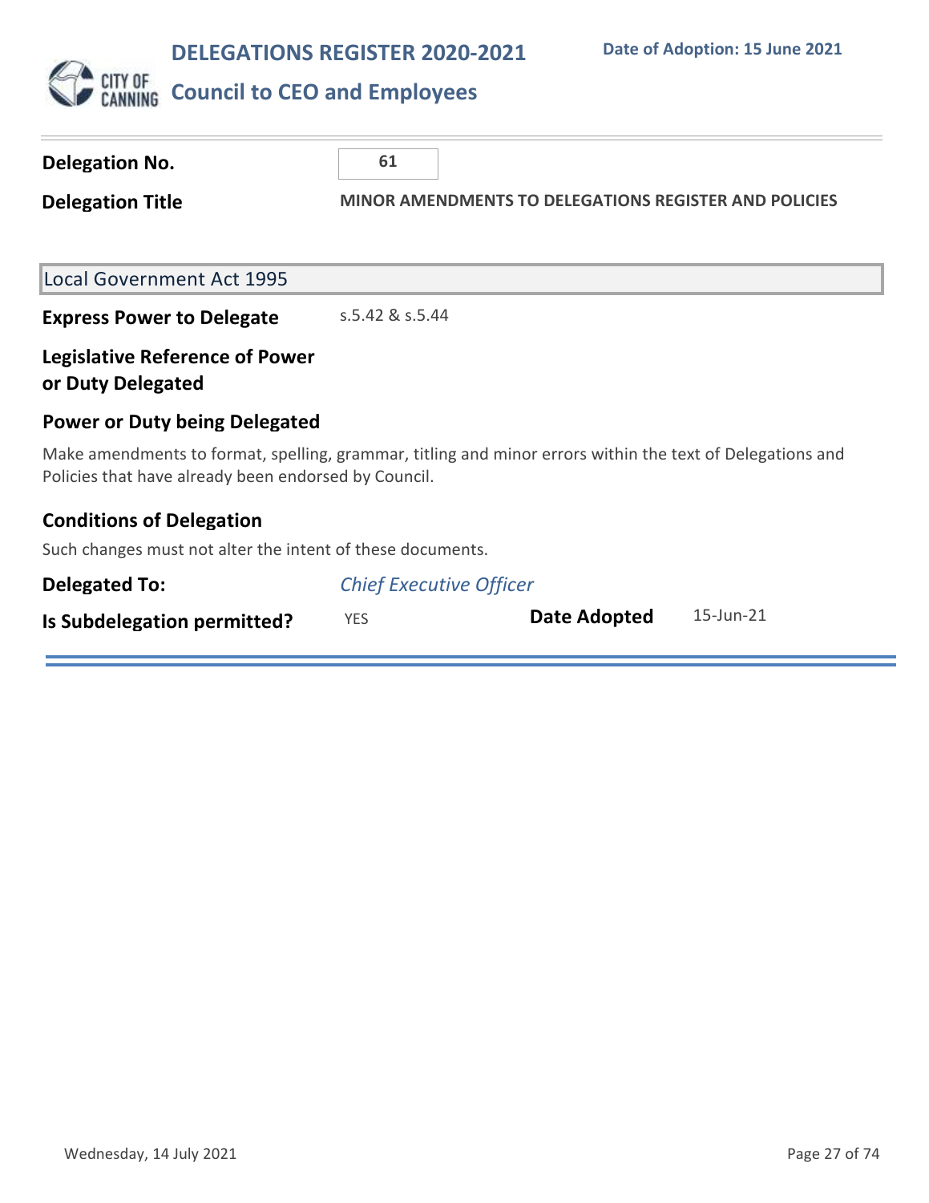# DELEGATIONS REGISTER 2020-2021

**Date of Adoption: 15 June 2021**

## Council to CEO and Employees

**Delegation No.** 61

**Delegation Title** MINOR AMENDMENTS TO DELEGATIONS REGISTER AND POLICIES

Local Government Act 1995

**Express Power to Delegate** s.5.42 & s.5.44

**Legislative Reference of Power or Duty Delegated**

**Power or Duty being Delegated**

Make amendments to format, spelling, grammar, titling and minor errors within the text of Delegations and Policies that have already been endorsed by Council.

**Conditions of Delegation**

Such changes must not alter the intent of these documents.

**Delegated To:** *Chief Executive Officer*

**Is Subdelegation permitted?** YES **Date Adopted** 15-Jun-21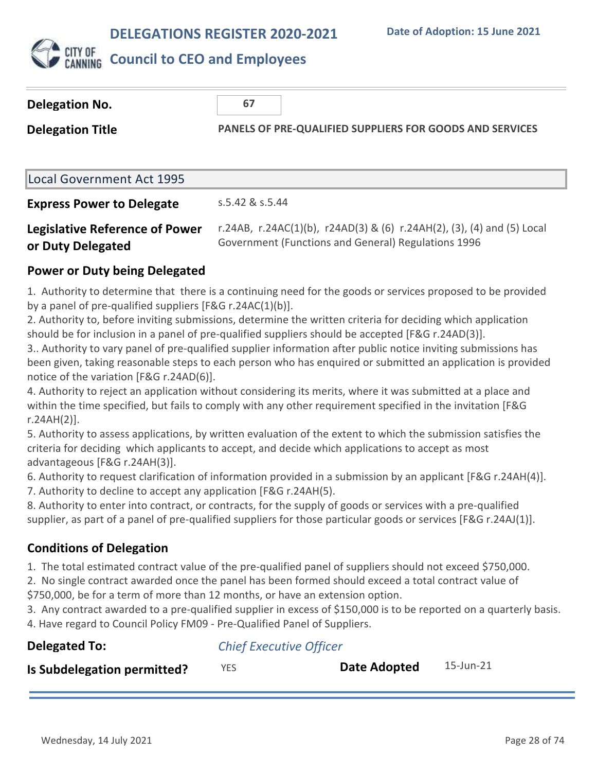# DELEGATIONS REGISTER 2020-2021

**Date of Adoption: 15 June 2021**

## Council to CEO and Employees

**Delegation No.** 67

**Delegation Title** PANELS OF PRE-QUALIFIED SUPPLIERS FOR GOODS AND SERVICES

### Local Government Act 1995

**Express Power to Delegate** s.5.42 & s.5.44

**Legislative Reference of Power or Duty Delegated** r.24AB, r.24AC(1)(b), r24AD(3) & (6) r.24AH(2), (3), (4) and (5) Local Government (Functions and General) Regulations 1996

### Power or Duty being Delegated

1. Authority to determine that there is a continuing need for the goods or services proposed to be provided by a panel of pre-qualified suppliers [F&G r.24AC(1)(b)].
2. Authority to, before inviting submissions, determine the written criteria for deciding which application should be for inclusion in a panel of pre-qualified suppliers should be accepted [F&G r.24AD(3)].
3.. Authority to vary panel of pre-qualified supplier information after public notice inviting submissions has been given, taking reasonable steps to each person who has enquired or submitted an application is provided notice of the variation [F&G r.24AD(6)].
4. Authority to reject an application without considering its merits, where it was submitted at a place and within the time specified, but fails to comply with any other requirement specified in the invitation [F&G r.24AH(2)].
5. Authority to assess applications, by written evaluation of the extent to which the submission satisfies the criteria for deciding which applicants to accept, and decide which applications to accept as most advantageous [F&G r.24AH(3)].
6. Authority to request clarification of information provided in a submission by an applicant [F&G r.24AH(4)].
7. Authority to decline to accept any application [F&G r.24AH(5).
8. Authority to enter into contract, or contracts, for the supply of goods or services with a pre-qualified supplier, as part of a panel of pre-qualified suppliers for those particular goods or services [F&G r.24AJ(1)].

### Conditions of Delegation

1. The total estimated contract value of the pre-qualified panel of suppliers should not exceed $750,000.
2. No single contract awarded once the panel has been formed should exceed a total contract value of $750,000, be for a term of more than 12 months, or have an extension option.
3. Any contract awarded to a pre-qualified supplier in excess of $150,000 is to be reported on a quarterly basis.
4. Have regard to Council Policy FM09 - Pre-Qualified Panel of Suppliers.

**Delegated To:** *Chief Executive Officer*

**Is Subdelegation permitted?** YES **Date Adopted** 15-Jun-21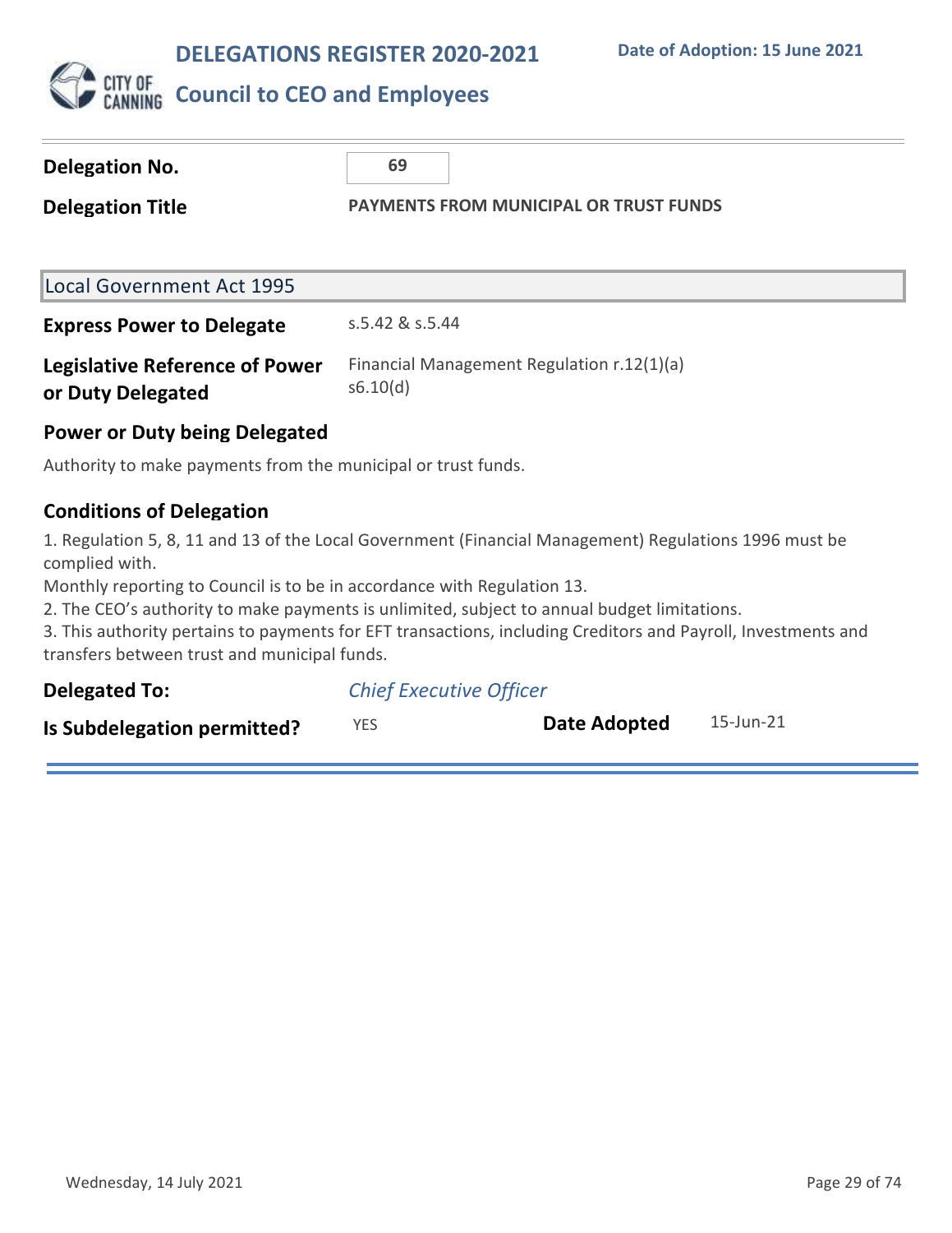# DELEGATIONS REGISTER 2020-2021

**Date of Adoption: 15 June 2021**

## Council to CEO and Employees

| | |
|---|---|
| **Delegation No.** | 69 |
| **Delegation Title** | **PAYMENTS FROM MUNICIPAL OR TRUST FUNDS** |

### Local Government Act 1995

| | |
|---|---|
| **Express Power to Delegate** | s.5.42 & s.5.44 |
| **Legislative Reference of Power or Duty Delegated** | Financial Management Regulation r.12(1)(a) s6.10(d) |

### Power or Duty being Delegated

Authority to make payments from the municipal or trust funds.

### Conditions of Delegation

1. Regulation 5, 8, 11 and 13 of the Local Government (Financial Management) Regulations 1996 must be complied with.
Monthly reporting to Council is to be in accordance with Regulation 13.
2. The CEO's authority to make payments is unlimited, subject to annual budget limitations.
3. This authority pertains to payments for EFT transactions, including Creditors and Payroll, Investments and transfers between trust and municipal funds.

| | | | |
|---|---|---|---|
| **Delegated To:** | *Chief Executive Officer* | | |
| **Is Subdelegation permitted?** | YES | **Date Adopted** | 15-Jun-21 |

Wednesday, 14 July 2021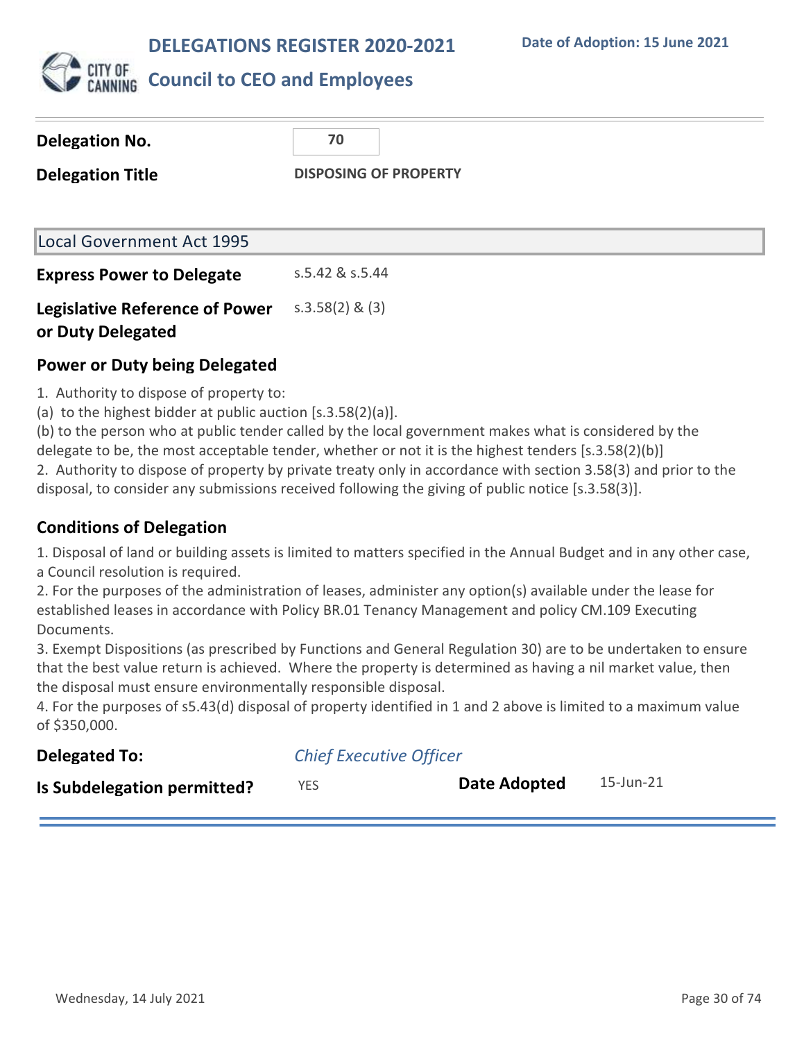# DELEGATIONS REGISTER 2020-2021

**Date of Adoption: 15 June 2021**

## Council to CEO and Employees

| | |
|---|---|
| **Delegation No.** | 70 |
| **Delegation Title** | DISPOSING OF PROPERTY |

### Local Government Act 1995

| | |
|---|---|
| **Express Power to Delegate** | s.5.42 & s.5.44 |
| **Legislative Reference of Power or Duty Delegated** | s.3.58(2) & (3) |

### Power or Duty being Delegated

1. Authority to dispose of property to:
(a) to the highest bidder at public auction [s.3.58(2)(a)].
(b) to the person who at public tender called by the local government makes what is considered by the delegate to be, the most acceptable tender, whether or not it is the highest tenders [s.3.58(2)(b)]
2. Authority to dispose of property by private treaty only in accordance with section 3.58(3) and prior to the disposal, to consider any submissions received following the giving of public notice [s.3.58(3)].

### Conditions of Delegation

1. Disposal of land or building assets is limited to matters specified in the Annual Budget and in any other case, a Council resolution is required.
2. For the purposes of the administration of leases, administer any option(s) available under the lease for established leases in accordance with Policy BR.01 Tenancy Management and policy CM.109 Executing Documents.
3. Exempt Dispositions (as prescribed by Functions and General Regulation 30) are to be undertaken to ensure that the best value return is achieved. Where the property is determined as having a nil market value, then the disposal must ensure environmentally responsible disposal.
4. For the purposes of s5.43(d) disposal of property identified in 1 and 2 above is limited to a maximum value of $350,000.

| | | | |
|---|---|---|---|
| **Delegated To:** | *Chief Executive Officer* | | |
| **Is Subdelegation permitted?** | YES | **Date Adopted** | 15-Jun-21 |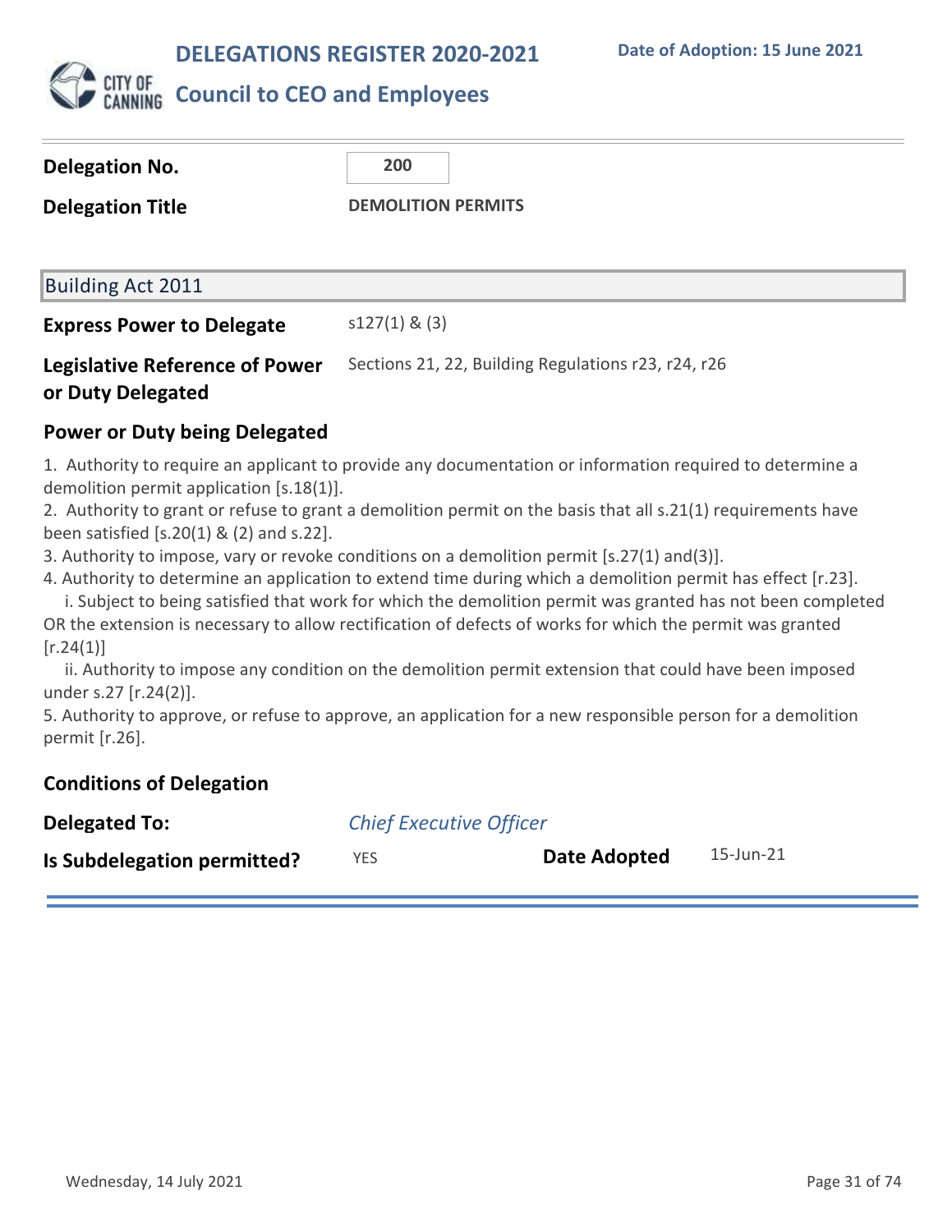# DELEGATIONS REGISTER 2020-2021

## Council to CEO and Employees

**Date of Adoption: 15 June 2021**

| | |
|---|---|
| **Delegation No.** | 200 |
| **Delegation Title** | DEMOLITION PERMITS |

### Building Act 2011

| | |
|---|---|
| **Express Power to Delegate** | s127(1) & (3) |
| **Legislative Reference of Power or Duty Delegated** | Sections 21, 22, Building Regulations r23, r24, r26 |

### Power or Duty being Delegated

1. Authority to require an applicant to provide any documentation or information required to determine a demolition permit application [s.18(1)].
2. Authority to grant or refuse to grant a demolition permit on the basis that all s.21(1) requirements have been satisfied [s.20(1) & (2) and s.22].
3. Authority to impose, vary or revoke conditions on a demolition permit [s.27(1) and(3)].
4. Authority to determine an application to extend time during which a demolition permit has effect [r.23].
   i. Subject to being satisfied that work for which the demolition permit was granted has not been completed OR the extension is necessary to allow rectification of defects of works for which the permit was granted [r.24(1)]
   ii. Authority to impose any condition on the demolition permit extension that could have been imposed under s.27 [r.24(2)].
5. Authority to approve, or refuse to approve, an application for a new responsible person for a demolition permit [r.26].

### Conditions of Delegation

| | | | |
|---|---|---|---|
| **Delegated To:** | *Chief Executive Officer* | | |
| **Is Subdelegation permitted?** | YES | **Date Adopted** | 15-Jun-21 |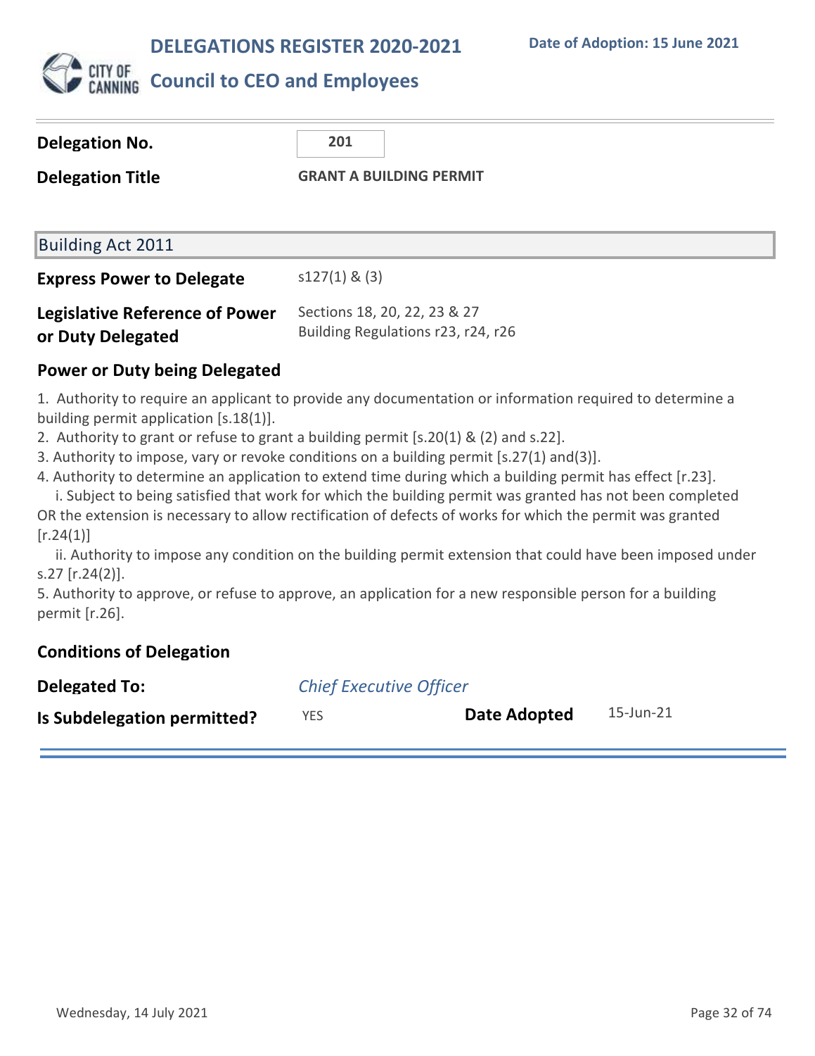# DELEGATIONS REGISTER 2020-2021

**Date of Adoption: 15 June 2021**

## Council to CEO and Employees

| | |
|---|---|
| **Delegation No.** | 201 |
| **Delegation Title** | **GRANT A BUILDING PERMIT** |

### Building Act 2011

| | |
|---|---|
| **Express Power to Delegate** | s127(1) & (3) |
| **Legislative Reference of Power or Duty Delegated** | Sections 18, 20, 22, 23 & 27<br>Building Regulations r23, r24, r26 |

**Power or Duty being Delegated**

1. Authority to require an applicant to provide any documentation or information required to determine a building permit application [s.18(1)].
2. Authority to grant or refuse to grant a building permit [s.20(1) & (2) and s.22].
3. Authority to impose, vary or revoke conditions on a building permit [s.27(1) and(3)].
4. Authority to determine an application to extend time during which a building permit has effect [r.23].
   i. Subject to being satisfied that work for which the building permit was granted has not been completed OR the extension is necessary to allow rectification of defects of works for which the permit was granted [r.24(1)]
   ii. Authority to impose any condition on the building permit extension that could have been imposed under s.27 [r.24(2)].
5. Authority to approve, or refuse to approve, an application for a new responsible person for a building permit [r.26].

**Conditions of Delegation**

| | | | |
|---|---|---|---|
| **Delegated To:** | *Chief Executive Officer* | | |
| **Is Subdelegation permitted?** | YES | **Date Adopted** | 15-Jun-21 |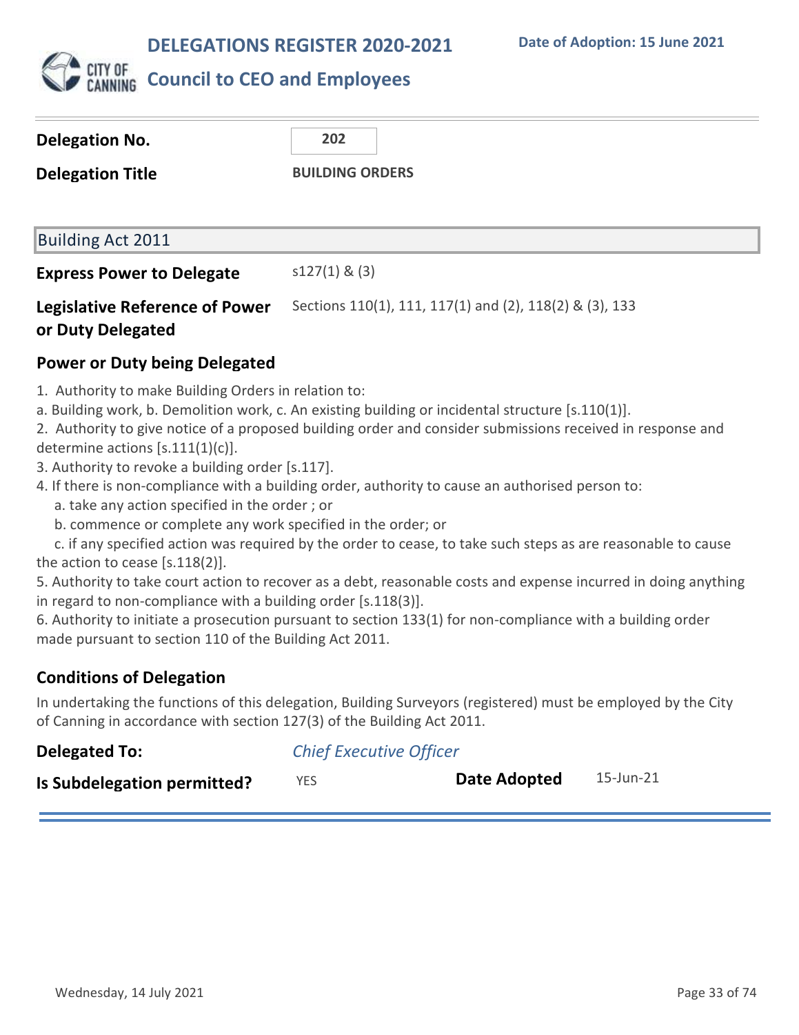# DELEGATIONS REGISTER 2020-2021

## Council to CEO and Employees

Date of Adoption: 15 June 2021

**Delegation No.** 202

**Delegation Title** BUILDING ORDERS

### Building Act 2011

**Express Power to Delegate** s127(1) & (3)

**Legislative Reference of Power or Duty Delegated** Sections 110(1), 111, 117(1) and (2), 118(2) & (3), 133

### Power or Duty being Delegated

1. Authority to make Building Orders in relation to:
a. Building work, b. Demolition work, c. An existing building or incidental structure [s.110(1)].
2. Authority to give notice of a proposed building order and consider submissions received in response and determine actions [s.111(1)(c)].
3. Authority to revoke a building order [s.117].
4. If there is non-compliance with a building order, authority to cause an authorised person to:
   a. take any action specified in the order ; or
   b. commence or complete any work specified in the order; or
   c. if any specified action was required by the order to cease, to take such steps as are reasonable to cause the action to cease [s.118(2)].
5. Authority to take court action to recover as a debt, reasonable costs and expense incurred in doing anything in regard to non-compliance with a building order [s.118(3)].
6. Authority to initiate a prosecution pursuant to section 133(1) for non-compliance with a building order made pursuant to section 110 of the Building Act 2011.

### Conditions of Delegation

In undertaking the functions of this delegation, Building Surveyors (registered) must be employed by the City of Canning in accordance with section 127(3) of the Building Act 2011.

**Delegated To:** *Chief Executive Officer*

**Is Subdelegation permitted?** YES **Date Adopted** 15-Jun-21

Wednesday, 14 July 2021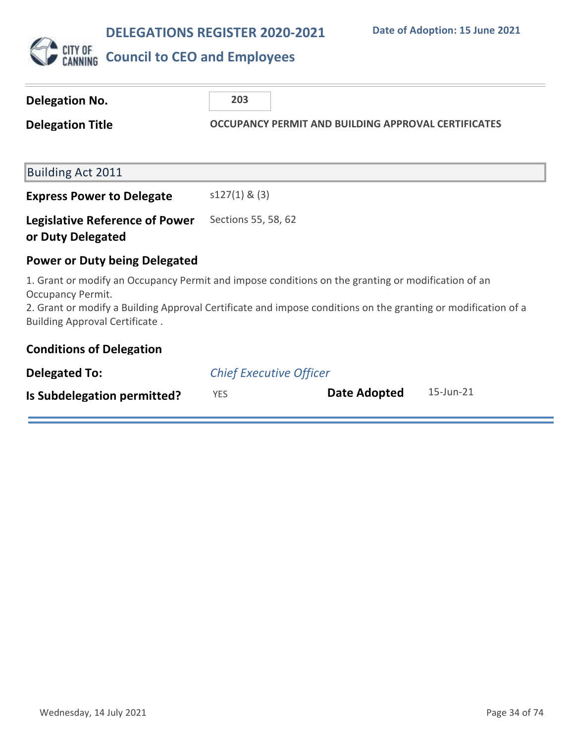# DELEGATIONS REGISTER 2020-2021

**Date of Adoption: 15 June 2021**

## Council to CEO and Employees

**Delegation No.** 203

**Delegation Title** OCCUPANCY PERMIT AND BUILDING APPROVAL CERTIFICATES

### Building Act 2011

**Express Power to Delegate** s127(1) & (3)

**Legislative Reference of Power or Duty Delegated** Sections 55, 58, 62

**Power or Duty being Delegated**

1. Grant or modify an Occupancy Permit and impose conditions on the granting or modification of an Occupancy Permit.
2. Grant or modify a Building Approval Certificate and impose conditions on the granting or modification of a Building Approval Certificate .

**Conditions of Delegation**

**Delegated To:** *Chief Executive Officer*

**Is Subdelegation permitted?** YES

**Date Adopted** 15-Jun-21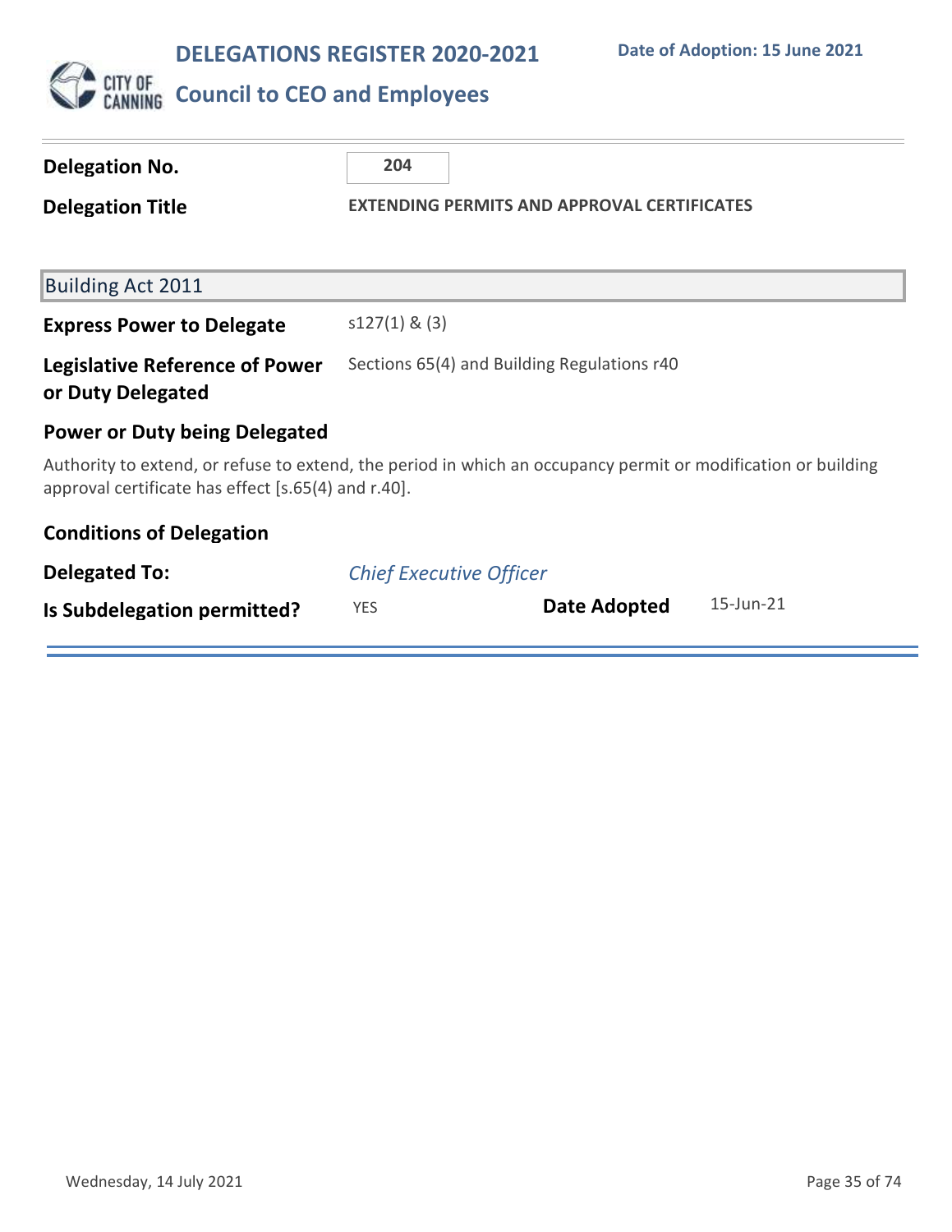# DELEGATIONS REGISTER 2020-2021

**Date of Adoption: 15 June 2021**

## Council to CEO and Employees

| | |
|---|---|
| **Delegation No.** | **204** |
| **Delegation Title** | **EXTENDING PERMITS AND APPROVAL CERTIFICATES** |

### Building Act 2011

| | |
|---|---|
| **Express Power to Delegate** | s127(1) & (3) |
| **Legislative Reference of Power or Duty Delegated** | Sections 65(4) and Building Regulations r40 |

**Power or Duty being Delegated**

Authority to extend, or refuse to extend, the period in which an occupancy permit or modification or building approval certificate has effect [s.65(4) and r.40].

**Conditions of Delegation**

| | | | |
|---|---|---|---|
| **Delegated To:** | *Chief Executive Officer* | | |
| **Is Subdelegation permitted?** | YES | **Date Adopted** | 15-Jun-21 |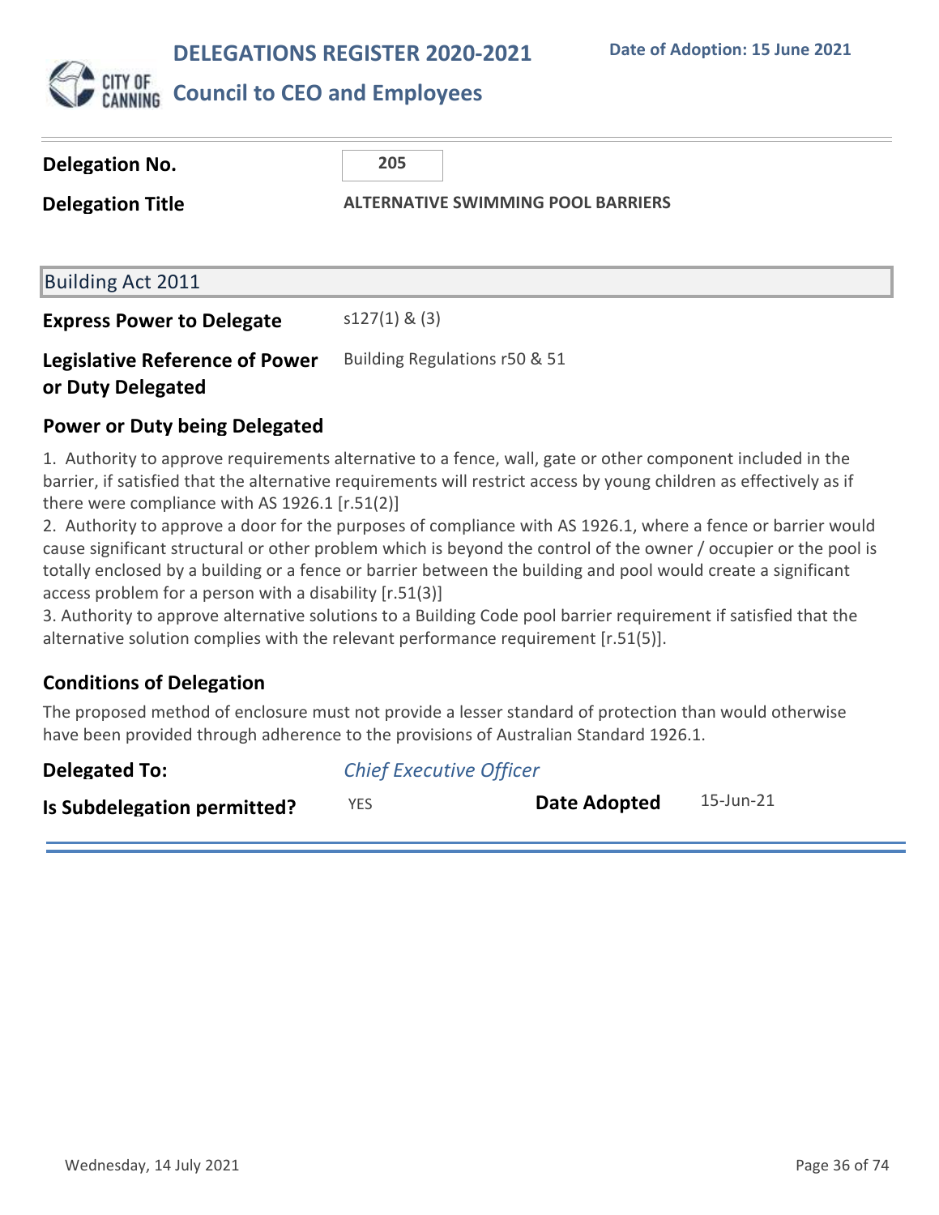# DELEGATIONS REGISTER 2020-2021

**Date of Adoption: 15 June 2021**

## Council to CEO and Employees

| | |
|---|---|
| **Delegation No.** | 205 |
| **Delegation Title** | ALTERNATIVE SWIMMING POOL BARRIERS |

### Building Act 2011

| | |
|---|---|
| **Express Power to Delegate** | s127(1) & (3) |
| **Legislative Reference of Power or Duty Delegated** | Building Regulations r50 & 51 |

### Power or Duty being Delegated

1. Authority to approve requirements alternative to a fence, wall, gate or other component included in the barrier, if satisfied that the alternative requirements will restrict access by young children as effectively as if there were compliance with AS 1926.1 [r.51(2)]
2. Authority to approve a door for the purposes of compliance with AS 1926.1, where a fence or barrier would cause significant structural or other problem which is beyond the control of the owner / occupier or the pool is totally enclosed by a building or a fence or barrier between the building and pool would create a significant access problem for a person with a disability [r.51(3)]
3. Authority to approve alternative solutions to a Building Code pool barrier requirement if satisfied that the alternative solution complies with the relevant performance requirement [r.51(5)].

### Conditions of Delegation

The proposed method of enclosure must not provide a lesser standard of protection than would otherwise have been provided through adherence to the provisions of Australian Standard 1926.1.

| | | | |
|---|---|---|---|
| **Delegated To:** | *Chief Executive Officer* | | |
| **Is Subdelegation permitted?** | YES | **Date Adopted** | 15-Jun-21 |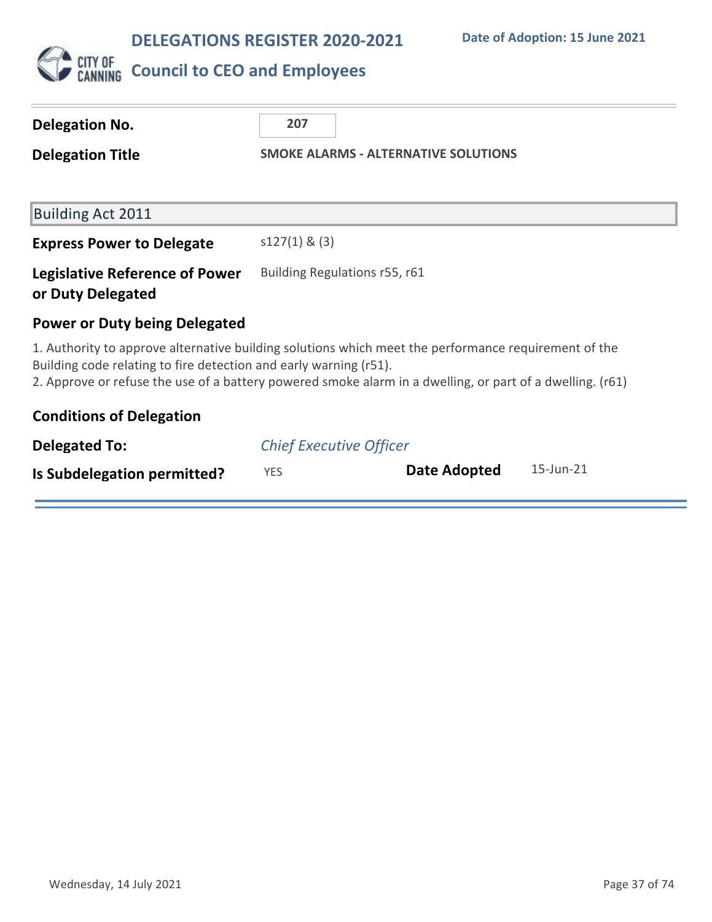# DELEGATIONS REGISTER 2020-2021

Date of Adoption: 15 June 2021

## Council to CEO and Employees

**Delegation No.** 207

**Delegation Title** SMOKE ALARMS - ALTERNATIVE SOLUTIONS

### Building Act 2011

**Express Power to Delegate** s127(1) & (3)

**Legislative Reference of Power or Duty Delegated** Building Regulations r55, r61

**Power or Duty being Delegated**

1. Authority to approve alternative building solutions which meet the performance requirement of the Building code relating to fire detection and early warning (r51).
2. Approve or refuse the use of a battery powered smoke alarm in a dwelling, or part of a dwelling. (r61)

**Conditions of Delegation**

**Delegated To:** *Chief Executive Officer*

**Is Subdelegation permitted?** YES **Date Adopted** 15-Jun-21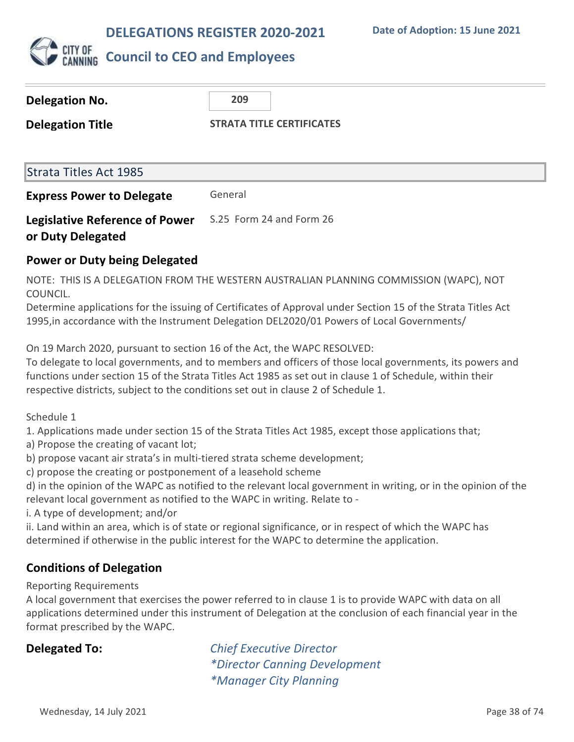# DELEGATIONS REGISTER 2020-2021

**Date of Adoption: 15 June 2021**

## Council to CEO and Employees

| | |
|---|---|
| **Delegation No.** | 209 |
| **Delegation Title** | **STRATA TITLE CERTIFICATES** |

### Strata Titles Act 1985

| | |
|---|---|
| **Express Power to Delegate** | General |
| **Legislative Reference of Power or Duty Delegated** | S.25 Form 24 and Form 26 |

### Power or Duty being Delegated

NOTE: THIS IS A DELEGATION FROM THE WESTERN AUSTRALIAN PLANNING COMMISSION (WAPC), NOT COUNCIL.
Determine applications for the issuing of Certificates of Approval under Section 15 of the Strata Titles Act 1995,in accordance with the Instrument Delegation DEL2020/01 Powers of Local Governments/

On 19 March 2020, pursuant to section 16 of the Act, the WAPC RESOLVED:
To delegate to local governments, and to members and officers of those local governments, its powers and functions under section 15 of the Strata Titles Act 1985 as set out in clause 1 of Schedule, within their respective districts, subject to the conditions set out in clause 2 of Schedule 1.

Schedule 1
1. Applications made under section 15 of the Strata Titles Act 1985, except those applications that;
a) Propose the creating of vacant lot;
b) propose vacant air strata's in multi-tiered strata scheme development;
c) propose the creating or postponement of a leasehold scheme
d) in the opinion of the WAPC as notified to the relevant local government in writing, or in the opinion of the relevant local government as notified to the WAPC in writing. Relate to -
i. A type of development; and/or
ii. Land within an area, which is of state or regional significance, or in respect of which the WAPC has determined if otherwise in the public interest for the WAPC to determine the application.

### Conditions of Delegation

Reporting Requirements
A local government that exercises the power referred to in clause 1 is to provide WAPC with data on all applications determined under this instrument of Delegation at the conclusion of each financial year in the format prescribed by the WAPC.

**Delegated To:**

*Chief Executive Director*
**Director Canning Development*
**Manager City Planning*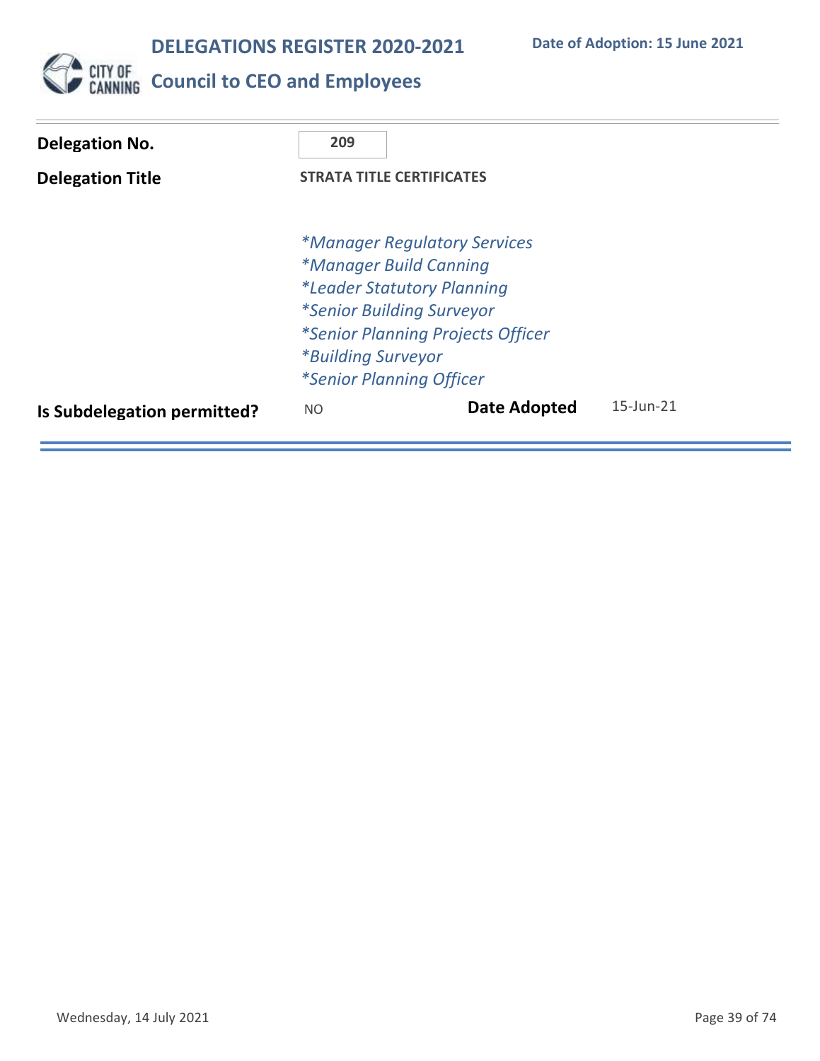**DELEGATIONS REGISTER 2020-2021**

**Date of Adoption: 15 June 2021**

**Council to CEO and Employees**

| | |
|---|---|
| **Delegation No.** | 209 |
| **Delegation Title** | STRATA TITLE CERTIFICATES |

*Manager Regulatory Services
*Manager Build Canning
*Leader Statutory Planning
*Senior Building Surveyor
*Senior Planning Projects Officer
*Building Surveyor
*Senior Planning Officer

| | | | |
|---|---|---|---|
| **Is Subdelegation permitted?** | NO | **Date Adopted** | 15-Jun-21 |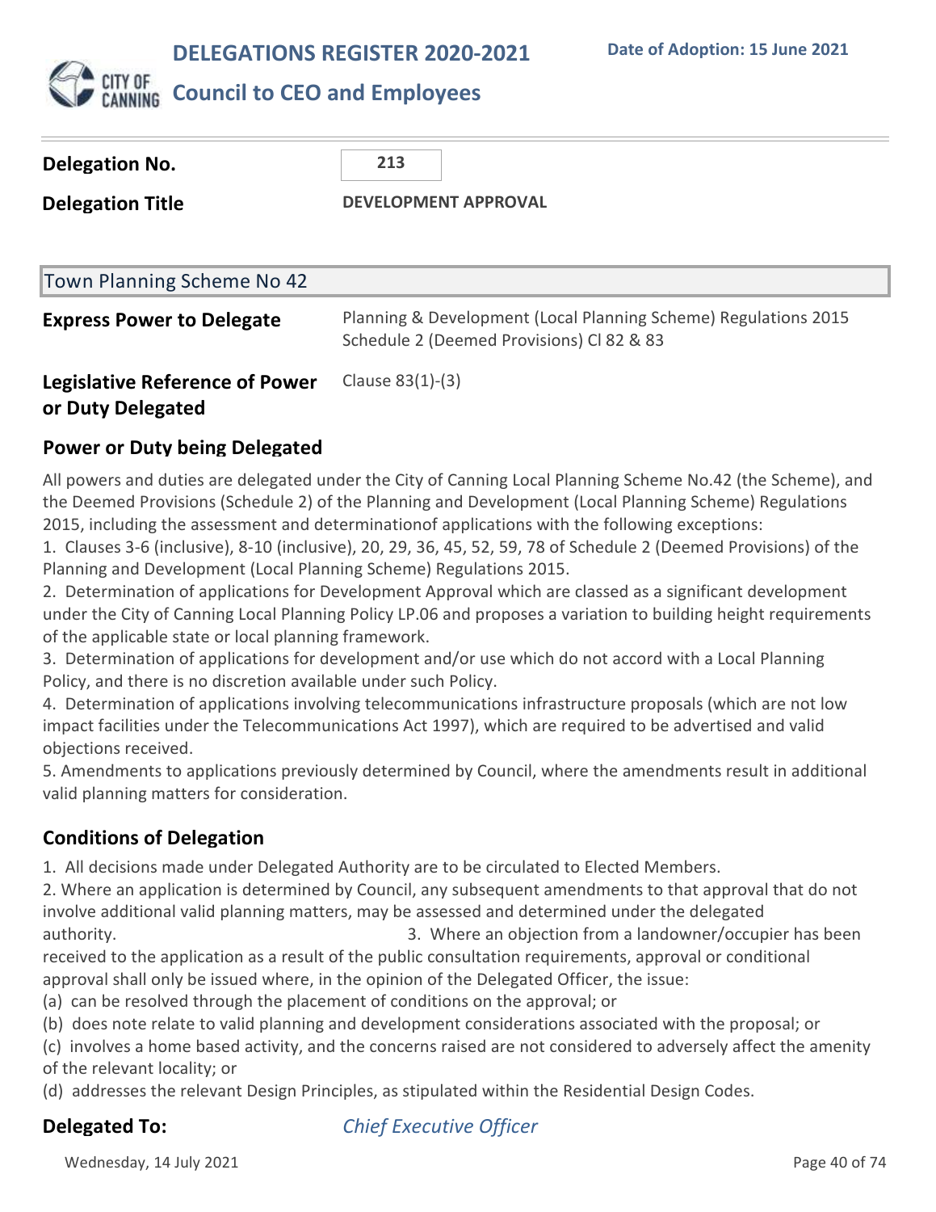# DELEGATIONS REGISTER 2020-2021

**Date of Adoption: 15 June 2021**

## Council to CEO and Employees

| | |
|---|---|
| **Delegation No.** | 213 |
| **Delegation Title** | DEVELOPMENT APPROVAL |

### Town Planning Scheme No 42

| | |
|---|---|
| **Express Power to Delegate** | Planning & Development (Local Planning Scheme) Regulations 2015 Schedule 2 (Deemed Provisions) Cl 82 & 83 |
| **Legislative Reference of Power or Duty Delegated** | Clause 83(1)-(3) |

### Power or Duty being Delegated

All powers and duties are delegated under the City of Canning Local Planning Scheme No.42 (the Scheme), and the Deemed Provisions (Schedule 2) of the Planning and Development (Local Planning Scheme) Regulations 2015, including the assessment and determinationof applications with the following exceptions:

1. Clauses 3-6 (inclusive), 8-10 (inclusive), 20, 29, 36, 45, 52, 59, 78 of Schedule 2 (Deemed Provisions) of the Planning and Development (Local Planning Scheme) Regulations 2015.
2. Determination of applications for Development Approval which are classed as a significant development under the City of Canning Local Planning Policy LP.06 and proposes a variation to building height requirements of the applicable state or local planning framework.
3. Determination of applications for development and/or use which do not accord with a Local Planning Policy, and there is no discretion available under such Policy.
4. Determination of applications involving telecommunications infrastructure proposals (which are not low impact facilities under the Telecommunications Act 1997), which are required to be advertised and valid objections received.
5. Amendments to applications previously determined by Council, where the amendments result in additional valid planning matters for consideration.

### Conditions of Delegation

1. All decisions made under Delegated Authority are to be circulated to Elected Members.
2. Where an application is determined by Council, any subsequent amendments to that approval that do not involve additional valid planning matters, may be assessed and determined under the delegated authority.
3. Where an objection from a landowner/occupier has been received to the application as a result of the public consultation requirements, approval or conditional approval shall only be issued where, in the opinion of the Delegated Officer, the issue:

(a) can be resolved through the placement of conditions on the approval; or
(b) does note relate to valid planning and development considerations associated with the proposal; or
(c) involves a home based activity, and the concerns raised are not considered to adversely affect the amenity of the relevant locality; or
(d) addresses the relevant Design Principles, as stipulated within the Residential Design Codes.

**Delegated To:** *Chief Executive Officer*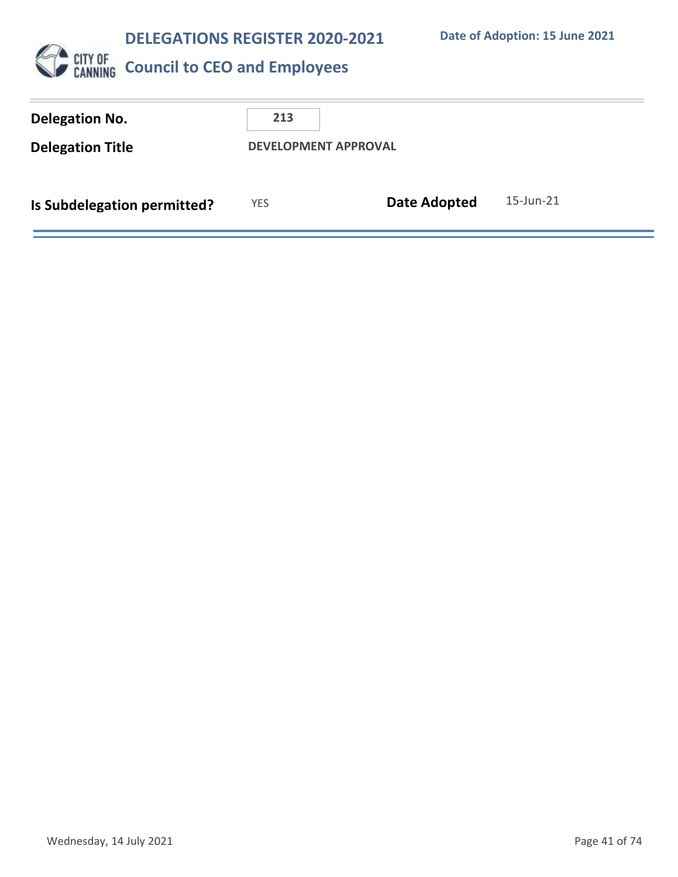# DELEGATIONS REGISTER 2020-2021

## Council to CEO and Employees

Date of Adoption: 15 June 2021

| | | | |
|---|---|---|---|
| **Delegation No.** | **213** | | |
| **Delegation Title** | **DEVELOPMENT APPROVAL** | | |
| **Is Subdelegation permitted?** | YES | **Date Adopted** | 15-Jun-21 |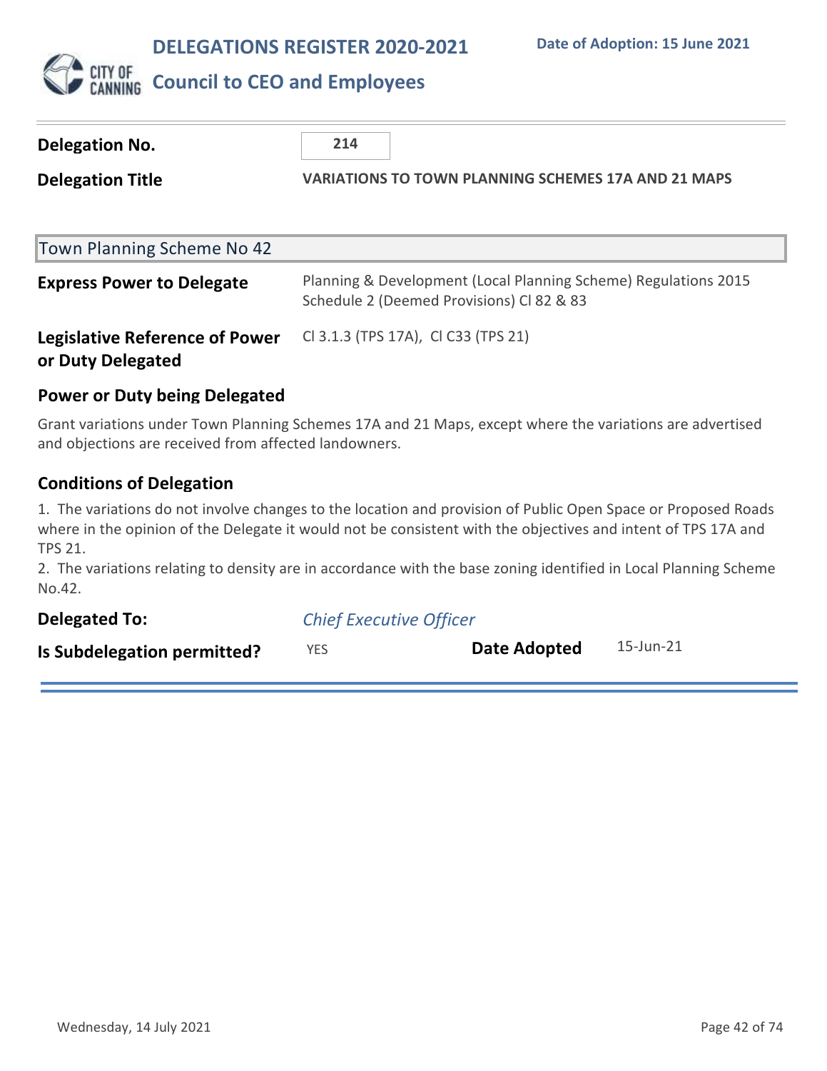# DELEGATIONS REGISTER 2020-2021

**Date of Adoption: 15 June 2021**

## Council to CEO and Employees

| | |
|---|---|
| **Delegation No.** | 214 |
| **Delegation Title** | **VARIATIONS TO TOWN PLANNING SCHEMES 17A AND 21 MAPS** |

### Town Planning Scheme No 42

| | |
|---|---|
| **Express Power to Delegate** | Planning & Development (Local Planning Scheme) Regulations 2015 Schedule 2 (Deemed Provisions) Cl 82 & 83 |
| **Legislative Reference of Power or Duty Delegated** | Cl 3.1.3 (TPS 17A), Cl C33 (TPS 21) |

### Power or Duty being Delegated

Grant variations under Town Planning Schemes 17A and 21 Maps, except where the variations are advertised and objections are received from affected landowners.

### Conditions of Delegation

1. The variations do not involve changes to the location and provision of Public Open Space or Proposed Roads where in the opinion of the Delegate it would not be consistent with the objectives and intent of TPS 17A and TPS 21.
2. The variations relating to density are in accordance with the base zoning identified in Local Planning Scheme No.42.

| | | | |
|---|---|---|---|
| **Delegated To:** | *Chief Executive Officer* | | |
| **Is Subdelegation permitted?** | YES | **Date Adopted** | 15-Jun-21 |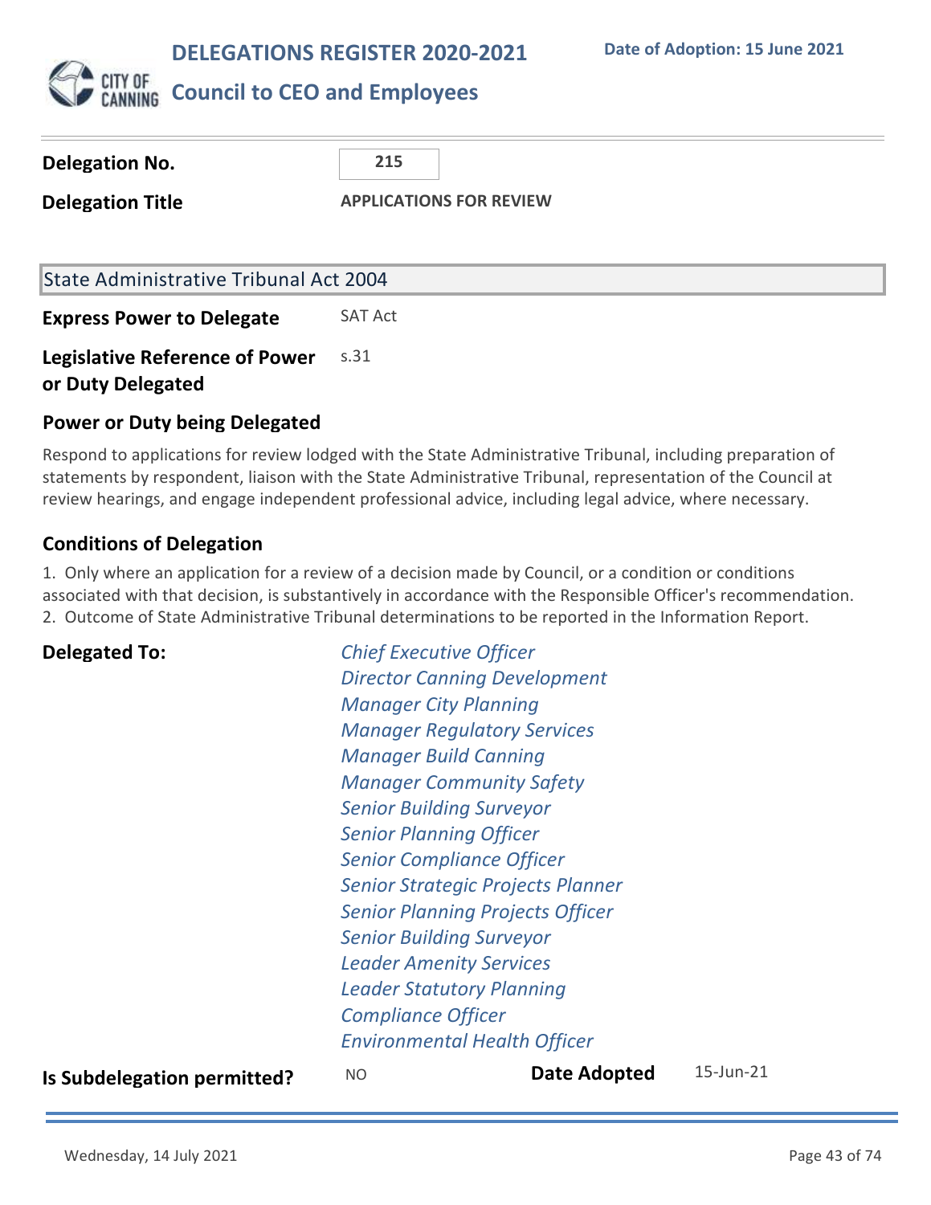# DELEGATIONS REGISTER 2020-2021

**Date of Adoption: 15 June 2021**

## Council to CEO and Employees

**Delegation No.** 215

**Delegation Title** APPLICATIONS FOR REVIEW

State Administrative Tribunal Act 2004

**Express Power to Delegate** SAT Act

**Legislative Reference of Power or Duty Delegated** s.31

### Power or Duty being Delegated

Respond to applications for review lodged with the State Administrative Tribunal, including preparation of statements by respondent, liaison with the State Administrative Tribunal, representation of the Council at review hearings, and engage independent professional advice, including legal advice, where necessary.

### Conditions of Delegation

1. Only where an application for a review of a decision made by Council, or a condition or conditions associated with that decision, is substantively in accordance with the Responsible Officer's recommendation.
2. Outcome of State Administrative Tribunal determinations to be reported in the Information Report.

**Delegated To:**

*Chief Executive Officer*
*Director Canning Development*
*Manager City Planning*
*Manager Regulatory Services*
*Manager Build Canning*
*Manager Community Safety*
*Senior Building Surveyor*
*Senior Planning Officer*
*Senior Compliance Officer*
*Senior Strategic Projects Planner*
*Senior Planning Projects Officer*
*Senior Building Surveyor*
*Leader Amenity Services*
*Leader Statutory Planning*
*Compliance Officer*
*Environmental Health Officer*

**Is Subdelegation permitted?** NO

**Date Adopted** 15-Jun-21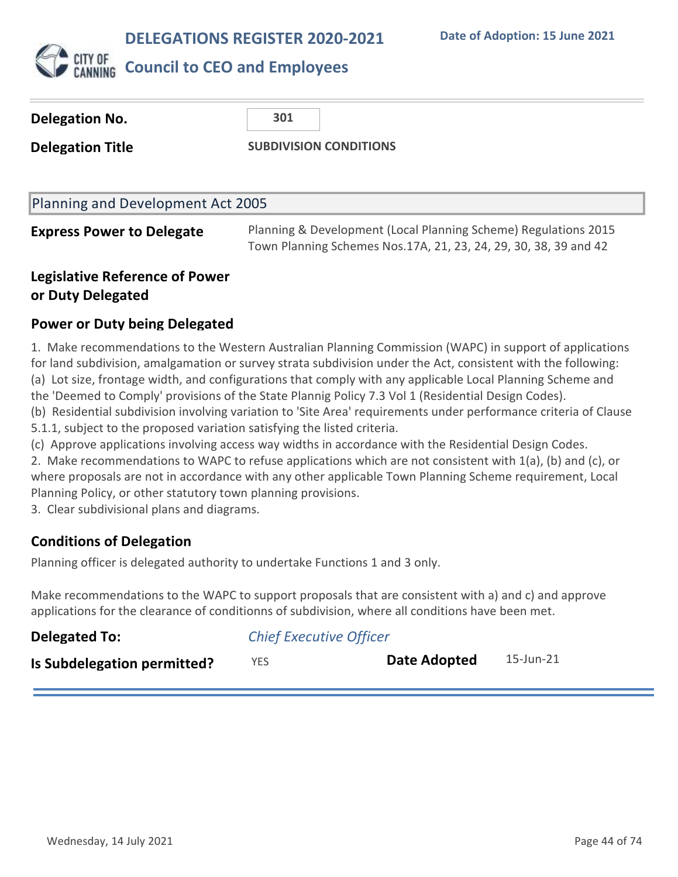# DELEGATIONS REGISTER 2020-2021

**Date of Adoption: 15 June 2021**

## Council to CEO and Employees

| | |
|---|---|
| **Delegation No.** | **301** |
| **Delegation Title** | **SUBDIVISION CONDITIONS** |

### Planning and Development Act 2005

| | |
|---|---|
| **Express Power to Delegate** | Planning & Development (Local Planning Scheme) Regulations 2015<br>Town Planning Schemes Nos.17A, 21, 23, 24, 29, 30, 38, 39 and 42 |
| **Legislative Reference of Power or Duty Delegated** | |

### Power or Duty being Delegated

1. Make recommendations to the Western Australian Planning Commission (WAPC) in support of applications for land subdivision, amalgamation or survey strata subdivision under the Act, consistent with the following:
(a) Lot size, frontage width, and configurations that comply with any applicable Local Planning Scheme and the 'Deemed to Comply' provisions of the State Plannig Policy 7.3 Vol 1 (Residential Design Codes).
(b) Residential subdivision involving variation to 'Site Area' requirements under performance criteria of Clause 5.1.1, subject to the proposed variation satisfying the listed criteria.
(c) Approve applications involving access way widths in accordance with the Residential Design Codes.
2. Make recommendations to WAPC to refuse applications which are not consistent with 1(a), (b) and (c), or where proposals are not in accordance with any other applicable Town Planning Scheme requirement, Local Planning Policy, or other statutory town planning provisions.
3. Clear subdivisional plans and diagrams.

### Conditions of Delegation

Planning officer is delegated authority to undertake Functions 1 and 3 only.

Make recommendations to the WAPC to support proposals that are consistent with a) and c) and approve applications for the clearance of conditionns of subdivision, where all conditions have been met.

| | | | |
|---|---|---|---|
| **Delegated To:** | *Chief Executive Officer* | | |
| **Is Subdelegation permitted?** | YES | **Date Adopted** | 15-Jun-21 |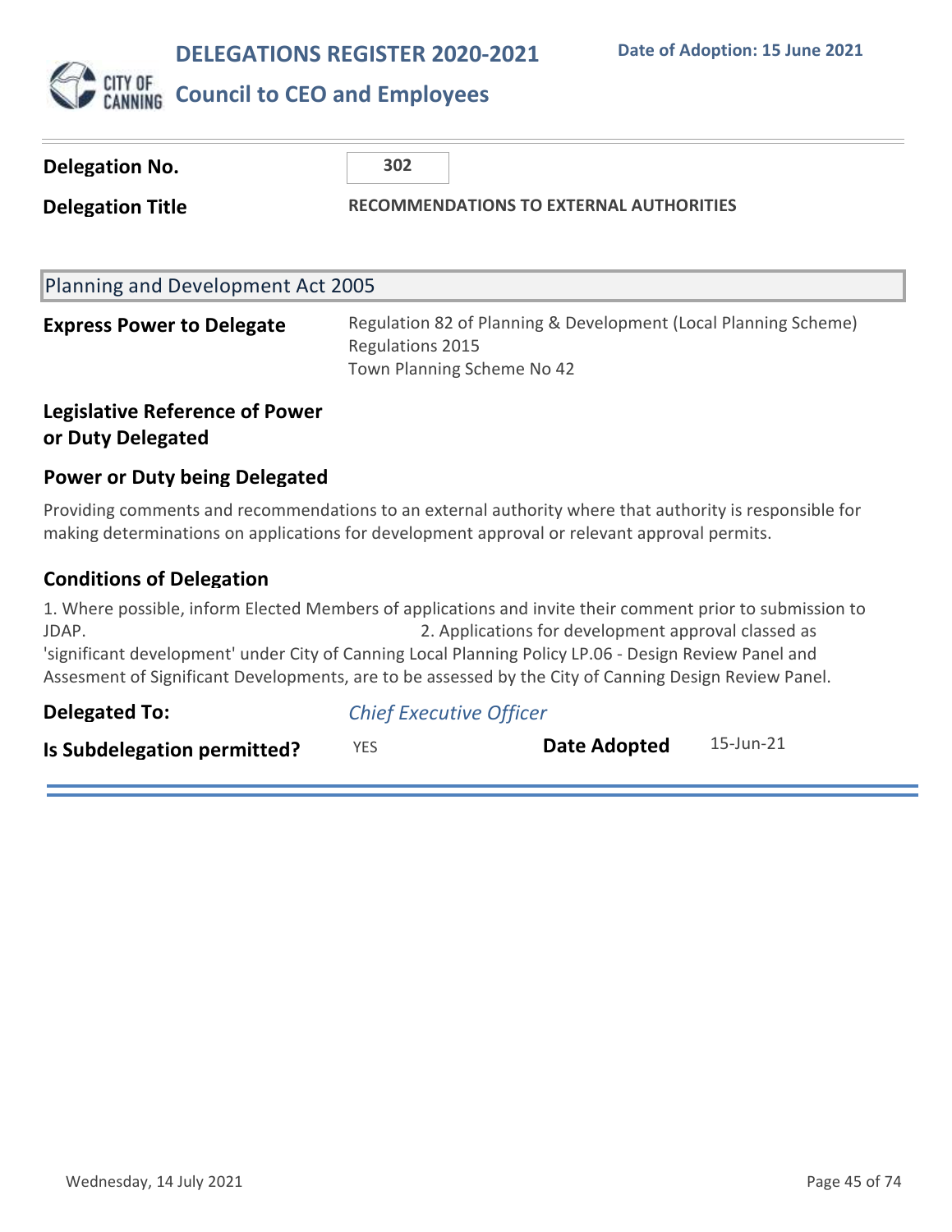# DELEGATIONS REGISTER 2020-2021

## Council to CEO and Employees

**Date of Adoption: 15 June 2021**

**Delegation No.** 302

**Delegation Title** RECOMMENDATIONS TO EXTERNAL AUTHORITIES

### Planning and Development Act 2005

**Express Power to Delegate**
Regulation 82 of Planning & Development (Local Planning Scheme) Regulations 2015
Town Planning Scheme No 42

**Legislative Reference of Power or Duty Delegated**

**Power or Duty being Delegated**

Providing comments and recommendations to an external authority where that authority is responsible for making determinations on applications for development approval or relevant approval permits.

**Conditions of Delegation**

1. Where possible, inform Elected Members of applications and invite their comment prior to submission to JDAP. 2. Applications for development approval classed as 'significant development' under City of Canning Local Planning Policy LP.06 - Design Review Panel and Assesment of Significant Developments, are to be assessed by the City of Canning Design Review Panel.

**Delegated To:** *Chief Executive Officer*

**Is Subdelegation permitted?** YES **Date Adopted** 15-Jun-21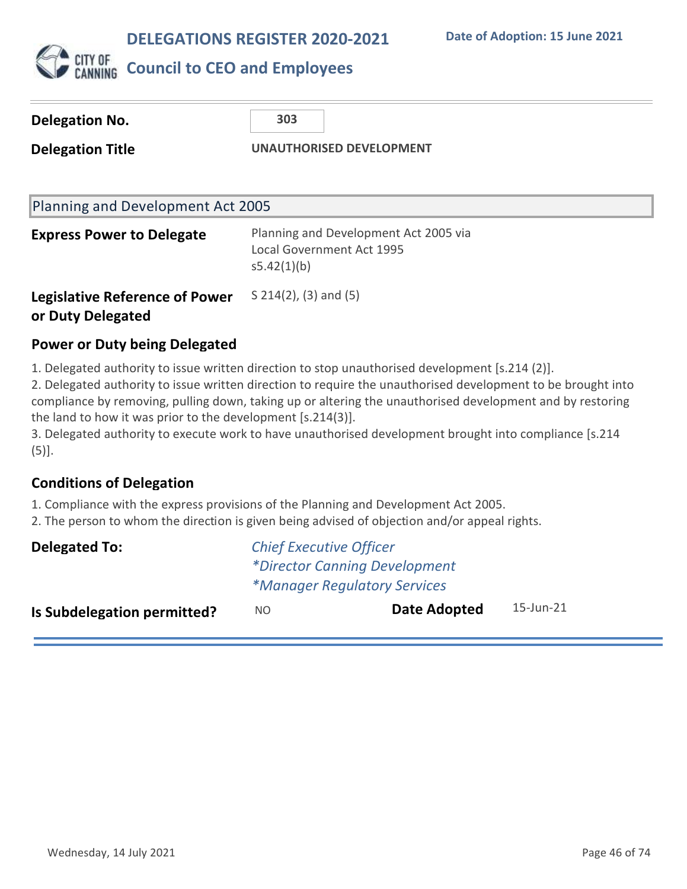# DELEGATIONS REGISTER 2020-2021

**Date of Adoption: 15 June 2021**

## Council to CEO and Employees

| | |
|---|---|
| **Delegation No.** | **303** |
| **Delegation Title** | **UNAUTHORISED DEVELOPMENT** |

### Planning and Development Act 2005

| | |
|---|---|
| **Express Power to Delegate** | Planning and Development Act 2005 via Local Government Act 1995 s5.42(1)(b) |
| **Legislative Reference of Power or Duty Delegated** | S 214(2), (3) and (5) |

### Power or Duty being Delegated

1. Delegated authority to issue written direction to stop unauthorised development [s.214 (2)].
2. Delegated authority to issue written direction to require the unauthorised development to be brought into compliance by removing, pulling down, taking up or altering the unauthorised development and by restoring the land to how it was prior to the development [s.214(3)].
3. Delegated authority to execute work to have unauthorised development brought into compliance [s.214 (5)].

### Conditions of Delegation

1. Compliance with the express provisions of the Planning and Development Act 2005.
2. The person to whom the direction is given being advised of objection and/or appeal rights.

**Delegated To:**

*Chief Executive Officer*
*\*Director Canning Development*
*\*Manager Regulatory Services*

| | | | |
|---|---|---|---|
| **Is Subdelegation permitted?** | NO | **Date Adopted** | 15-Jun-21 |

Wednesday, 14 July 2021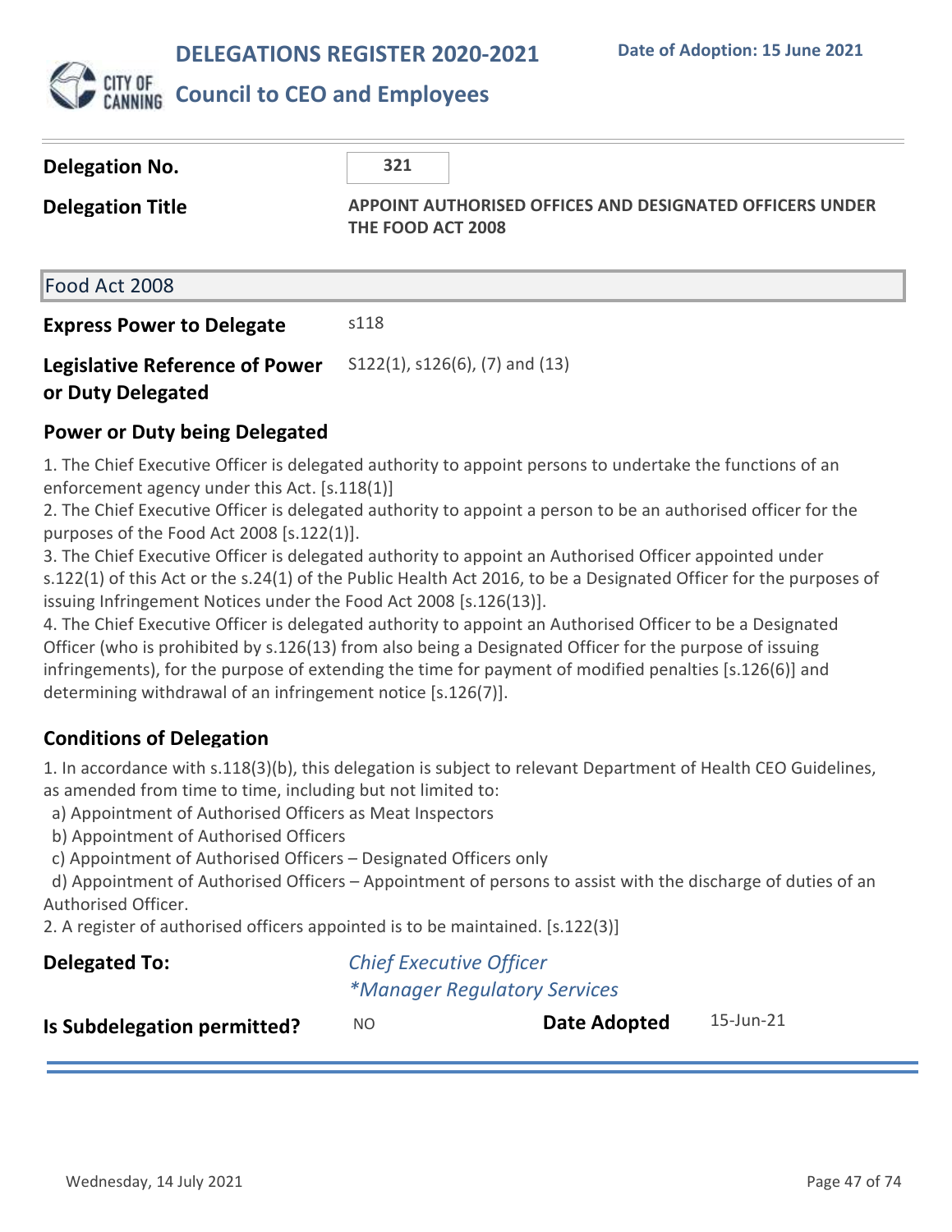# DELEGATIONS REGISTER 2020-2021

**Date of Adoption: 15 June 2021**

## Council to CEO and Employees

**Delegation No.** 321

**Delegation Title** APPOINT AUTHORISED OFFICES AND DESIGNATED OFFICERS UNDER THE FOOD ACT 2008

### Food Act 2008

**Express Power to Delegate** s118

**Legislative Reference of Power or Duty Delegated** S122(1), s126(6), (7) and (13)

### Power or Duty being Delegated

1. The Chief Executive Officer is delegated authority to appoint persons to undertake the functions of an enforcement agency under this Act. [s.118(1)]
2. The Chief Executive Officer is delegated authority to appoint a person to be an authorised officer for the purposes of the Food Act 2008 [s.122(1)].
3. The Chief Executive Officer is delegated authority to appoint an Authorised Officer appointed under s.122(1) of this Act or the s.24(1) of the Public Health Act 2016, to be a Designated Officer for the purposes of issuing Infringement Notices under the Food Act 2008 [s.126(13)].
4. The Chief Executive Officer is delegated authority to appoint an Authorised Officer to be a Designated Officer (who is prohibited by s.126(13) from also being a Designated Officer for the purpose of issuing infringements), for the purpose of extending the time for payment of modified penalties [s.126(6)] and determining withdrawal of an infringement notice [s.126(7)].

### Conditions of Delegation

1. In accordance with s.118(3)(b), this delegation is subject to relevant Department of Health CEO Guidelines, as amended from time to time, including but not limited to:
   a) Appointment of Authorised Officers as Meat Inspectors
   b) Appointment of Authorised Officers
   c) Appointment of Authorised Officers – Designated Officers only
   d) Appointment of Authorised Officers – Appointment of persons to assist with the discharge of duties of an Authorised Officer.
2. A register of authorised officers appointed is to be maintained. [s.122(3)]

**Delegated To:** *Chief Executive Officer*
*\*Manager Regulatory Services*

**Is Subdelegation permitted?** NO **Date Adopted** 15-Jun-21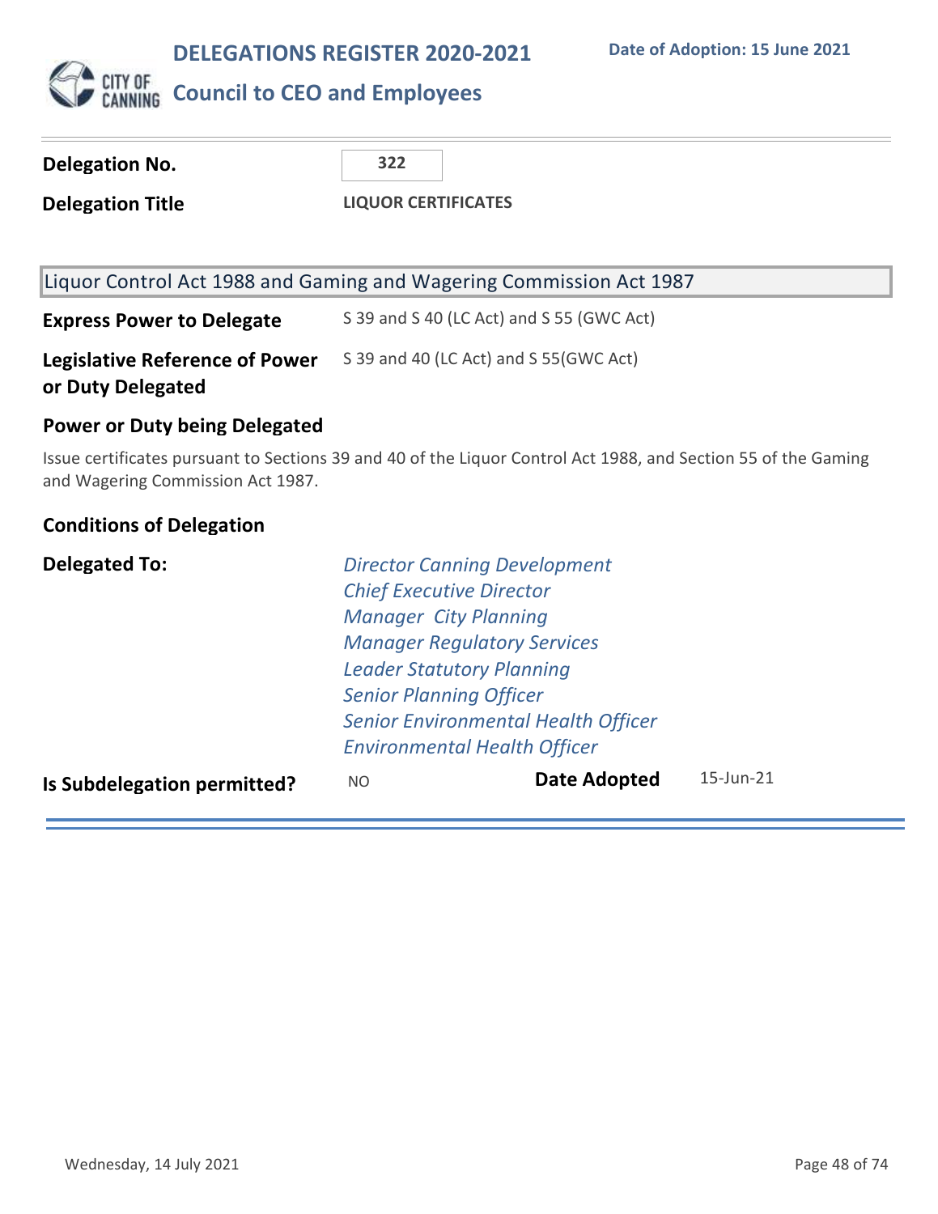# DELEGATIONS REGISTER 2020-2021

**Date of Adoption: 15 June 2021**

## Council to CEO and Employees

| | |
|---|---|
| **Delegation No.** | 322 |
| **Delegation Title** | LIQUOR CERTIFICATES |

### Liquor Control Act 1988 and Gaming and Wagering Commission Act 1987

| | |
|---|---|
| **Express Power to Delegate** | S 39 and S 40 (LC Act) and S 55 (GWC Act) |
| **Legislative Reference of Power or Duty Delegated** | S 39 and 40 (LC Act) and S 55(GWC Act) |

**Power or Duty being Delegated**

Issue certificates pursuant to Sections 39 and 40 of the Liquor Control Act 1988, and Section 55 of the Gaming and Wagering Commission Act 1987.

**Conditions of Delegation**

**Delegated To:**

*Director Canning Development*
*Chief Executive Director*
*Manager City Planning*
*Manager Regulatory Services*
*Leader Statutory Planning*
*Senior Planning Officer*
*Senior Environmental Health Officer*
*Environmental Health Officer*

| | | | |
|---|---|---|---|
| **Is Subdelegation permitted?** | NO | **Date Adopted** | 15-Jun-21 |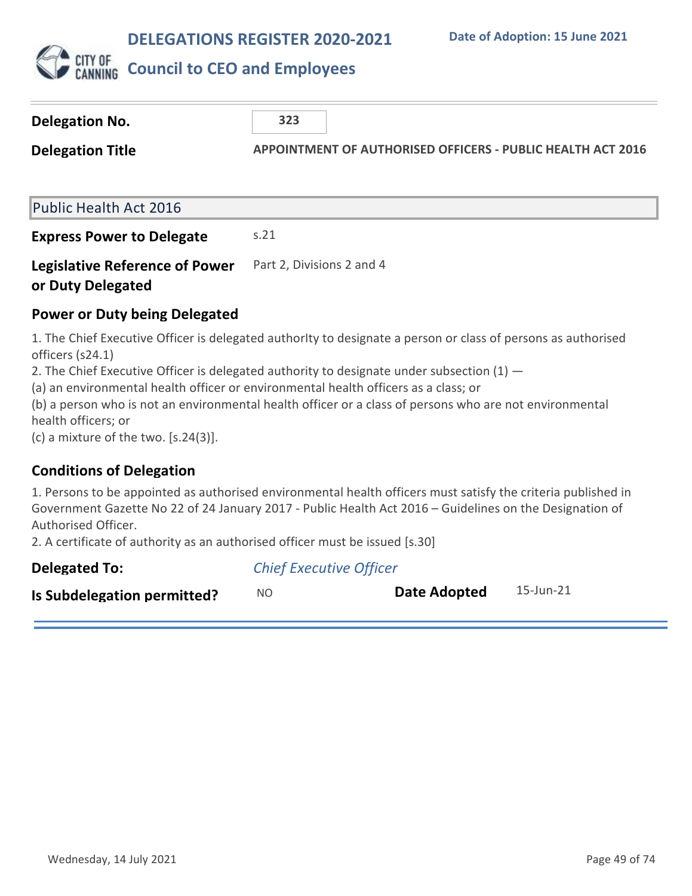# DELEGATIONS REGISTER 2020-2021

**Date of Adoption: 15 June 2021**

## Council to CEO and Employees

**Delegation No.** 323

**Delegation Title** APPOINTMENT OF AUTHORISED OFFICERS - PUBLIC HEALTH ACT 2016

### Public Health Act 2016

**Express Power to Delegate** s.21

**Legislative Reference of Power or Duty Delegated** Part 2, Divisions 2 and 4

### Power or Duty being Delegated

1. The Chief Executive Officer is delegated authorIty to designate a person or class of persons as authorised officers (s24.1)
2. The Chief Executive Officer is delegated authority to designate under subsection (1) —
(a) an environmental health officer or environmental health officers as a class; or
(b) a person who is not an environmental health officer or a class of persons who are not environmental health officers; or
(c) a mixture of the two. [s.24(3)].

### Conditions of Delegation

1. Persons to be appointed as authorised environmental health officers must satisfy the criteria published in Government Gazette No 22 of 24 January 2017 - Public Health Act 2016 – Guidelines on the Designation of Authorised Officer.
2. A certificate of authority as an authorised officer must be issued [s.30]

**Delegated To:** *Chief Executive Officer*

**Is Subdelegation permitted?** NO

**Date Adopted** 15-Jun-21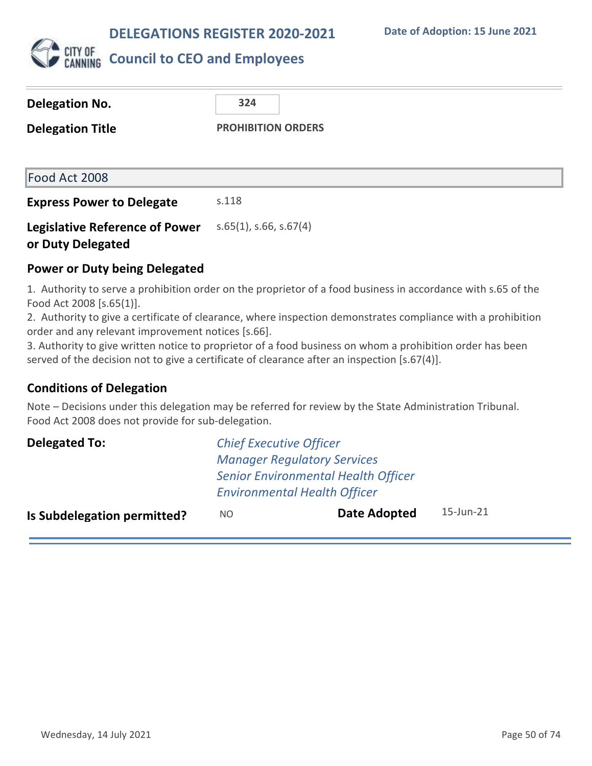# DELEGATIONS REGISTER 2020-2021

**Date of Adoption: 15 June 2021**

## Council to CEO and Employees

**Delegation No.** 324

**Delegation Title** PROHIBITION ORDERS

### Food Act 2008

**Express Power to Delegate** s.118

**Legislative Reference of Power or Duty Delegated** s.65(1), s.66, s.67(4)

### Power or Duty being Delegated

1. Authority to serve a prohibition order on the proprietor of a food business in accordance with s.65 of the Food Act 2008 [s.65(1)].
2. Authority to give a certificate of clearance, where inspection demonstrates compliance with a prohibition order and any relevant improvement notices [s.66].
3. Authority to give written notice to proprietor of a food business on whom a prohibition order has been served of the decision not to give a certificate of clearance after an inspection [s.67(4)].

### Conditions of Delegation

Note – Decisions under this delegation may be referred for review by the State Administration Tribunal.
Food Act 2008 does not provide for sub-delegation.

**Delegated To:**
*Chief Executive Officer*
*Manager Regulatory Services*
*Senior Environmental Health Officer*
*Environmental Health Officer*

**Is Subdelegation permitted?** NO

**Date Adopted** 15-Jun-21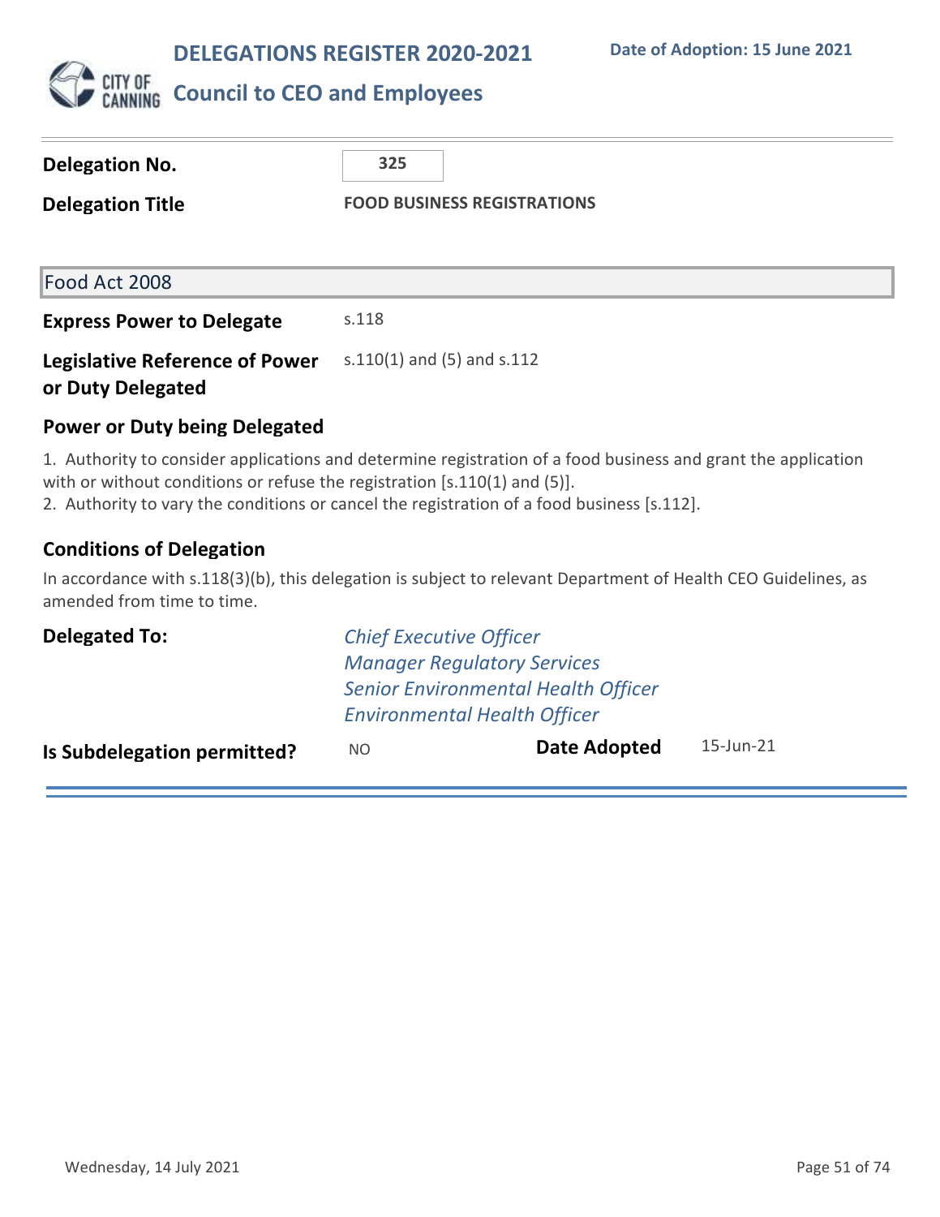# DELEGATIONS REGISTER 2020-2021

**Date of Adoption: 15 June 2021**

## Council to CEO and Employees

**Delegation No.** 325

**Delegation Title** FOOD BUSINESS REGISTRATIONS

### Food Act 2008

**Express Power to Delegate** s.118

**Legislative Reference of Power or Duty Delegated** s.110(1) and (5) and s.112

### Power or Duty being Delegated

1. Authority to consider applications and determine registration of a food business and grant the application with or without conditions or refuse the registration [s.110(1) and (5)].
2. Authority to vary the conditions or cancel the registration of a food business [s.112].

### Conditions of Delegation

In accordance with s.118(3)(b), this delegation is subject to relevant Department of Health CEO Guidelines, as amended from time to time.

**Delegated To:**

*Chief Executive Officer*
*Manager Regulatory Services*
*Senior Environmental Health Officer*
*Environmental Health Officer*

**Is Subdelegation permitted?** NO

**Date Adopted** 15-Jun-21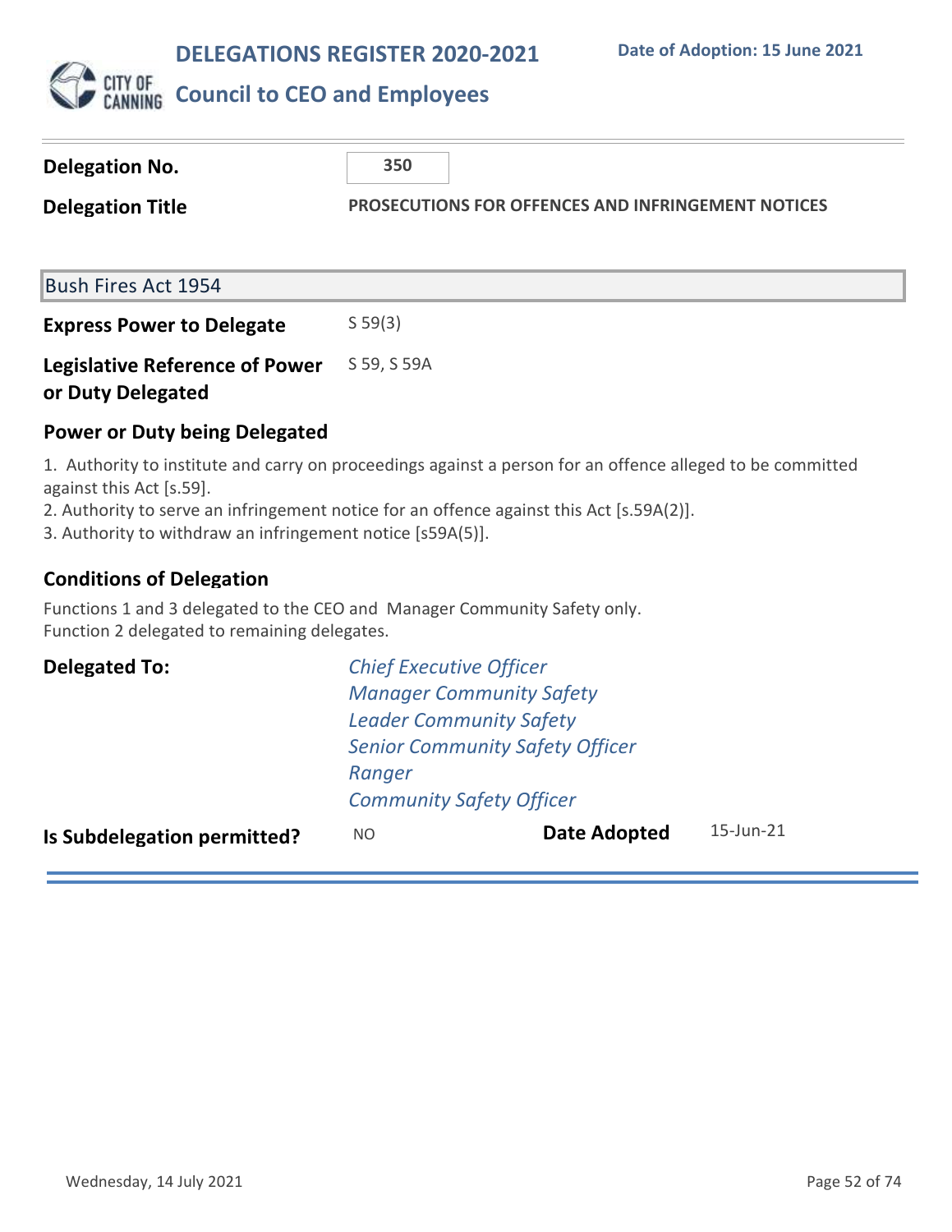# DELEGATIONS REGISTER 2020-2021

**Date of Adoption: 15 June 2021**

## Council to CEO and Employees

**Delegation No.** 350

**Delegation Title** PROSECUTIONS FOR OFFENCES AND INFRINGEMENT NOTICES

### Bush Fires Act 1954

**Express Power to Delegate** S 59(3)

**Legislative Reference of Power or Duty Delegated** S 59, S 59A

### Power or Duty being Delegated

1. Authority to institute and carry on proceedings against a person for an offence alleged to be committed against this Act [s.59].
2. Authority to serve an infringement notice for an offence against this Act [s.59A(2)].
3. Authority to withdraw an infringement notice [s59A(5)].

### Conditions of Delegation

Functions 1 and 3 delegated to the CEO and Manager Community Safety only.
Function 2 delegated to remaining delegates.

**Delegated To:**

*Chief Executive Officer*
*Manager Community Safety*
*Leader Community Safety*
*Senior Community Safety Officer*
*Ranger*
*Community Safety Officer*

**Is Subdelegation permitted?** NO

**Date Adopted** 15-Jun-21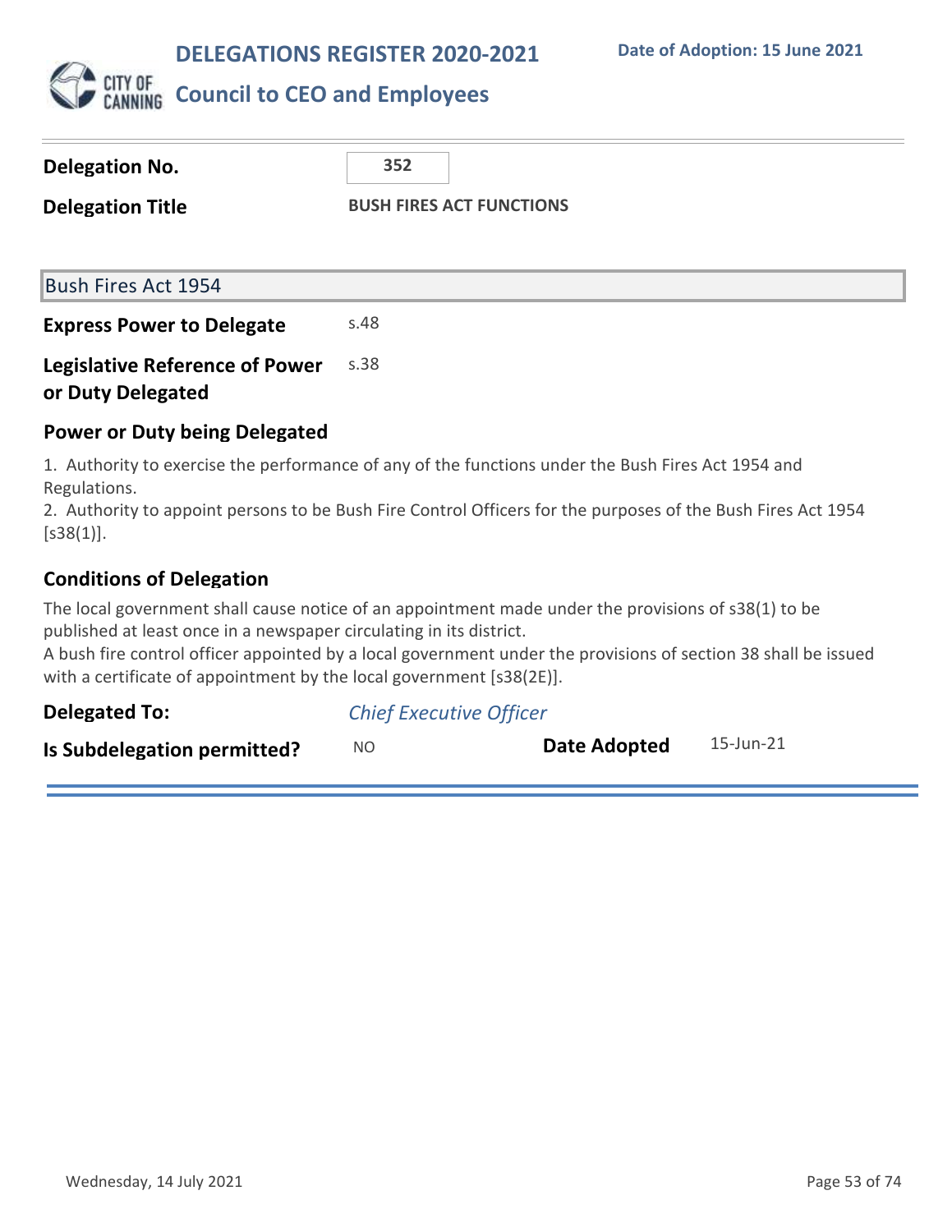# DELEGATIONS REGISTER 2020-2021

**Date of Adoption: 15 June 2021**

## Council to CEO and Employees

| | |
|---|---|
| **Delegation No.** | 352 |
| **Delegation Title** | **BUSH FIRES ACT FUNCTIONS** |

### Bush Fires Act 1954

| | |
|---|---|
| **Express Power to Delegate** | s.48 |
| **Legislative Reference of Power or Duty Delegated** | s.38 |

### Power or Duty being Delegated

1. Authority to exercise the performance of any of the functions under the Bush Fires Act 1954 and Regulations.
2. Authority to appoint persons to be Bush Fire Control Officers for the purposes of the Bush Fires Act 1954 [s38(1)].

### Conditions of Delegation

The local government shall cause notice of an appointment made under the provisions of s38(1) to be published at least once in a newspaper circulating in its district.
A bush fire control officer appointed by a local government under the provisions of section 38 shall be issued with a certificate of appointment by the local government [s38(2E)].

| | | | |
|---|---|---|---|
| **Delegated To:** | *Chief Executive Officer* | | |
| **Is Subdelegation permitted?** | NO | **Date Adopted** | 15-Jun-21 |

Wednesday, 14 July 2021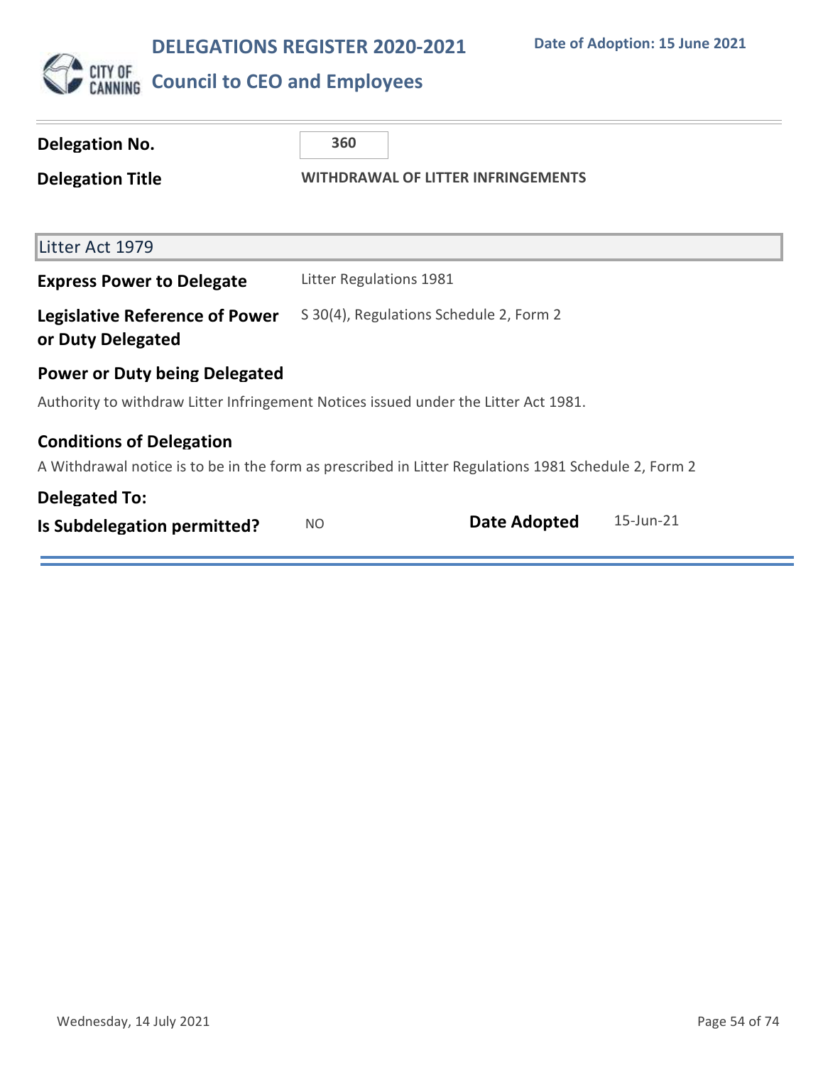# DELEGATIONS REGISTER 2020-2021

## Council to CEO and Employees

Date of Adoption: 15 June 2021

**Delegation No.** 360

**Delegation Title** WITHDRAWAL OF LITTER INFRINGEMENTS

### Litter Act 1979

**Express Power to Delegate** Litter Regulations 1981

**Legislative Reference of Power or Duty Delegated** S 30(4), Regulations Schedule 2, Form 2

**Power or Duty being Delegated**

Authority to withdraw Litter Infringement Notices issued under the Litter Act 1981.

**Conditions of Delegation**

A Withdrawal notice is to be in the form as prescribed in Litter Regulations 1981 Schedule 2, Form 2

**Delegated To:**

**Is Subdelegation permitted?** NO

**Date Adopted** 15-Jun-21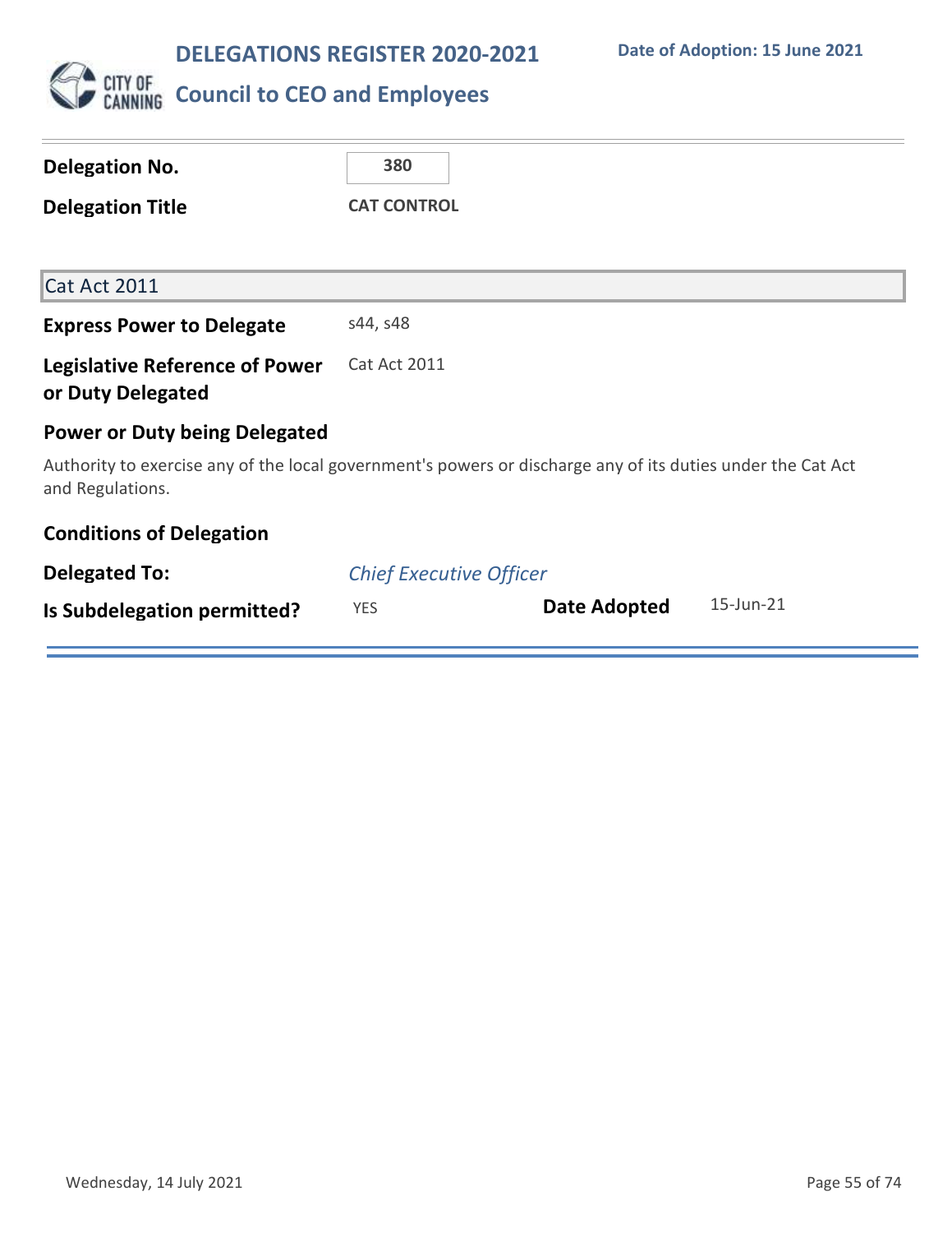# DELEGATIONS REGISTER 2020-2021

**Date of Adoption: 15 June 2021**

## Council to CEO and Employees

**Delegation No.** 380

**Delegation Title** CAT CONTROL

### Cat Act 2011

**Express Power to Delegate** s44, s48

**Legislative Reference of Power or Duty Delegated** Cat Act 2011

**Power or Duty being Delegated**

Authority to exercise any of the local government's powers or discharge any of its duties under the Cat Act and Regulations.

**Conditions of Delegation**

**Delegated To:** *Chief Executive Officer*

**Is Subdelegation permitted?** YES

**Date Adopted** 15-Jun-21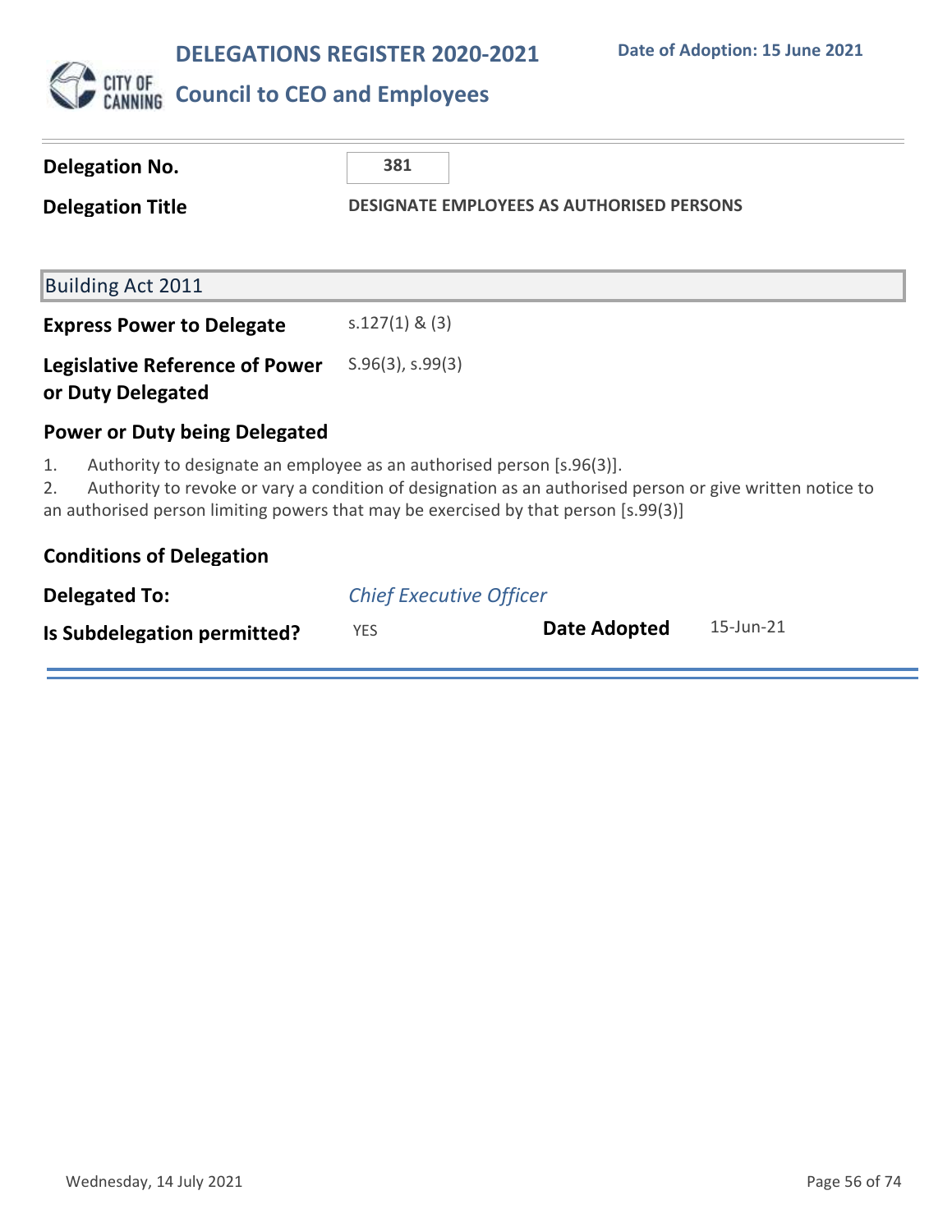# DELEGATIONS REGISTER 2020-2021

## Council to CEO and Employees

Date of Adoption: 15 June 2021

**Delegation No.** 381

**Delegation Title** DESIGNATE EMPLOYEES AS AUTHORISED PERSONS

### Building Act 2011

**Express Power to Delegate** s.127(1) & (3)

**Legislative Reference of Power or Duty Delegated** S.96(3), s.99(3)

**Power or Duty being Delegated**

1. Authority to designate an employee as an authorised person [s.96(3)].
2. Authority to revoke or vary a condition of designation as an authorised person or give written notice to an authorised person limiting powers that may be exercised by that person [s.99(3)]

**Conditions of Delegation**

**Delegated To:** *Chief Executive Officer*

**Is Subdelegation permitted?** YES **Date Adopted** 15-Jun-21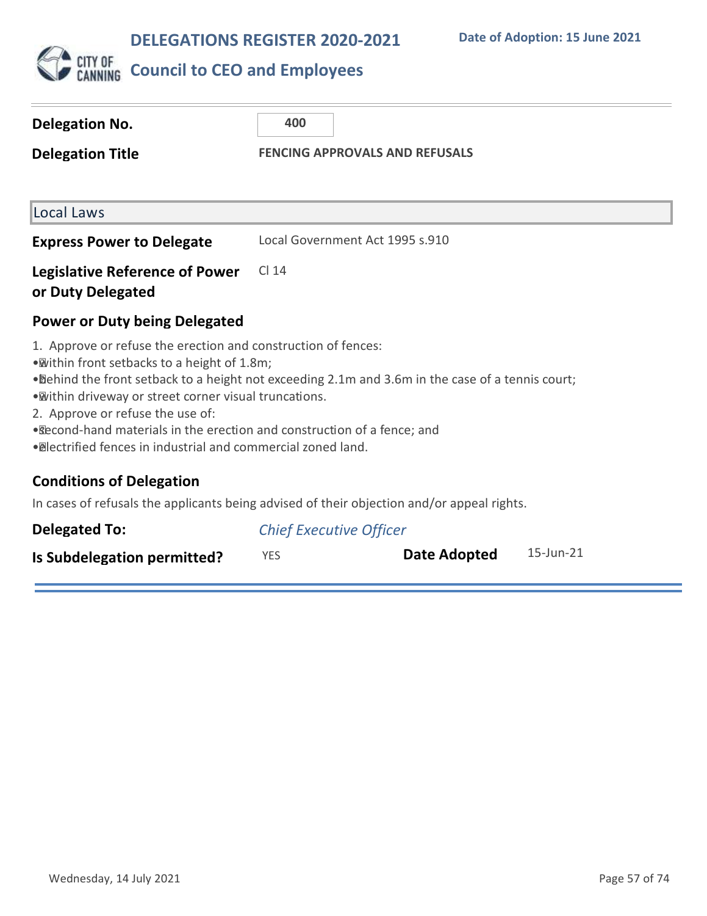# DELEGATIONS REGISTER 2020-2021

**Date of Adoption: 15 June 2021**

## Council to CEO and Employees

| | |
|---|---|
| **Delegation No.** | **400** |
| **Delegation Title** | **FENCING APPROVALS AND REFUSALS** |

### Local Laws

| | |
|---|---|
| **Express Power to Delegate** | Local Government Act 1995 s.910 |
| **Legislative Reference of Power or Duty Delegated** | Cl 14 |

### Power or Duty being Delegated

1. Approve or refuse the erection and construction of fences:
- within front setbacks to a height of 1.8m;
- behind the front setback to a height not exceeding 2.1m and 3.6m in the case of a tennis court;
- within driveway or street corner visual truncations.
2. Approve or refuse the use of:
- second-hand materials in the erection and construction of a fence; and
- electrified fences in industrial and commercial zoned land.

### Conditions of Delegation

In cases of refusals the applicants being advised of their objection and/or appeal rights.

| | | | |
|---|---|---|---|
| **Delegated To:** | *Chief Executive Officer* | | |
| **Is Subdelegation permitted?** | YES | **Date Adopted** | 15-Jun-21 |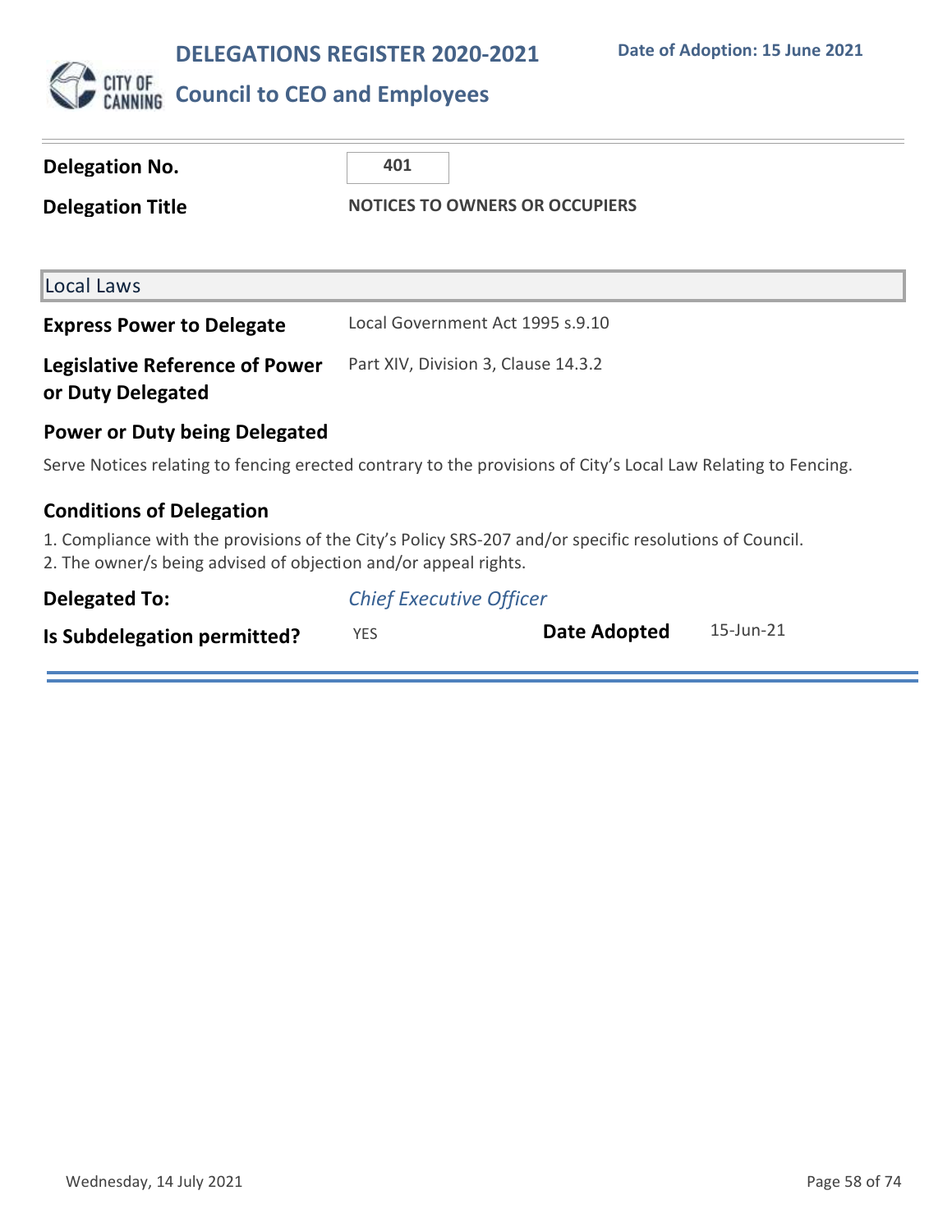# DELEGATIONS REGISTER 2020-2021

**Date of Adoption: 15 June 2021**

## Council to CEO and Employees

**Delegation No.** 401

**Delegation Title** NOTICES TO OWNERS OR OCCUPIERS

### Local Laws

**Express Power to Delegate** Local Government Act 1995 s.9.10

**Legislative Reference of Power or Duty Delegated** Part XIV, Division 3, Clause 14.3.2

**Power or Duty being Delegated**

Serve Notices relating to fencing erected contrary to the provisions of City's Local Law Relating to Fencing.

**Conditions of Delegation**

1. Compliance with the provisions of the City's Policy SRS-207 and/or specific resolutions of Council.
2. The owner/s being advised of objection and/or appeal rights.

**Delegated To:** *Chief Executive Officer*

**Is Subdelegation permitted?** YES **Date Adopted** 15-Jun-21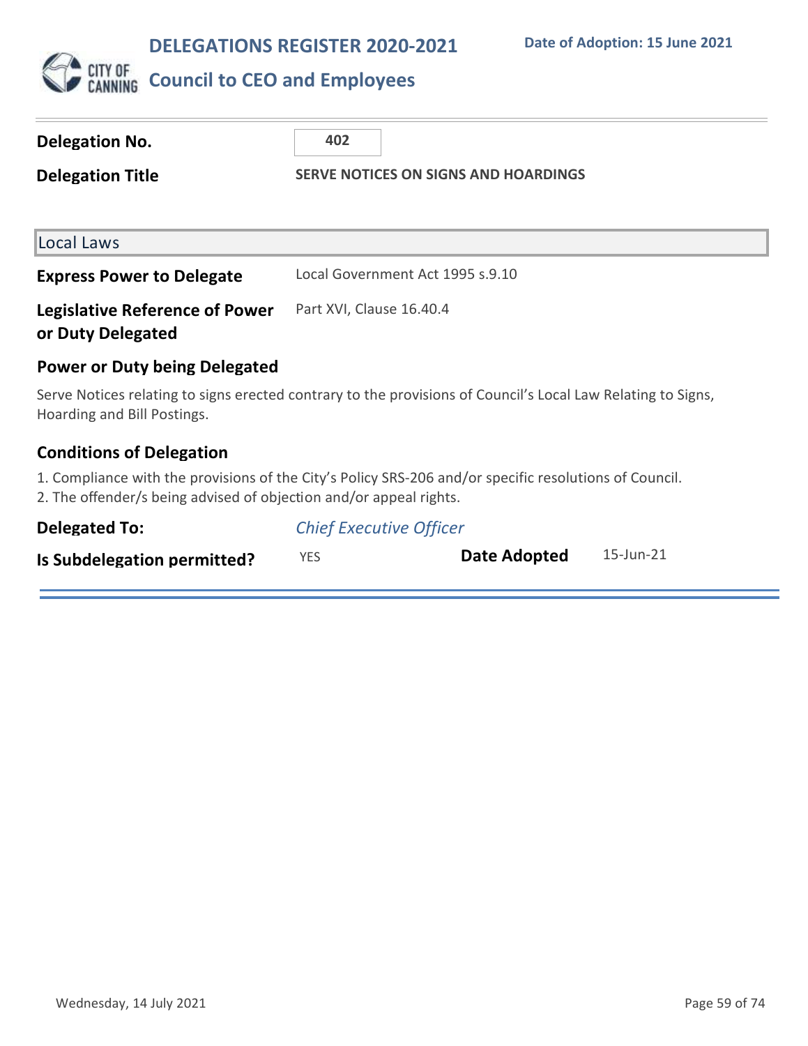# DELEGATIONS REGISTER 2020-2021

**Date of Adoption: 15 June 2021**

## Council to CEO and Employees

**Delegation No.** 402

**Delegation Title** SERVE NOTICES ON SIGNS AND HOARDINGS

### Local Laws

**Express Power to Delegate** Local Government Act 1995 s.9.10

**Legislative Reference of Power or Duty Delegated** Part XVI, Clause 16.40.4

### Power or Duty being Delegated

Serve Notices relating to signs erected contrary to the provisions of Council's Local Law Relating to Signs, Hoarding and Bill Postings.

### Conditions of Delegation

1. Compliance with the provisions of the City's Policy SRS-206 and/or specific resolutions of Council.
2. The offender/s being advised of objection and/or appeal rights.

**Delegated To:** *Chief Executive Officer*

**Is Subdelegation permitted?** YES

**Date Adopted** 15-Jun-21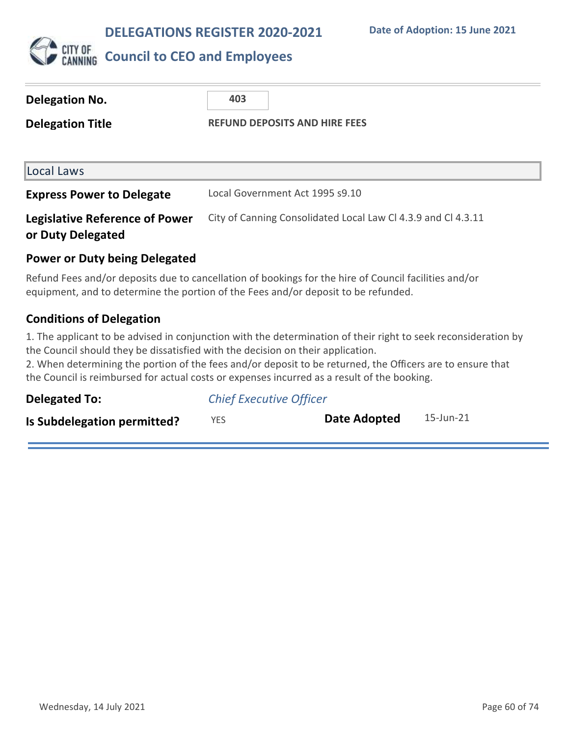# DELEGATIONS REGISTER 2020-2021

**Date of Adoption: 15 June 2021**

## Council to CEO and Employees

| | |
|---|---|
| **Delegation No.** | 403 |
| **Delegation Title** | REFUND DEPOSITS AND HIRE FEES |

### Local Laws

| | |
|---|---|
| **Express Power to Delegate** | Local Government Act 1995 s9.10 |
| **Legislative Reference of Power or Duty Delegated** | City of Canning Consolidated Local Law Cl 4.3.9 and Cl 4.3.11 |

### Power or Duty being Delegated

Refund Fees and/or deposits due to cancellation of bookings for the hire of Council facilities and/or equipment, and to determine the portion of the Fees and/or deposit to be refunded.

### Conditions of Delegation

1. The applicant to be advised in conjunction with the determination of their right to seek reconsideration by the Council should they be dissatisfied with the decision on their application.
2. When determining the portion of the fees and/or deposit to be returned, the Officers are to ensure that the Council is reimbursed for actual costs or expenses incurred as a result of the booking.

**Delegated To:** *Chief Executive Officer*

**Is Subdelegation permitted?** YES **Date Adopted** 15-Jun-21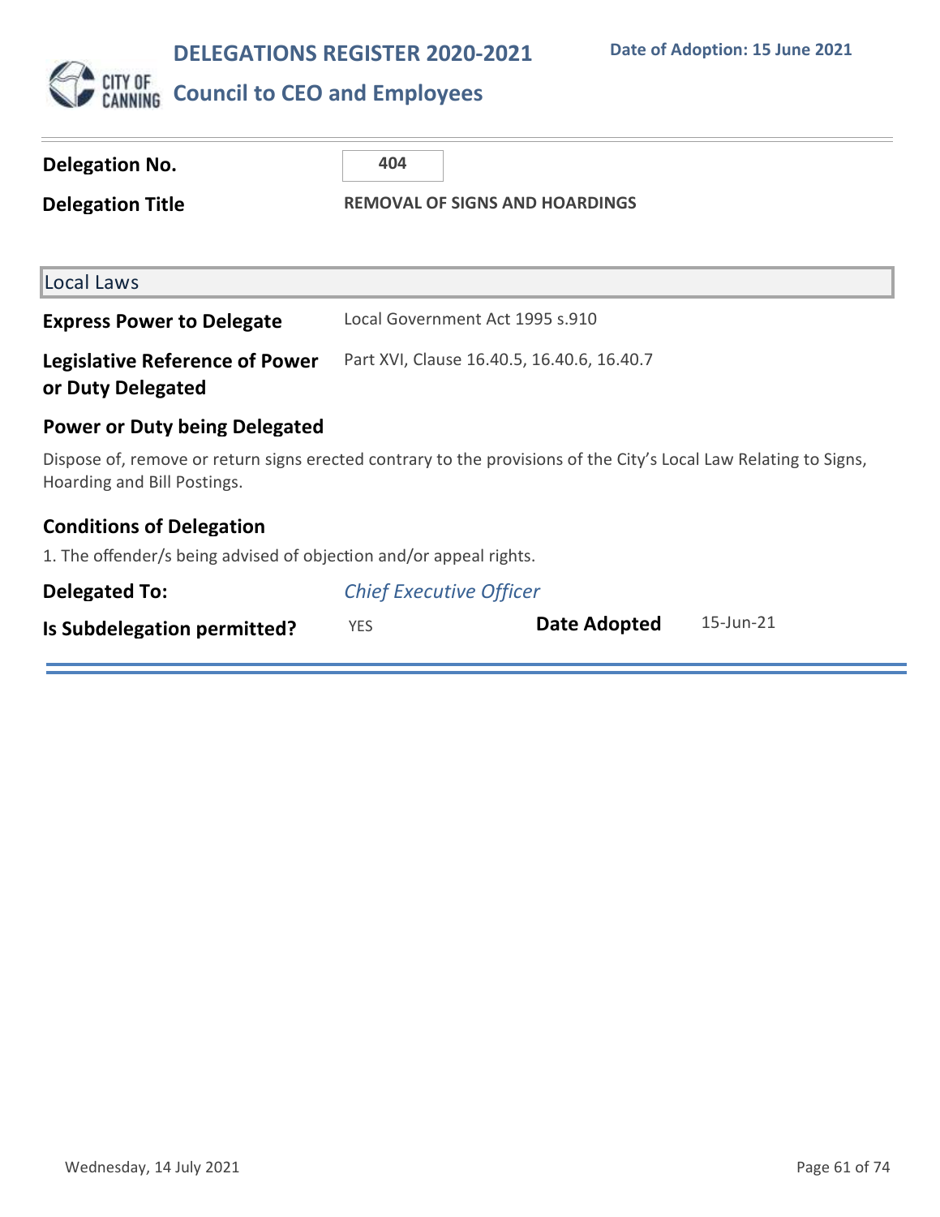# DELEGATIONS REGISTER 2020-2021

**Date of Adoption: 15 June 2021**

## Council to CEO and Employees

| | |
|---|---|
| **Delegation No.** | **404** |
| **Delegation Title** | **REMOVAL OF SIGNS AND HOARDINGS** |

### Local Laws

| | |
|---|---|
| **Express Power to Delegate** | Local Government Act 1995 s.910 |
| **Legislative Reference of Power or Duty Delegated** | Part XVI, Clause 16.40.5, 16.40.6, 16.40.7 |

### Power or Duty being Delegated

Dispose of, remove or return signs erected contrary to the provisions of the City's Local Law Relating to Signs, Hoarding and Bill Postings.

### Conditions of Delegation

1. The offender/s being advised of objection and/or appeal rights.

| | | | |
|---|---|---|---|
| **Delegated To:** | *Chief Executive Officer* | | |
| **Is Subdelegation permitted?** | YES | **Date Adopted** | 15-Jun-21 |

Wednesday, 14 July 2021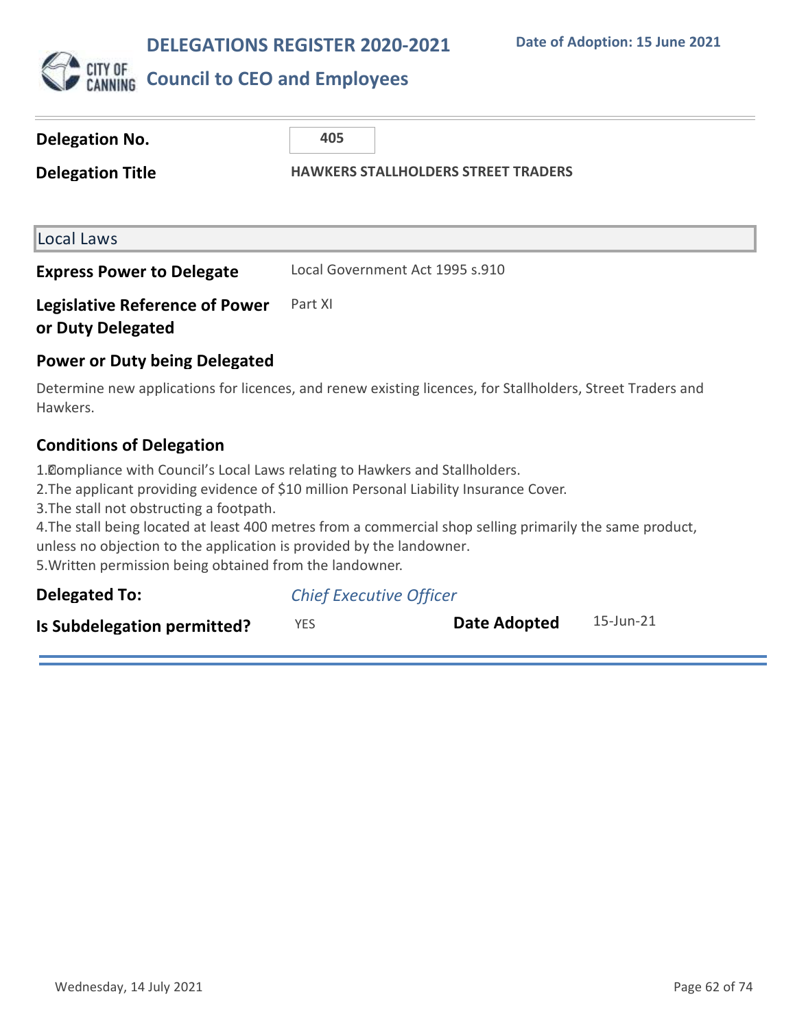# DELEGATIONS REGISTER 2020-2021

**Date of Adoption: 15 June 2021**

## Council to CEO and Employees

| | |
|---|---|
| **Delegation No.** | 405 |
| **Delegation Title** | **HAWKERS STALLHOLDERS STREET TRADERS** |

### Local Laws

| | |
|---|---|
| **Express Power to Delegate** | Local Government Act 1995 s.910 |
| **Legislative Reference of Power or Duty Delegated** | Part XI |

### Power or Duty being Delegated

Determine new applications for licences, and renew existing licences, for Stallholders, Street Traders and Hawkers.

### Conditions of Delegation

1. Compliance with Council's Local Laws relating to Hawkers and Stallholders.
2. The applicant providing evidence of $10 million Personal Liability Insurance Cover.
3. The stall not obstructing a footpath.
4. The stall being located at least 400 metres from a commercial shop selling primarily the same product, unless no objection to the application is provided by the landowner.
5. Written permission being obtained from the landowner.

| | | | |
|---|---|---|---|
| **Delegated To:** | *Chief Executive Officer* | | |
| **Is Subdelegation permitted?** | YES | **Date Adopted** | 15-Jun-21 |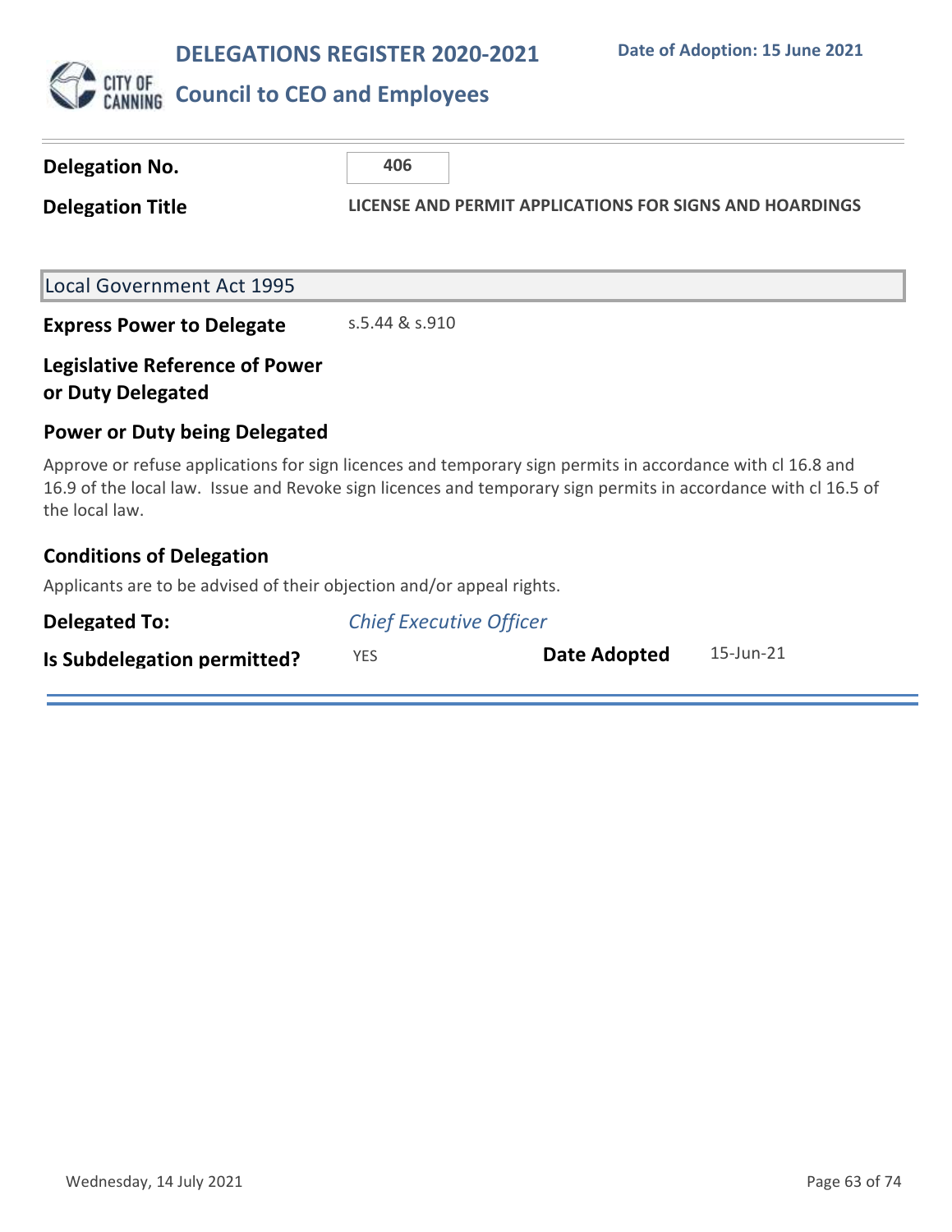# DELEGATIONS REGISTER 2020-2021

**Date of Adoption: 15 June 2021**

## Council to CEO and Employees

**Delegation No.** 406

**Delegation Title** LICENSE AND PERMIT APPLICATIONS FOR SIGNS AND HOARDINGS

### Local Government Act 1995

**Express Power to Delegate** s.5.44 & s.910

**Legislative Reference of Power or Duty Delegated**

### Power or Duty being Delegated

Approve or refuse applications for sign licences and temporary sign permits in accordance with cl 16.8 and 16.9 of the local law. Issue and Revoke sign licences and temporary sign permits in accordance with cl 16.5 of the local law.

### Conditions of Delegation

Applicants are to be advised of their objection and/or appeal rights.

**Delegated To:** *Chief Executive Officer*

**Is Subdelegation permitted?** YES

**Date Adopted** 15-Jun-21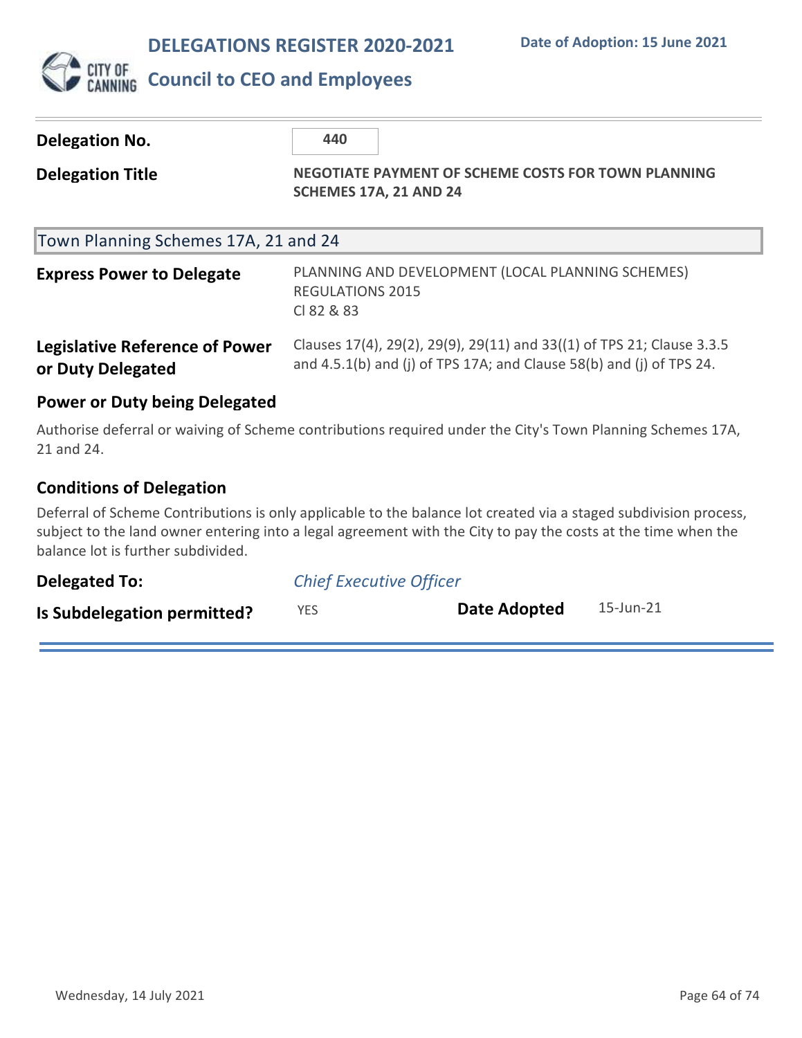# DELEGATIONS REGISTER 2020-2021

**Date of Adoption: 15 June 2021**

## Council to CEO and Employees

| | |
|---|---|
| **Delegation No.** | **440** |
| **Delegation Title** | **NEGOTIATE PAYMENT OF SCHEME COSTS FOR TOWN PLANNING SCHEMES 17A, 21 AND 24** |

### Town Planning Schemes 17A, 21 and 24

| | |
|---|---|
| **Express Power to Delegate** | PLANNING AND DEVELOPMENT (LOCAL PLANNING SCHEMES) REGULATIONS 2015<br>Cl 82 & 83 |
| **Legislative Reference of Power or Duty Delegated** | Clauses 17(4), 29(2), 29(9), 29(11) and 33((1) of TPS 21; Clause 3.3.5 and 4.5.1(b) and (j) of TPS 17A; and Clause 58(b) and (j) of TPS 24. |

**Power or Duty being Delegated**

Authorise deferral or waiving of Scheme contributions required under the City's Town Planning Schemes 17A, 21 and 24.

**Conditions of Delegation**

Deferral of Scheme Contributions is only applicable to the balance lot created via a staged subdivision process, subject to the land owner entering into a legal agreement with the City to pay the costs at the time when the balance lot is further subdivided.

| | | | |
|---|---|---|---|
| **Delegated To:** | *Chief Executive Officer* | | |
| **Is Subdelegation permitted?** | YES | **Date Adopted** | 15-Jun-21 |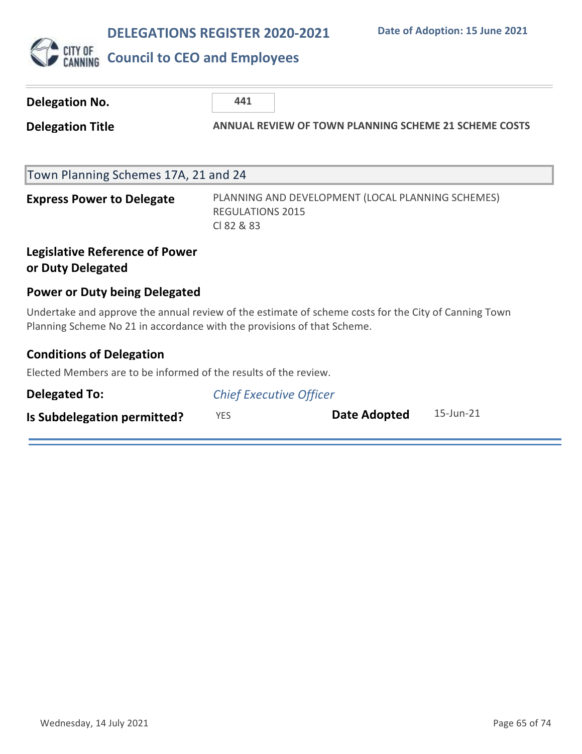# DELEGATIONS REGISTER 2020-2021

## Council to CEO and Employees

**Date of Adoption: 15 June 2021**

**Delegation No.** 441

**Delegation Title** **ANNUAL REVIEW OF TOWN PLANNING SCHEME 21 SCHEME COSTS**

Town Planning Schemes 17A, 21 and 24

**Express Power to Delegate** PLANNING AND DEVELOPMENT (LOCAL PLANNING SCHEMES) REGULATIONS 2015
Cl 82 & 83

**Legislative Reference of Power or Duty Delegated**

**Power or Duty being Delegated**

Undertake and approve the annual review of the estimate of scheme costs for the City of Canning Town Planning Scheme No 21 in accordance with the provisions of that Scheme.

**Conditions of Delegation**

Elected Members are to be informed of the results of the review.

**Delegated To:** *Chief Executive Officer*

**Is Subdelegation permitted?** YES **Date Adopted** 15-Jun-21

Wednesday, 14 July 2021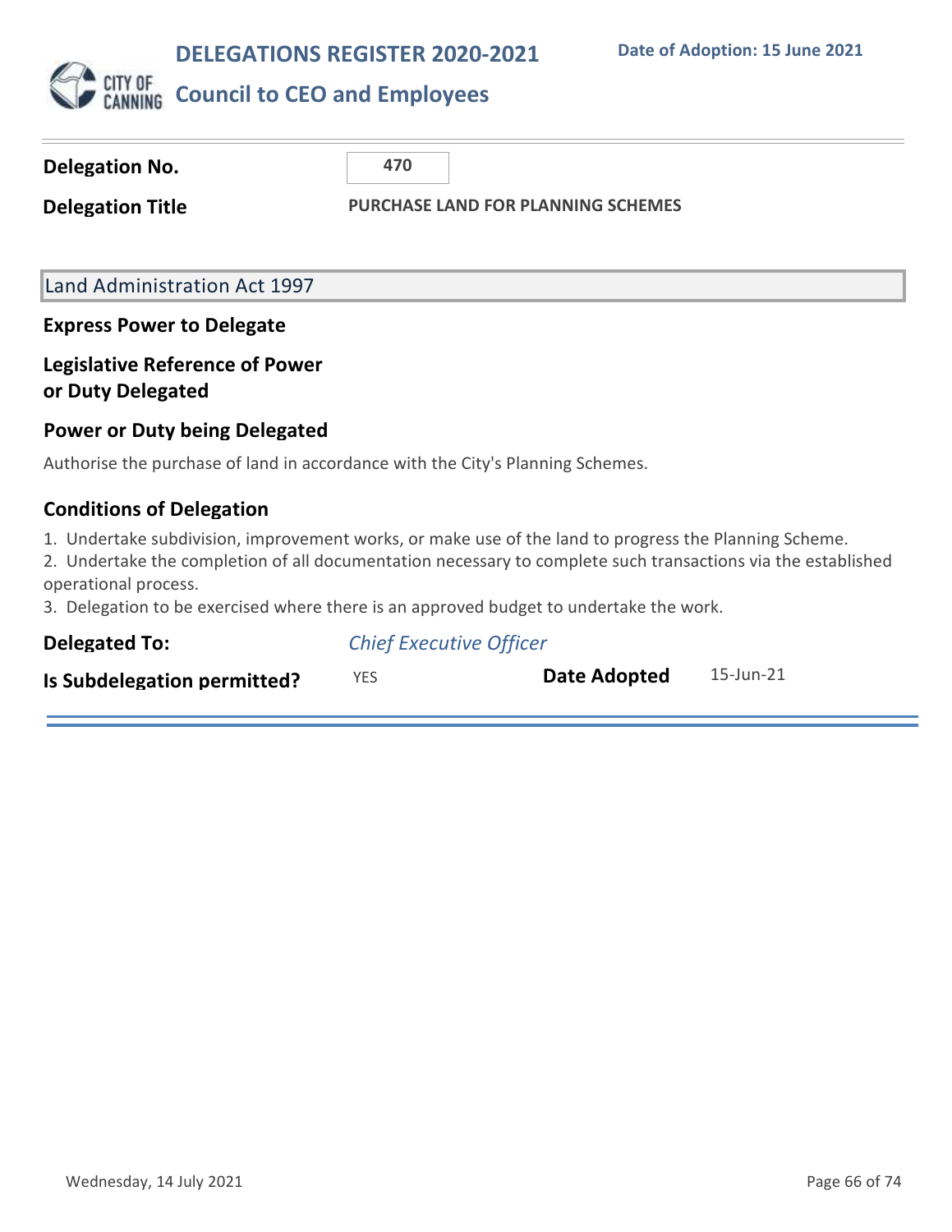# DELEGATIONS REGISTER 2020-2021

**Date of Adoption: 15 June 2021**

## Council to CEO and Employees

| | |
|---|---|
| **Delegation No.** | **470** |
| **Delegation Title** | **PURCHASE LAND FOR PLANNING SCHEMES** |

### Land Administration Act 1997

**Express Power to Delegate**

**Legislative Reference of Power or Duty Delegated**

**Power or Duty being Delegated**

Authorise the purchase of land in accordance with the City's Planning Schemes.

**Conditions of Delegation**

1. Undertake subdivision, improvement works, or make use of the land to progress the Planning Scheme.
2. Undertake the completion of all documentation necessary to complete such transactions via the established operational process.
3. Delegation to be exercised where there is an approved budget to undertake the work.

**Delegated To:** *Chief Executive Officer*

**Is Subdelegation permitted?** YES  **Date Adopted** 15-Jun-21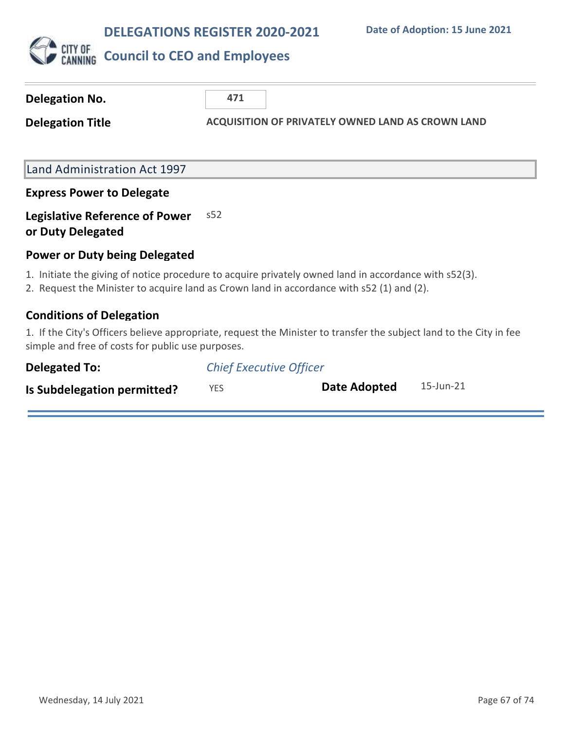# DELEGATIONS REGISTER 2020-2021

**Date of Adoption: 15 June 2021**

## Council to CEO and Employees

| | |
|---|---|
| **Delegation No.** | **471** |
| **Delegation Title** | **ACQUISITION OF PRIVATELY OWNED LAND AS CROWN LAND** |

### Land Administration Act 1997

**Express Power to Delegate**

**Legislative Reference of Power or Duty Delegated** s52

**Power or Duty being Delegated**

1. Initiate the giving of notice procedure to acquire privately owned land in accordance with s52(3).
2. Request the Minister to acquire land as Crown land in accordance with s52 (1) and (2).

**Conditions of Delegation**

1. If the City's Officers believe appropriate, request the Minister to transfer the subject land to the City in fee simple and free of costs for public use purposes.

**Delegated To:** *Chief Executive Officer*

**Is Subdelegation permitted?** YES

**Date Adopted** 15-Jun-21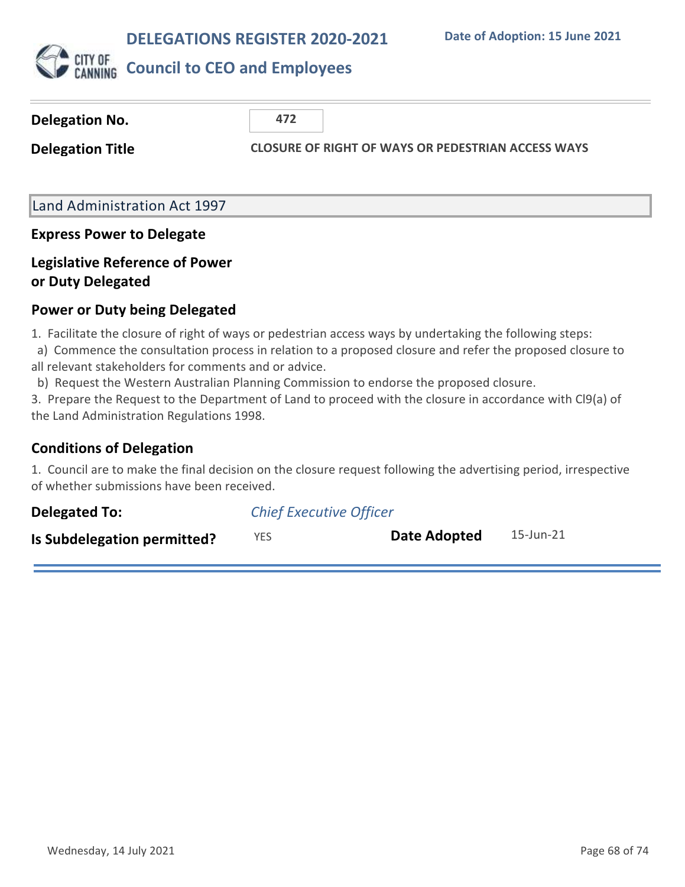# DELEGATIONS REGISTER 2020-2021

**Date of Adoption: 15 June 2021**

## Council to CEO and Employees

**Delegation No.** 472

**Delegation Title** CLOSURE OF RIGHT OF WAYS OR PEDESTRIAN ACCESS WAYS

### Land Administration Act 1997

**Express Power to Delegate**

**Legislative Reference of Power or Duty Delegated**

**Power or Duty being Delegated**

1. Facilitate the closure of right of ways or pedestrian access ways by undertaking the following steps:
   a) Commence the consultation process in relation to a proposed closure and refer the proposed closure to all relevant stakeholders for comments and or advice.
   b) Request the Western Australian Planning Commission to endorse the proposed closure.
3. Prepare the Request to the Department of Land to proceed with the closure in accordance with Cl9(a) of the Land Administration Regulations 1998.

**Conditions of Delegation**

1. Council are to make the final decision on the closure request following the advertising period, irrespective of whether submissions have been received.

**Delegated To:** *Chief Executive Officer*

**Is Subdelegation permitted?** YES **Date Adopted** 15-Jun-21

Wednesday, 14 July 2021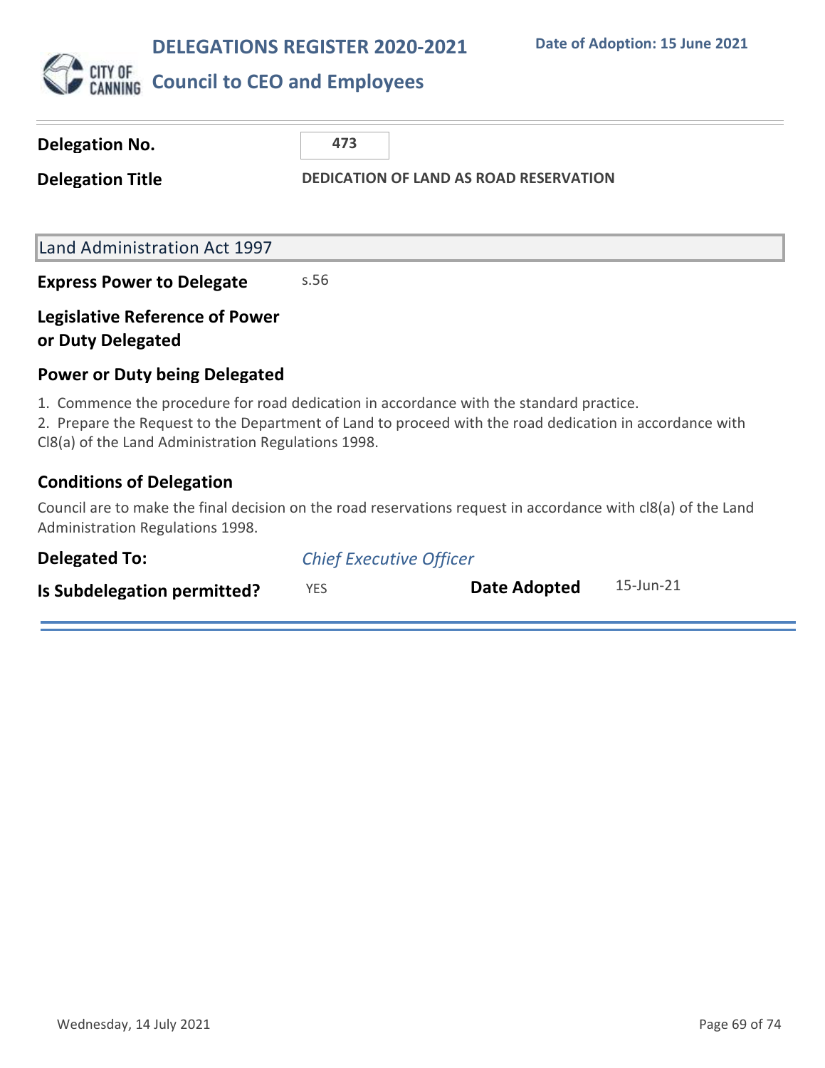# DELEGATIONS REGISTER 2020-2021

**Date of Adoption: 15 June 2021**

## Council to CEO and Employees

**Delegation No.** 473

**Delegation Title** DEDICATION OF LAND AS ROAD RESERVATION

### Land Administration Act 1997

**Express Power to Delegate** s.56

**Legislative Reference of Power or Duty Delegated**

**Power or Duty being Delegated**

1. Commence the procedure for road dedication in accordance with the standard practice.
2. Prepare the Request to the Department of Land to proceed with the road dedication in accordance with Cl8(a) of the Land Administration Regulations 1998.

**Conditions of Delegation**

Council are to make the final decision on the road reservations request in accordance with cl8(a) of the Land Administration Regulations 1998.

**Delegated To:** *Chief Executive Officer*

**Is Subdelegation permitted?** YES

**Date Adopted** 15-Jun-21

Wednesday, 14 July 2021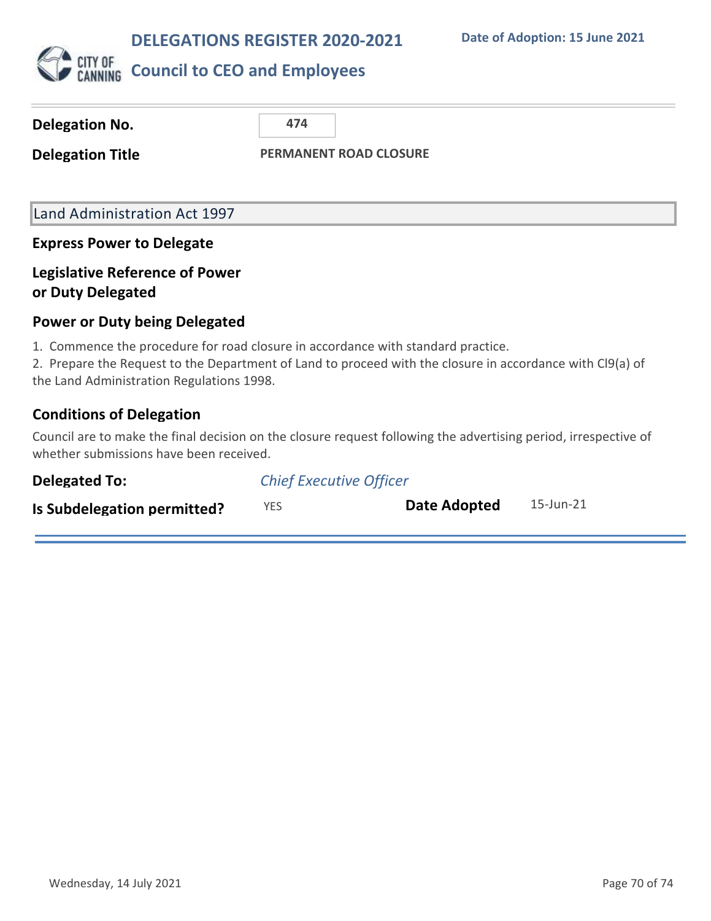# DELEGATIONS REGISTER 2020-2021

**Date of Adoption: 15 June 2021**

## Council to CEO and Employees

**Delegation No.** 474

**Delegation Title** PERMANENT ROAD CLOSURE

Land Administration Act 1997

### Express Power to Delegate

### Legislative Reference of Power or Duty Delegated

### Power or Duty being Delegated

1. Commence the procedure for road closure in accordance with standard practice.
2. Prepare the Request to the Department of Land to proceed with the closure in accordance with Cl9(a) of the Land Administration Regulations 1998.

### Conditions of Delegation

Council are to make the final decision on the closure request following the advertising period, irrespective of whether submissions have been received.

**Delegated To:** *Chief Executive Officer*

**Is Subdelegation permitted?** YES **Date Adopted** 15-Jun-21

Wednesday, 14 July 2021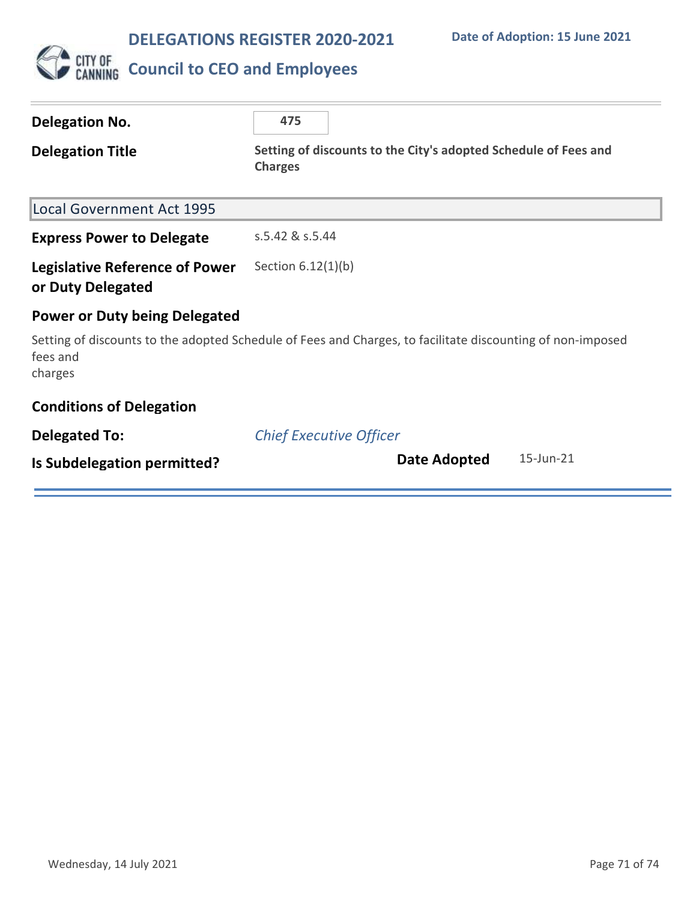# DELEGATIONS REGISTER 2020-2021

**Date of Adoption: 15 June 2021**

## Council to CEO and Employees

**Delegation No.** 475

**Delegation Title** **Setting of discounts to the City's adopted Schedule of Fees and Charges**

### Local Government Act 1995

**Express Power to Delegate** s.5.42 & s.5.44

**Legislative Reference of Power or Duty Delegated** Section 6.12(1)(b)

**Power or Duty being Delegated**

Setting of discounts to the adopted Schedule of Fees and Charges, to facilitate discounting of non-imposed fees and
charges

**Conditions of Delegation**

**Delegated To:** *Chief Executive Officer*

**Is Subdelegation permitted?**

**Date Adopted** 15-Jun-21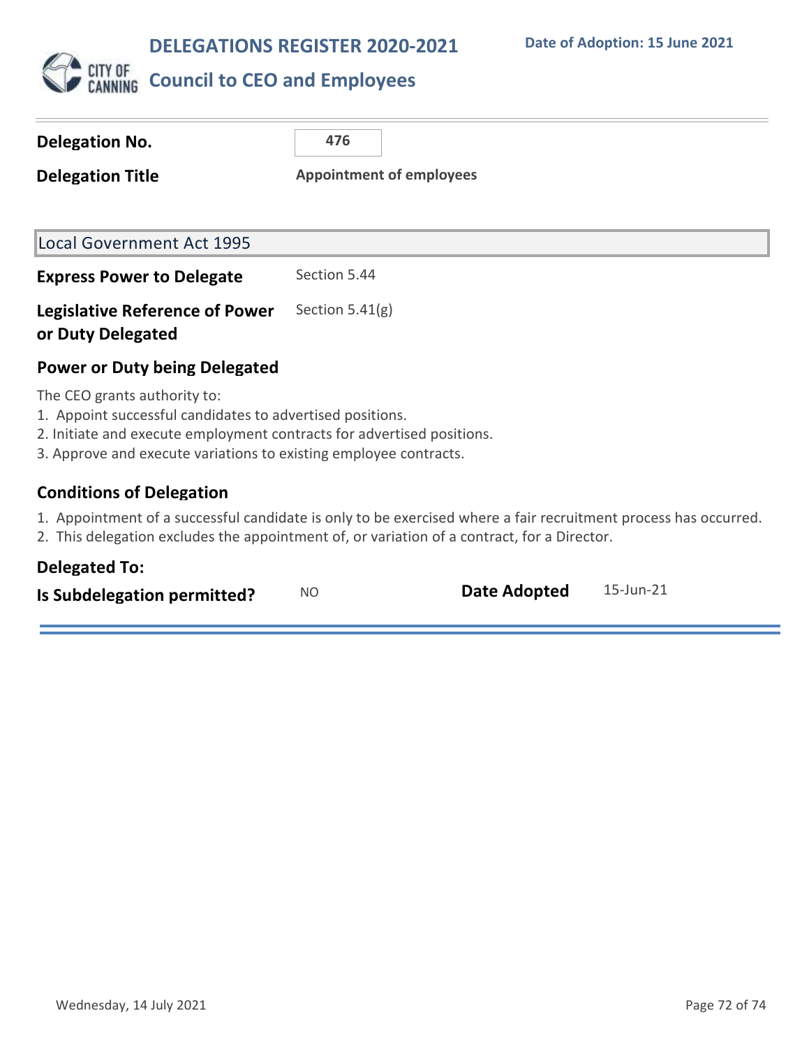# DELEGATIONS REGISTER 2020-2021

**Date of Adoption: 15 June 2021**

## Council to CEO and Employees

| | |
|---|---|
| **Delegation No.** | **476** |
| **Delegation Title** | **Appointment of employees** |

### Local Government Act 1995

| | |
|---|---|
| **Express Power to Delegate** | Section 5.44 |
| **Legislative Reference of Power or Duty Delegated** | Section 5.41(g) |

### Power or Duty being Delegated

The CEO grants authority to:

1. Appoint successful candidates to advertised positions.
2. Initiate and execute employment contracts for advertised positions.
3. Approve and execute variations to existing employee contracts.

### Conditions of Delegation

1. Appointment of a successful candidate is only to be exercised where a fair recruitment process has occurred.
2. This delegation excludes the appointment of, or variation of a contract, for a Director.

### Delegated To:

| | | | |
|---|---|---|---|
| **Is Subdelegation permitted?** | NO | **Date Adopted** | 15-Jun-21 |

Wednesday, 14 July 2021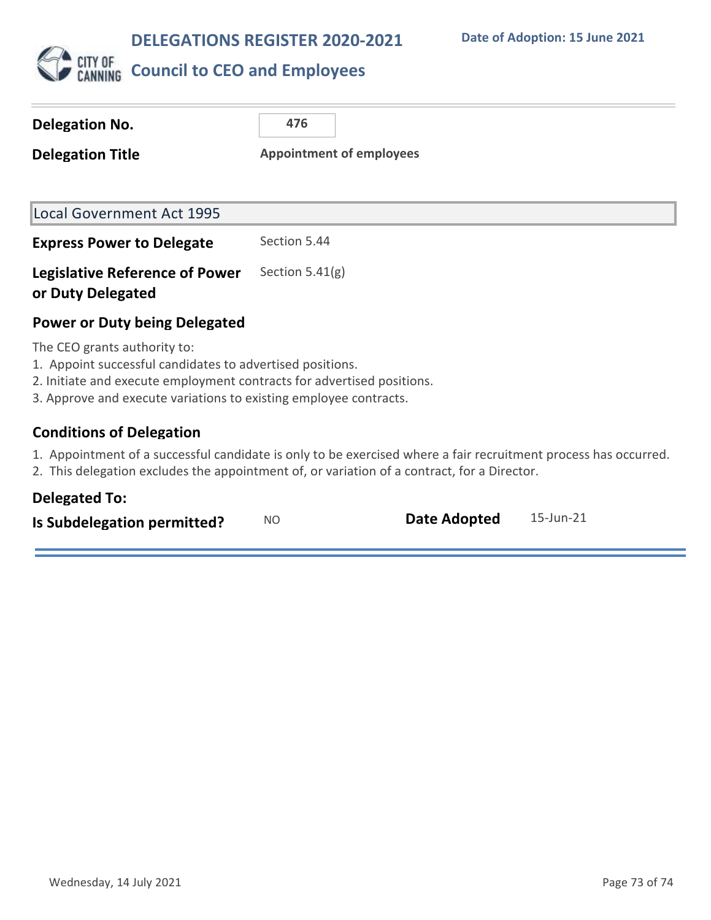# DELEGATIONS REGISTER 2020-2021

**Date of Adoption: 15 June 2021**

## Council to CEO and Employees

| | |
|---|---|
| **Delegation No.** | 476 |
| **Delegation Title** | **Appointment of employees** |

### Local Government Act 1995

| | |
|---|---|
| **Express Power to Delegate** | Section 5.44 |
| **Legislative Reference of Power or Duty Delegated** | Section 5.41(g) |

### Power or Duty being Delegated

The CEO grants authority to:

1. Appoint successful candidates to advertised positions.
2. Initiate and execute employment contracts for advertised positions.
3. Approve and execute variations to existing employee contracts.

### Conditions of Delegation

1. Appointment of a successful candidate is only to be exercised where a fair recruitment process has occurred.
2. This delegation excludes the appointment of, or variation of a contract, for a Director.

### Delegated To:

| | | | |
|---|---|---|---|
| **Is Subdelegation permitted?** | NO | **Date Adopted** | 15-Jun-21 |

Wednesday, 14 July 2021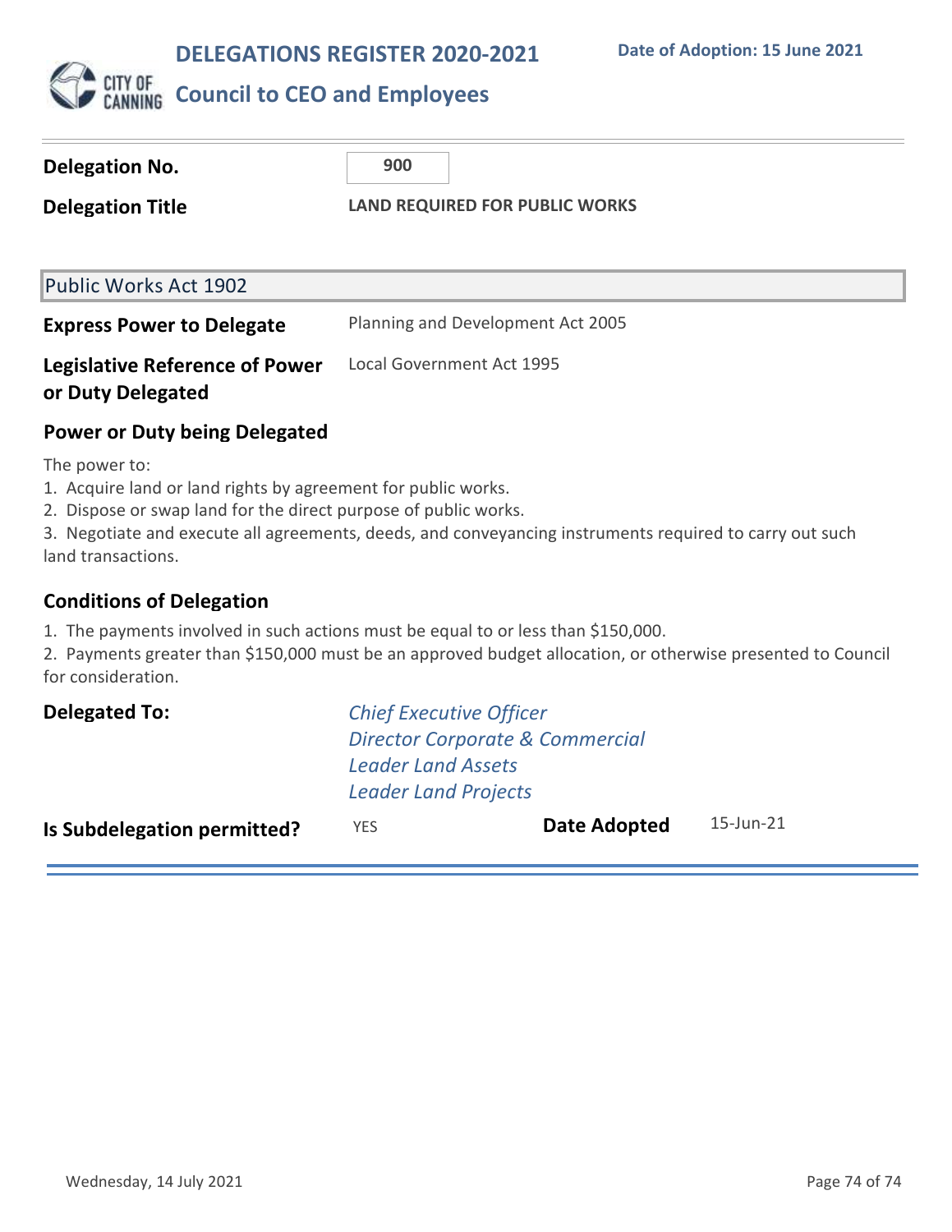# DELEGATIONS REGISTER 2020-2021

**Date of Adoption: 15 June 2021**

## Council to CEO and Employees

**Delegation No.** 900

**Delegation Title** LAND REQUIRED FOR PUBLIC WORKS

### Public Works Act 1902

**Express Power to Delegate** Planning and Development Act 2005

**Legislative Reference of Power or Duty Delegated** Local Government Act 1995

### Power or Duty being Delegated

The power to:

1. Acquire land or land rights by agreement for public works.
2. Dispose or swap land for the direct purpose of public works.
3. Negotiate and execute all agreements, deeds, and conveyancing instruments required to carry out such land transactions.

### Conditions of Delegation

1. The payments involved in such actions must be equal to or less than $150,000.
2. Payments greater than $150,000 must be an approved budget allocation, or otherwise presented to Council for consideration.

**Delegated To:**

*Chief Executive Officer*
*Director Corporate & Commercial*
*Leader Land Assets*
*Leader Land Projects*

**Is Subdelegation permitted?** YES

**Date Adopted** 15-Jun-21